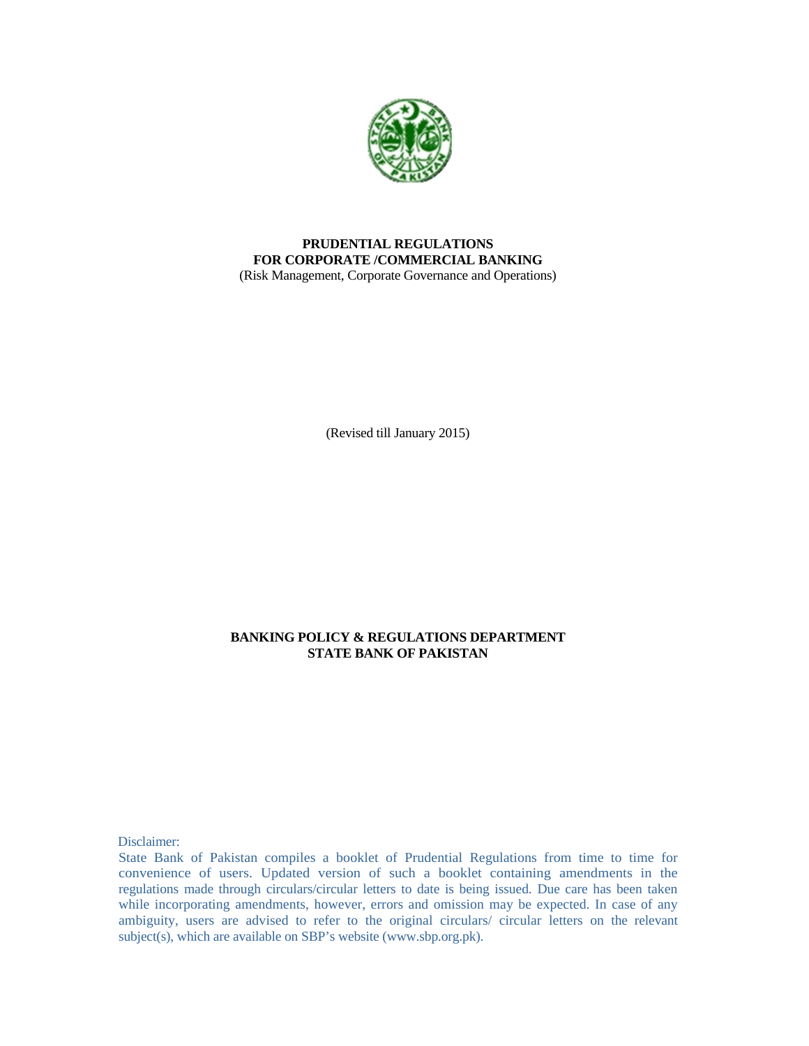# PRUDENTIAL REGULATIONS
# FOR CORPORATE /COMMERCIAL BANKING

(Risk Management, Corporate Governance and Operations)

(Revised till January 2015)

**BANKING POLICY & REGULATIONS DEPARTMENT**
**STATE BANK OF PAKISTAN**

Disclaimer:

State Bank of Pakistan compiles a booklet of Prudential Regulations from time to time for convenience of users. Updated version of such a booklet containing amendments in the regulations made through circulars/circular letters to date is being issued. Due care has been taken while incorporating amendments, however, errors and omission may be expected. In case of any ambiguity, users are advised to refer to the original circulars/ circular letters on the relevant subject(s), which are available on SBP's website (www.sbp.org.pk).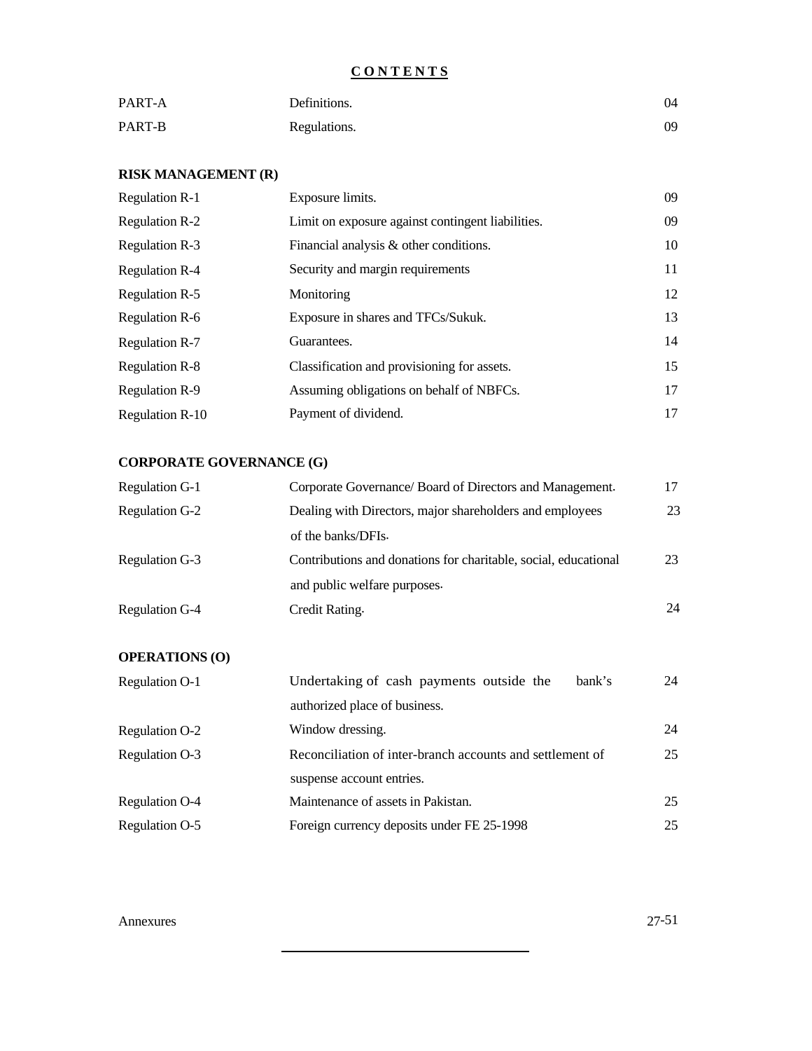# CONTENTS

| | | |
|---|---|---|
| PART-A | Definitions. | 04 |
| PART-B | Regulations. | 09 |

**RISK MANAGEMENT (R)**

| | | |
|---|---|---|
| Regulation R-1 | Exposure limits. | 09 |
| Regulation R-2 | Limit on exposure against contingent liabilities. | 09 |
| Regulation R-3 | Financial analysis & other conditions. | 10 |
| Regulation R-4 | Security and margin requirements | 11 |
| Regulation R-5 | Monitoring | 12 |
| Regulation R-6 | Exposure in shares and TFCs/Sukuk. | 13 |
| Regulation R-7 | Guarantees. | 14 |
| Regulation R-8 | Classification and provisioning for assets. | 15 |
| Regulation R-9 | Assuming obligations on behalf of NBFCs. | 17 |
| Regulation R-10 | Payment of dividend. | 17 |

**CORPORATE GOVERNANCE (G)**

| | | |
|---|---|---|
| Regulation G-1 | Corporate Governance/ Board of Directors and Management. | 17 |
| Regulation G-2 | Dealing with Directors, major shareholders and employees of the banks/DFIs. | 23 |
| Regulation G-3 | Contributions and donations for charitable, social, educational and public welfare purposes. | 23 |
| Regulation G-4 | Credit Rating. | 24 |

**OPERATIONS (O)**

| | | |
|---|---|---|
| Regulation O-1 | Undertaking of cash payments outside the bank's authorized place of business. | 24 |
| Regulation O-2 | Window dressing. | 24 |
| Regulation O-3 | Reconciliation of inter-branch accounts and settlement of suspense account entries. | 25 |
| Regulation O-4 | Maintenance of assets in Pakistan. | 25 |
| Regulation O-5 | Foreign currency deposits under FE 25-1998 | 25 |

| | |
|---|---|
| Annexures | 27-51 |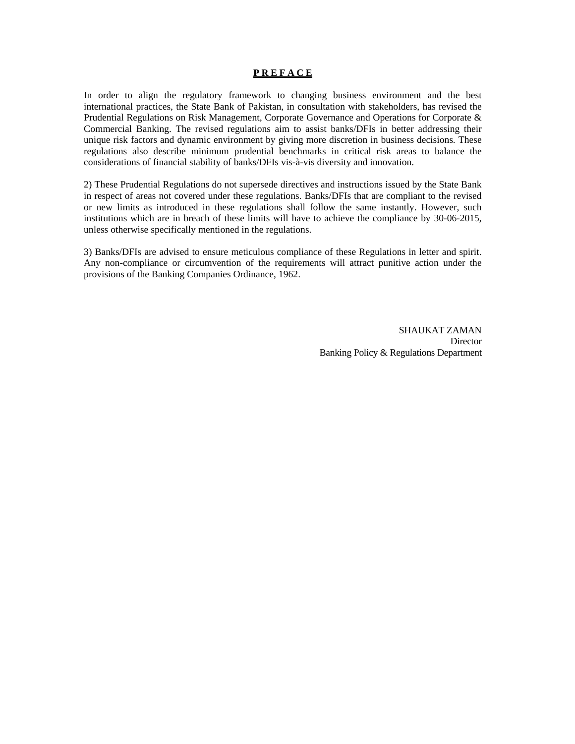# **P R E F A C E**

In order to align the regulatory framework to changing business environment and the best international practices, the State Bank of Pakistan, in consultation with stakeholders, has revised the Prudential Regulations on Risk Management, Corporate Governance and Operations for Corporate & Commercial Banking. The revised regulations aim to assist banks/DFIs in better addressing their unique risk factors and dynamic environment by giving more discretion in business decisions. These regulations also describe minimum prudential benchmarks in critical risk areas to balance the considerations of financial stability of banks/DFIs vis-à-vis diversity and innovation.

2) These Prudential Regulations do not supersede directives and instructions issued by the State Bank in respect of areas not covered under these regulations. Banks/DFIs that are compliant to the revised or new limits as introduced in these regulations shall follow the same instantly. However, such institutions which are in breach of these limits will have to achieve the compliance by 30-06-2015, unless otherwise specifically mentioned in the regulations.

3) Banks/DFIs are advised to ensure meticulous compliance of these Regulations in letter and spirit. Any non-compliance or circumvention of the requirements will attract punitive action under the provisions of the Banking Companies Ordinance, 1962.

SHAUKAT ZAMAN
Director
Banking Policy & Regulations Department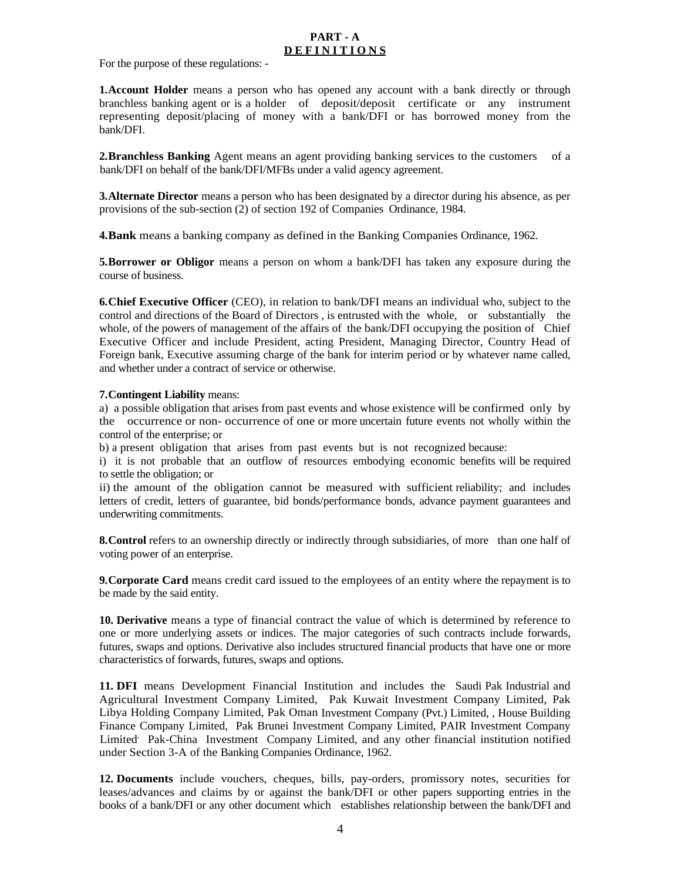# PART - A

## D E F I N I T I O N S

For the purpose of these regulations: -

**1.Account Holder** means a person who has opened any account with a bank directly or through branchless banking agent or is a holder of deposit/deposit certificate or any instrument representing deposit/placing of money with a bank/DFI or has borrowed money from the bank/DFI.

**2.Branchless Banking** Agent means an agent providing banking services to the customers of a bank/DFI on behalf of the bank/DFI/MFBs under a valid agency agreement.

**3.Alternate Director** means a person who has been designated by a director during his absence, as per provisions of the sub-section (2) of section 192 of Companies Ordinance, 1984.

**4.Bank** means a banking company as defined in the Banking Companies Ordinance, 1962.

**5.Borrower or Obligor** means a person on whom a bank/DFI has taken any exposure during the course of business.

**6.Chief Executive Officer** (CEO), in relation to bank/DFI means an individual who, subject to the control and directions of the Board of Directors , is entrusted with the whole, or substantially the whole, of the powers of management of the affairs of the bank/DFI occupying the position of Chief Executive Officer and include President, acting President, Managing Director, Country Head of Foreign bank, Executive assuming charge of the bank for interim period or by whatever name called, and whether under a contract of service or otherwise.

**7.Contingent Liability** means:

a) a possible obligation that arises from past events and whose existence will be confirmed only by the occurrence or non- occurrence of one or more uncertain future events not wholly within the control of the enterprise; or

b) a present obligation that arises from past events but is not recognized because:

i) it is not probable that an outflow of resources embodying economic benefits will be required to settle the obligation; or

ii) the amount of the obligation cannot be measured with sufficient reliability; and includes letters of credit, letters of guarantee, bid bonds/performance bonds, advance payment guarantees and underwriting commitments.

**8.Control** refers to an ownership directly or indirectly through subsidiaries, of more than one half of voting power of an enterprise.

**9.Corporate Card** means credit card issued to the employees of an entity where the repayment is to be made by the said entity.

**10. Derivative** means a type of financial contract the value of which is determined by reference to one or more underlying assets or indices. The major categories of such contracts include forwards, futures, swaps and options. Derivative also includes structured financial products that have one or more characteristics of forwards, futures, swaps and options.

**11. DFI** means Development Financial Institution and includes the Saudi Pak Industrial and Agricultural Investment Company Limited, Pak Kuwait Investment Company Limited, Pak Libya Holding Company Limited, Pak Oman Investment Company (Pvt.) Limited, , House Building Finance Company Limited, Pak Brunei Investment Company Limited, PAIR Investment Company Limited, Pak-China Investment Company Limited, and any other financial institution notified under Section 3-A of the Banking Companies Ordinance, 1962.

**12. Documents** include vouchers, cheques, bills, pay-orders, promissory notes, securities for leases/advances and claims by or against the bank/DFI or other papers supporting entries in the books of a bank/DFI or any other document which establishes relationship between the bank/DFI and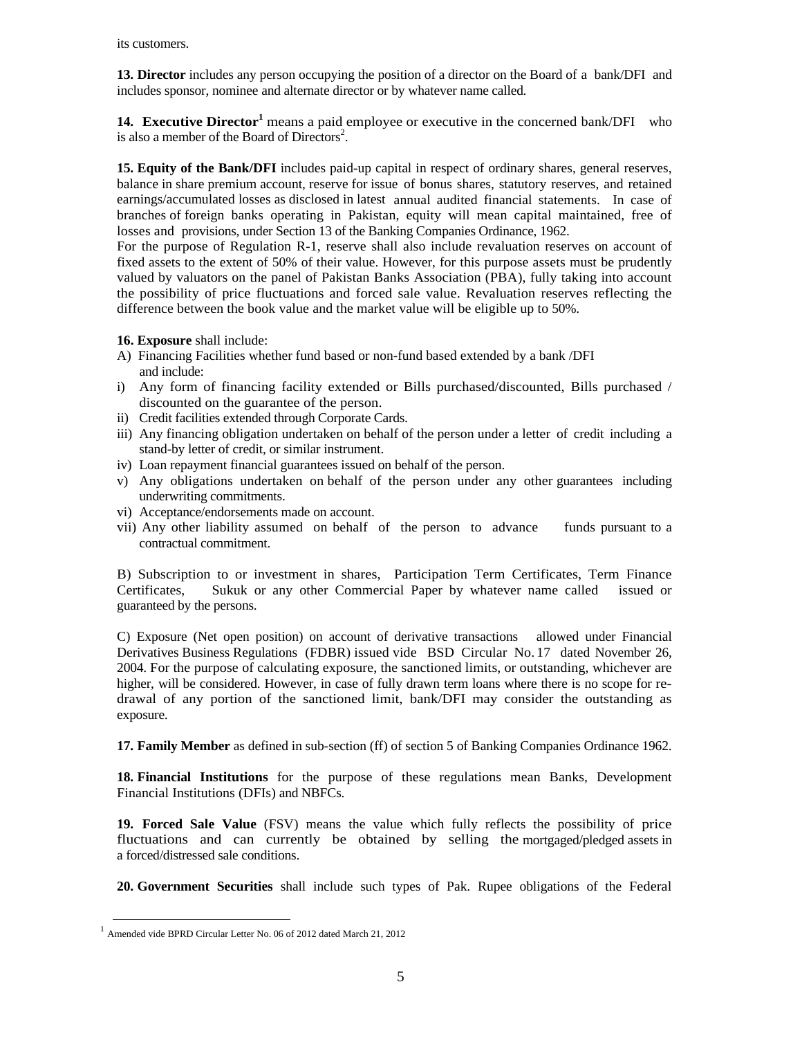its customers.

**13. Director** includes any person occupying the position of a director on the Board of a bank/DFI and includes sponsor, nominee and alternate director or by whatever name called.

**14. Executive Director**[1] means a paid employee or executive in the concerned bank/DFI who is also a member of the Board of Directors[2].

**15. Equity of the Bank/DFI** includes paid-up capital in respect of ordinary shares, general reserves, balance in share premium account, reserve for issue of bonus shares, statutory reserves, and retained earnings/accumulated losses as disclosed in latest annual audited financial statements. In case of branches of foreign banks operating in Pakistan, equity will mean capital maintained, free of losses and provisions, under Section 13 of the Banking Companies Ordinance, 1962.

For the purpose of Regulation R-1, reserve shall also include revaluation reserves on account of fixed assets to the extent of 50% of their value. However, for this purpose assets must be prudently valued by valuators on the panel of Pakistan Banks Association (PBA), fully taking into account the possibility of price fluctuations and forced sale value. Revaluation reserves reflecting the difference between the book value and the market value will be eligible up to 50%.

**16. Exposure** shall include:

A) Financing Facilities whether fund based or non-fund based extended by a bank /DFI and include:

i) Any form of financing facility extended or Bills purchased/discounted, Bills purchased / discounted on the guarantee of the person.
ii) Credit facilities extended through Corporate Cards.
iii) Any financing obligation undertaken on behalf of the person under a letter of credit including a stand-by letter of credit, or similar instrument.
iv) Loan repayment financial guarantees issued on behalf of the person.
v) Any obligations undertaken on behalf of the person under any other guarantees including underwriting commitments.
vi) Acceptance/endorsements made on account.
vii) Any other liability assumed on behalf of the person to advance funds pursuant to a contractual commitment.

B) Subscription to or investment in shares, Participation Term Certificates, Term Finance Certificates, Sukuk or any other Commercial Paper by whatever name called issued or guaranteed by the persons.

C) Exposure (Net open position) on account of derivative transactions allowed under Financial Derivatives Business Regulations (FDBR) issued vide BSD Circular No. 17 dated November 26, 2004. For the purpose of calculating exposure, the sanctioned limits, or outstanding, whichever are higher, will be considered. However, in case of fully drawn term loans where there is no scope for re-drawal of any portion of the sanctioned limit, bank/DFI may consider the outstanding as exposure.

**17. Family Member** as defined in sub-section (ff) of section 5 of Banking Companies Ordinance 1962.

**18. Financial Institutions** for the purpose of these regulations mean Banks, Development Financial Institutions (DFIs) and NBFCs.

**19. Forced Sale Value** (FSV) means the value which fully reflects the possibility of price fluctuations and can currently be obtained by selling the mortgaged/pledged assets in a forced/distressed sale conditions.

**20. Government Securities** shall include such types of Pak. Rupee obligations of the Federal

---

[1] Amended vide BPRD Circular Letter No. 06 of 2012 dated March 21, 2012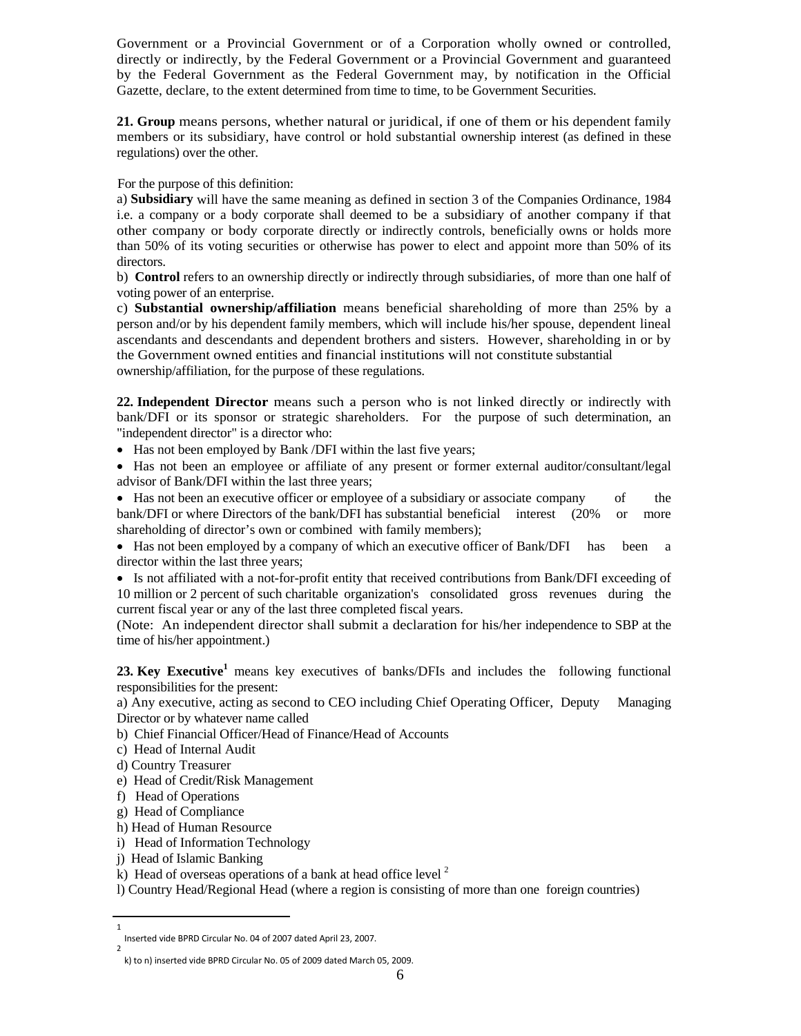Government or a Provincial Government or of a Corporation wholly owned or controlled, directly or indirectly, by the Federal Government or a Provincial Government and guaranteed by the Federal Government as the Federal Government may, by notification in the Official Gazette, declare, to the extent determined from time to time, to be Government Securities.

**21. Group** means persons, whether natural or juridical, if one of them or his dependent family members or its subsidiary, have control or hold substantial ownership interest (as defined in these regulations) over the other.

For the purpose of this definition:

a) **Subsidiary** will have the same meaning as defined in section 3 of the Companies Ordinance, 1984 i.e. a company or a body corporate shall deemed to be a subsidiary of another company if that other company or body corporate directly or indirectly controls, beneficially owns or holds more than 50% of its voting securities or otherwise has power to elect and appoint more than 50% of its directors.

b) **Control** refers to an ownership directly or indirectly through subsidiaries, of more than one half of voting power of an enterprise.

c) **Substantial ownership/affiliation** means beneficial shareholding of more than 25% by a person and/or by his dependent family members, which will include his/her spouse, dependent lineal ascendants and descendants and dependent brothers and sisters. However, shareholding in or by the Government owned entities and financial institutions will not constitute substantial ownership/affiliation, for the purpose of these regulations.

**22. Independent Director** means such a person who is not linked directly or indirectly with bank/DFI or its sponsor or strategic shareholders. For the purpose of such determination, an "independent director" is a director who:

- Has not been employed by Bank /DFI within the last five years;
- Has not been an employee or affiliate of any present or former external auditor/consultant/legal advisor of Bank/DFI within the last three years;
- Has not been an executive officer or employee of a subsidiary or associate company of the bank/DFI or where Directors of the bank/DFI has substantial beneficial interest (20% or more shareholding of director's own or combined with family members);
- Has not been employed by a company of which an executive officer of Bank/DFI has been a director within the last three years;
- Is not affiliated with a not-for-profit entity that received contributions from Bank/DFI exceeding of 10 million or 2 percent of such charitable organization's consolidated gross revenues during the current fiscal year or any of the last three completed fiscal years.

(Note: An independent director shall submit a declaration for his/her independence to SBP at the time of his/her appointment.)

**23. Key Executive**[1] means key executives of banks/DFIs and includes the following functional responsibilities for the present:

a) Any executive, acting as second to CEO including Chief Operating Officer, Deputy Managing Director or by whatever name called

b) Chief Financial Officer/Head of Finance/Head of Accounts

c) Head of Internal Audit

d) Country Treasurer

e) Head of Credit/Risk Management

f) Head of Operations

g) Head of Compliance

h) Head of Human Resource

i) Head of Information Technology

j) Head of Islamic Banking

k) Head of overseas operations of a bank at head office level [2]

l) Country Head/Regional Head (where a region is consisting of more than one foreign countries)

---

[1] Inserted vide BPRD Circular No. 04 of 2007 dated April 23, 2007.

[2] k) to n) inserted vide BPRD Circular No. 05 of 2009 dated March 05, 2009.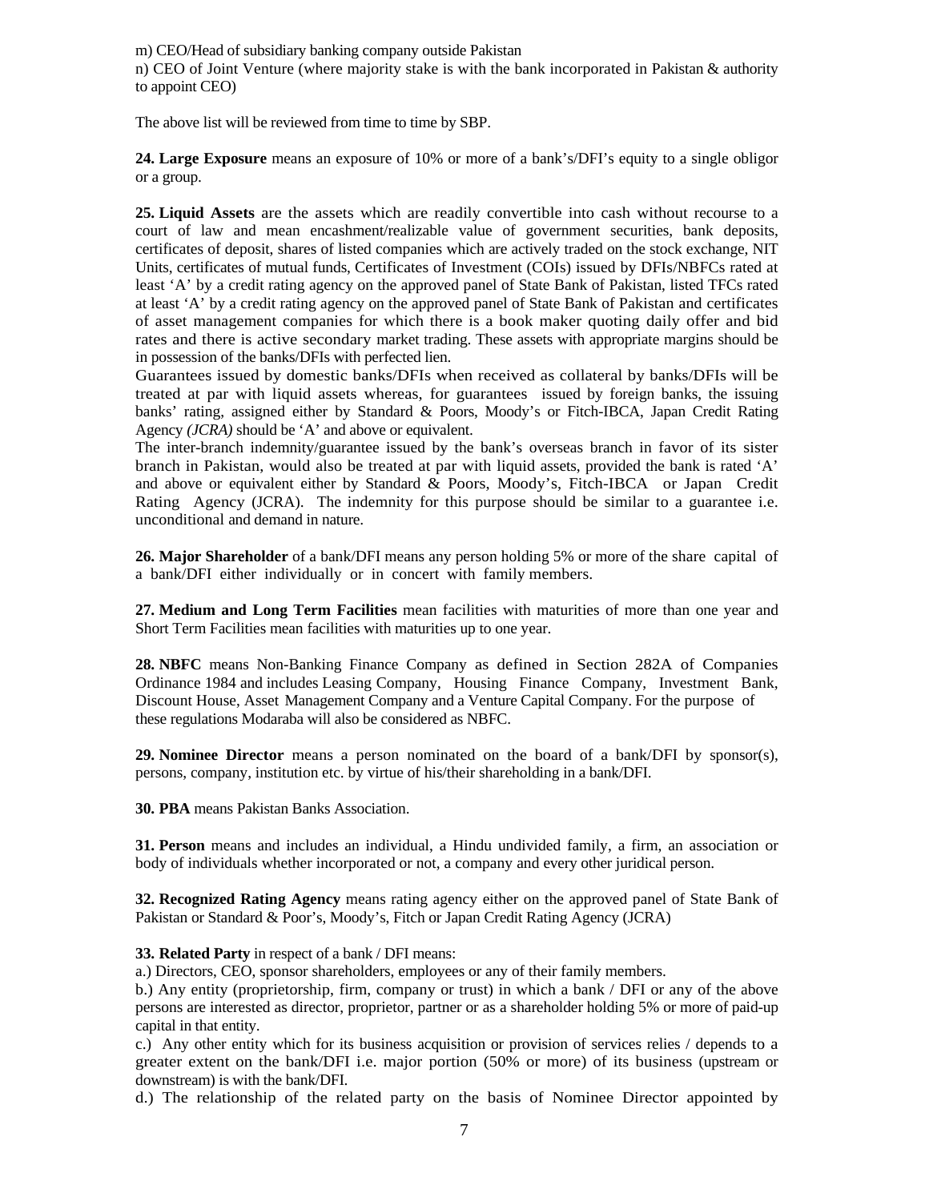m) CEO/Head of subsidiary banking company outside Pakistan

n) CEO of Joint Venture (where majority stake is with the bank incorporated in Pakistan & authority to appoint CEO)

The above list will be reviewed from time to time by SBP.

**24. Large Exposure** means an exposure of 10% or more of a bank's/DFI's equity to a single obligor or a group.

**25. Liquid Assets** are the assets which are readily convertible into cash without recourse to a court of law and mean encashment/realizable value of government securities, bank deposits, certificates of deposit, shares of listed companies which are actively traded on the stock exchange, NIT Units, certificates of mutual funds, Certificates of Investment (COIs) issued by DFIs/NBFCs rated at least 'A' by a credit rating agency on the approved panel of State Bank of Pakistan, listed TFCs rated at least 'A' by a credit rating agency on the approved panel of State Bank of Pakistan and certificates of asset management companies for which there is a book maker quoting daily offer and bid rates and there is active secondary market trading. These assets with appropriate margins should be in possession of the banks/DFIs with perfected lien.

Guarantees issued by domestic banks/DFIs when received as collateral by banks/DFIs will be treated at par with liquid assets whereas, for guarantees issued by foreign banks, the issuing banks' rating, assigned either by Standard & Poors, Moody's or Fitch-IBCA, Japan Credit Rating Agency *(JCRA)* should be 'A' and above or equivalent.

The inter-branch indemnity/guarantee issued by the bank's overseas branch in favor of its sister branch in Pakistan, would also be treated at par with liquid assets, provided the bank is rated 'A' and above or equivalent either by Standard & Poors, Moody's, Fitch-IBCA or Japan Credit Rating Agency (JCRA). The indemnity for this purpose should be similar to a guarantee i.e. unconditional and demand in nature.

**26. Major Shareholder** of a bank/DFI means any person holding 5% or more of the share capital of a bank/DFI either individually or in concert with family members.

**27. Medium and Long Term Facilities** mean facilities with maturities of more than one year and Short Term Facilities mean facilities with maturities up to one year.

**28. NBFC** means Non-Banking Finance Company as defined in Section 282A of Companies Ordinance 1984 and includes Leasing Company, Housing Finance Company, Investment Bank, Discount House, Asset Management Company and a Venture Capital Company. For the purpose of these regulations Modaraba will also be considered as NBFC.

**29. Nominee Director** means a person nominated on the board of a bank/DFI by sponsor(s), persons, company, institution etc. by virtue of his/their shareholding in a bank/DFI.

**30. PBA** means Pakistan Banks Association.

**31. Person** means and includes an individual, a Hindu undivided family, a firm, an association or body of individuals whether incorporated or not, a company and every other juridical person.

**32. Recognized Rating Agency** means rating agency either on the approved panel of State Bank of Pakistan or Standard & Poor's, Moody's, Fitch or Japan Credit Rating Agency (JCRA)

**33. Related Party** in respect of a bank / DFI means:

a.) Directors, CEO, sponsor shareholders, employees or any of their family members.

b.) Any entity (proprietorship, firm, company or trust) in which a bank / DFI or any of the above persons are interested as director, proprietor, partner or as a shareholder holding 5% or more of paid-up capital in that entity.

c.) Any other entity which for its business acquisition or provision of services relies / depends to a greater extent on the bank/DFI i.e. major portion (50% or more) of its business (upstream or downstream) is with the bank/DFI.

d.) The relationship of the related party on the basis of Nominee Director appointed by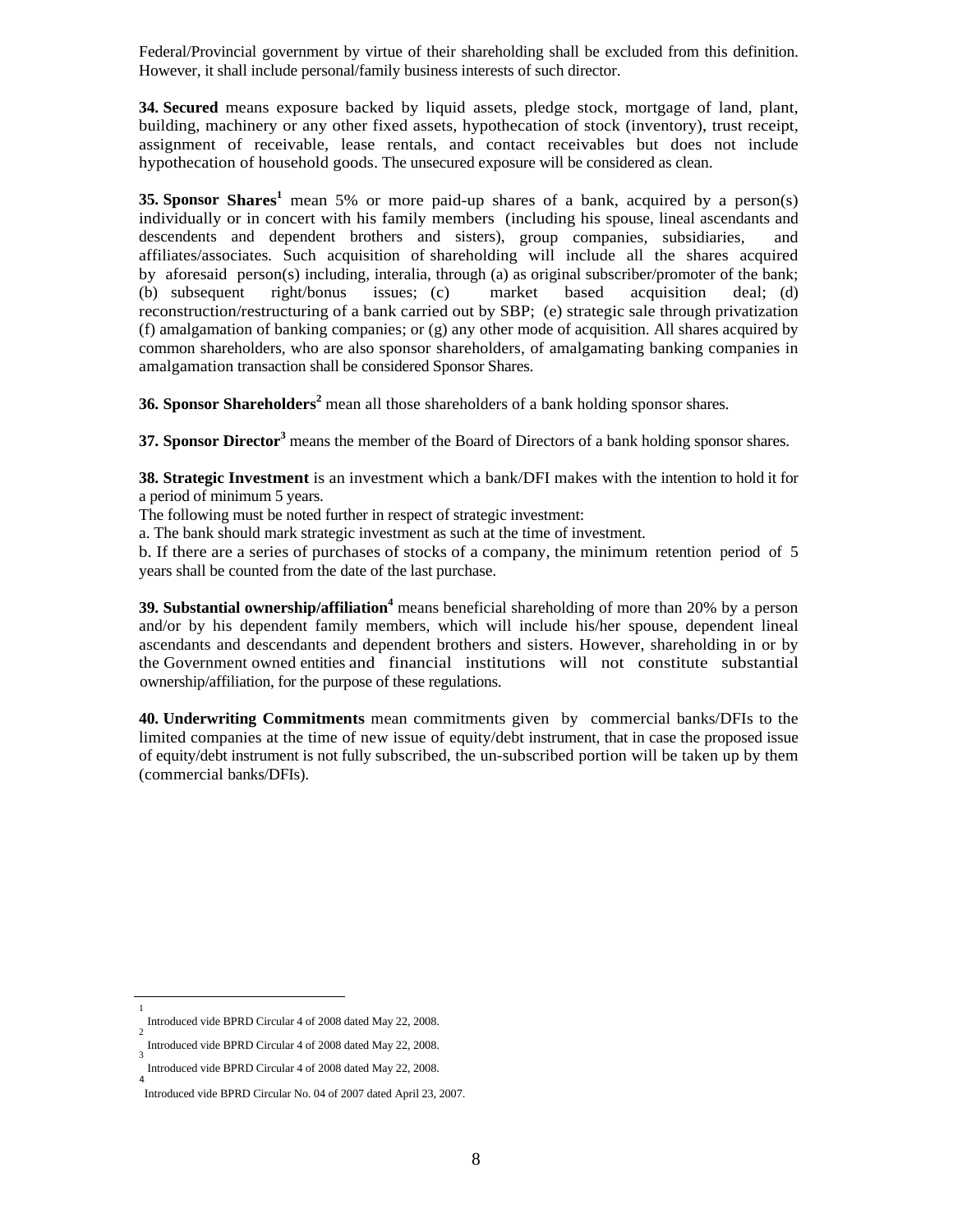Federal/Provincial government by virtue of their shareholding shall be excluded from this definition. However, it shall include personal/family business interests of such director.

**34. Secured** means exposure backed by liquid assets, pledge stock, mortgage of land, plant, building, machinery or any other fixed assets, hypothecation of stock (inventory), trust receipt, assignment of receivable, lease rentals, and contact receivables but does not include hypothecation of household goods. The unsecured exposure will be considered as clean.

**35. Sponsor Shares**[1] mean 5% or more paid-up shares of a bank, acquired by a person(s) individually or in concert with his family members (including his spouse, lineal ascendants and descendents and dependent brothers and sisters), group companies, subsidiaries, and affiliates/associates. Such acquisition of shareholding will include all the shares acquired by aforesaid person(s) including, interalia, through (a) as original subscriber/promoter of the bank; (b) subsequent right/bonus issues; (c) market based acquisition deal; (d) reconstruction/restructuring of a bank carried out by SBP; (e) strategic sale through privatization (f) amalgamation of banking companies; or (g) any other mode of acquisition. All shares acquired by common shareholders, who are also sponsor shareholders, of amalgamating banking companies in amalgamation transaction shall be considered Sponsor Shares.

**36. Sponsor Shareholders**[2] mean all those shareholders of a bank holding sponsor shares.

**37. Sponsor Director**[3] means the member of the Board of Directors of a bank holding sponsor shares.

**38. Strategic Investment** is an investment which a bank/DFI makes with the intention to hold it for a period of minimum 5 years.

The following must be noted further in respect of strategic investment:

a. The bank should mark strategic investment as such at the time of investment.

b. If there are a series of purchases of stocks of a company, the minimum retention period of 5 years shall be counted from the date of the last purchase.

**39. Substantial ownership/affiliation**[4] means beneficial shareholding of more than 20% by a person and/or by his dependent family members, which will include his/her spouse, dependent lineal ascendants and descendants and dependent brothers and sisters. However, shareholding in or by the Government owned entities and financial institutions will not constitute substantial ownership/affiliation, for the purpose of these regulations.

**40. Underwriting Commitments** mean commitments given by commercial banks/DFIs to the limited companies at the time of new issue of equity/debt instrument, that in case the proposed issue of equity/debt instrument is not fully subscribed, the un-subscribed portion will be taken up by them (commercial banks/DFIs).

---

[1] Introduced vide BPRD Circular 4 of 2008 dated May 22, 2008.

[2] Introduced vide BPRD Circular 4 of 2008 dated May 22, 2008.

[3] Introduced vide BPRD Circular 4 of 2008 dated May 22, 2008.

[4] Introduced vide BPRD Circular No. 04 of 2007 dated April 23, 2007.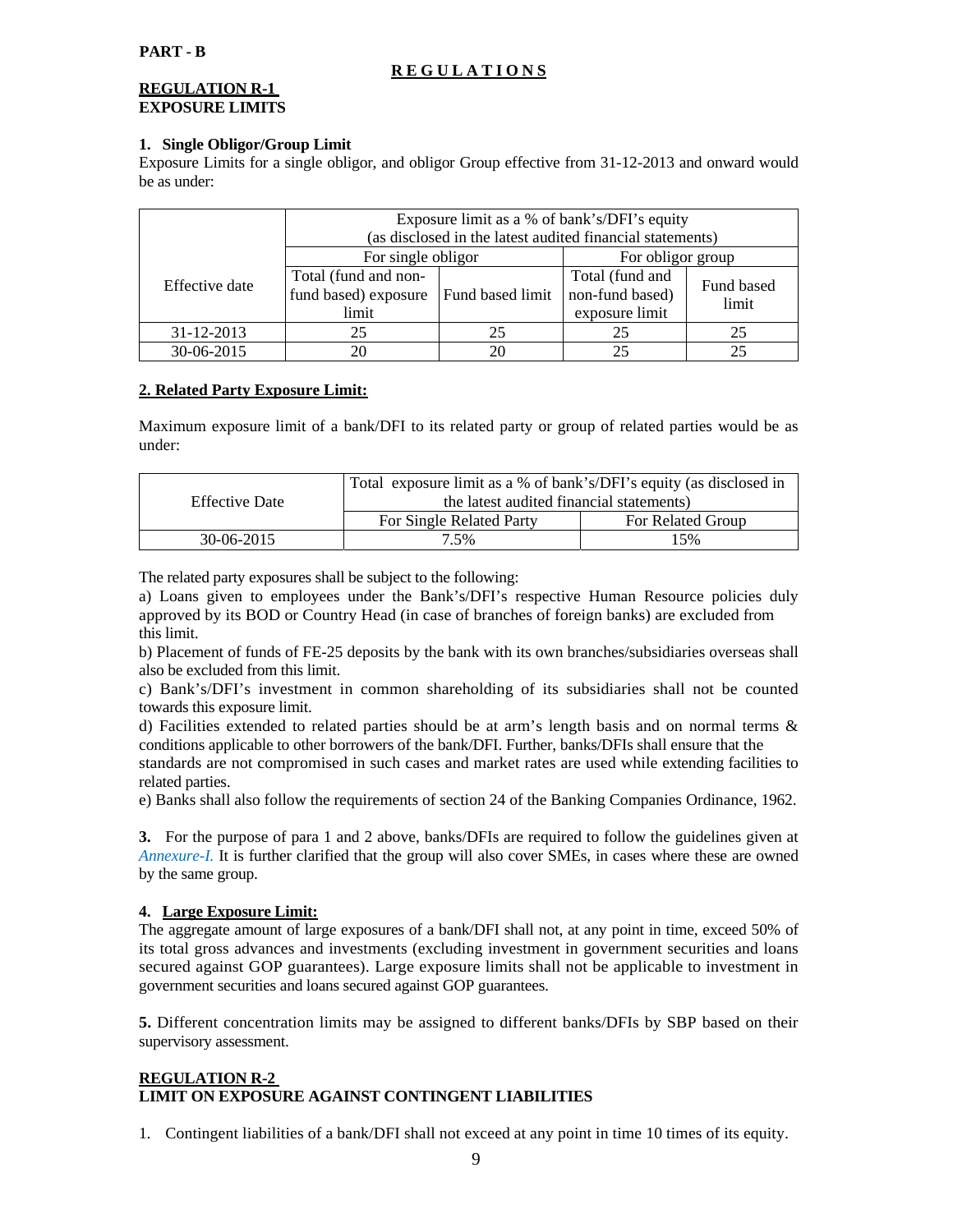**PART - B**

## R E G U L A T I O N S

### REGULATION R-1
### EXPOSURE LIMITS

**1. Single Obligor/Group Limit**

Exposure Limits for a single obligor, and obligor Group effective from 31-12-2013 and onward would be as under:

| Effective date | Exposure limit as a % of bank's/DFI's equity (as disclosed in the latest audited financial statements) | | | |
|---|---|---|---|---|
| | For single obligor | | For obligor group | |
| | Total (fund and non-fund based) exposure limit | Fund based limit | Total (fund and non-fund based) exposure limit | Fund based limit |
| 31-12-2013 | 25 | 25 | 25 | 25 |
| 30-06-2015 | 20 | 20 | 25 | 25 |

**2. Related Party Exposure Limit:**

Maximum exposure limit of a bank/DFI to its related party or group of related parties would be as under:

| Effective Date | Total exposure limit as a % of bank's/DFI's equity (as disclosed in the latest audited financial statements) | |
|---|---|---|
| | For Single Related Party | For Related Group |
| 30-06-2015 | 7.5% | 15% |

The related party exposures shall be subject to the following:

a) Loans given to employees under the Bank's/DFI's respective Human Resource policies duly approved by its BOD or Country Head (in case of branches of foreign banks) are excluded from this limit.

b) Placement of funds of FE-25 deposits by the bank with its own branches/subsidiaries overseas shall also be excluded from this limit.

c) Bank's/DFI's investment in common shareholding of its subsidiaries shall not be counted towards this exposure limit.

d) Facilities extended to related parties should be at arm's length basis and on normal terms & conditions applicable to other borrowers of the bank/DFI. Further, banks/DFIs shall ensure that the standards are not compromised in such cases and market rates are used while extending facilities to related parties.

e) Banks shall also follow the requirements of section 24 of the Banking Companies Ordinance, 1962.

**3.** For the purpose of para 1 and 2 above, banks/DFIs are required to follow the guidelines given at *Annexure-I.* It is further clarified that the group will also cover SMEs, in cases where these are owned by the same group.

**4. Large Exposure Limit:**

The aggregate amount of large exposures of a bank/DFI shall not, at any point in time, exceed 50% of its total gross advances and investments (excluding investment in government securities and loans secured against GOP guarantees). Large exposure limits shall not be applicable to investment in government securities and loans secured against GOP guarantees.

**5.** Different concentration limits may be assigned to different banks/DFIs by SBP based on their supervisory assessment.

### REGULATION R-2
### LIMIT ON EXPOSURE AGAINST CONTINGENT LIABILITIES

1. Contingent liabilities of a bank/DFI shall not exceed at any point in time 10 times of its equity.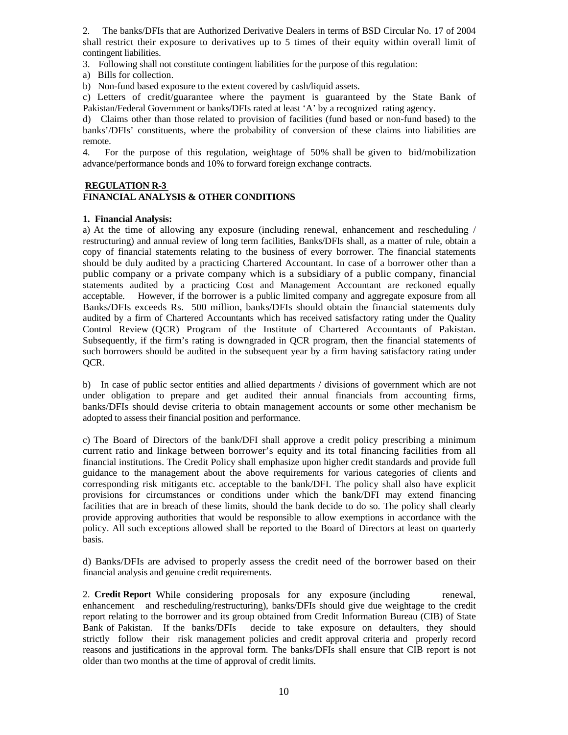2. The banks/DFIs that are Authorized Derivative Dealers in terms of BSD Circular No. 17 of 2004 shall restrict their exposure to derivatives up to 5 times of their equity within overall limit of contingent liabilities.

3. Following shall not constitute contingent liabilities for the purpose of this regulation:

a) Bills for collection.

b) Non-fund based exposure to the extent covered by cash/liquid assets.

c) Letters of credit/guarantee where the payment is guaranteed by the State Bank of Pakistan/Federal Government or banks/DFIs rated at least 'A' by a recognized rating agency.

d) Claims other than those related to provision of facilities (fund based or non-fund based) to the banks'/DFIs' constituents, where the probability of conversion of these claims into liabilities are remote.

4. For the purpose of this regulation, weightage of 50% shall be given to bid/mobilization advance/performance bonds and 10% to forward foreign exchange contracts.

## REGULATION R-3
## FINANCIAL ANALYSIS & OTHER CONDITIONS

**1. Financial Analysis:**

a) At the time of allowing any exposure (including renewal, enhancement and rescheduling / restructuring) and annual review of long term facilities, Banks/DFIs shall, as a matter of rule, obtain a copy of financial statements relating to the business of every borrower. The financial statements should be duly audited by a practicing Chartered Accountant. In case of a borrower other than a public company or a private company which is a subsidiary of a public company, financial statements audited by a practicing Cost and Management Accountant are reckoned equally acceptable. However, if the borrower is a public limited company and aggregate exposure from all Banks/DFIs exceeds Rs. 500 million, banks/DFIs should obtain the financial statements duly audited by a firm of Chartered Accountants which has received satisfactory rating under the Quality Control Review (QCR) Program of the Institute of Chartered Accountants of Pakistan. Subsequently, if the firm's rating is downgraded in QCR program, then the financial statements of such borrowers should be audited in the subsequent year by a firm having satisfactory rating under QCR.

b) In case of public sector entities and allied departments / divisions of government which are not under obligation to prepare and get audited their annual financials from accounting firms, banks/DFIs should devise criteria to obtain management accounts or some other mechanism be adopted to assess their financial position and performance.

c) The Board of Directors of the bank/DFI shall approve a credit policy prescribing a minimum current ratio and linkage between borrower's equity and its total financing facilities from all financial institutions. The Credit Policy shall emphasize upon higher credit standards and provide full guidance to the management about the above requirements for various categories of clients and corresponding risk mitigants etc. acceptable to the bank/DFI. The policy shall also have explicit provisions for circumstances or conditions under which the bank/DFI may extend financing facilities that are in breach of these limits, should the bank decide to do so. The policy shall clearly provide approving authorities that would be responsible to allow exemptions in accordance with the policy. All such exceptions allowed shall be reported to the Board of Directors at least on quarterly basis.

d) Banks/DFIs are advised to properly assess the credit need of the borrower based on their financial analysis and genuine credit requirements.

2. **Credit Report** While considering proposals for any exposure (including renewal, enhancement and rescheduling/restructuring), banks/DFIs should give due weightage to the credit report relating to the borrower and its group obtained from Credit Information Bureau (CIB) of State Bank of Pakistan. If the banks/DFIs decide to take exposure on defaulters, they should strictly follow their risk management policies and credit approval criteria and properly record reasons and justifications in the approval form. The banks/DFIs shall ensure that CIB report is not older than two months at the time of approval of credit limits.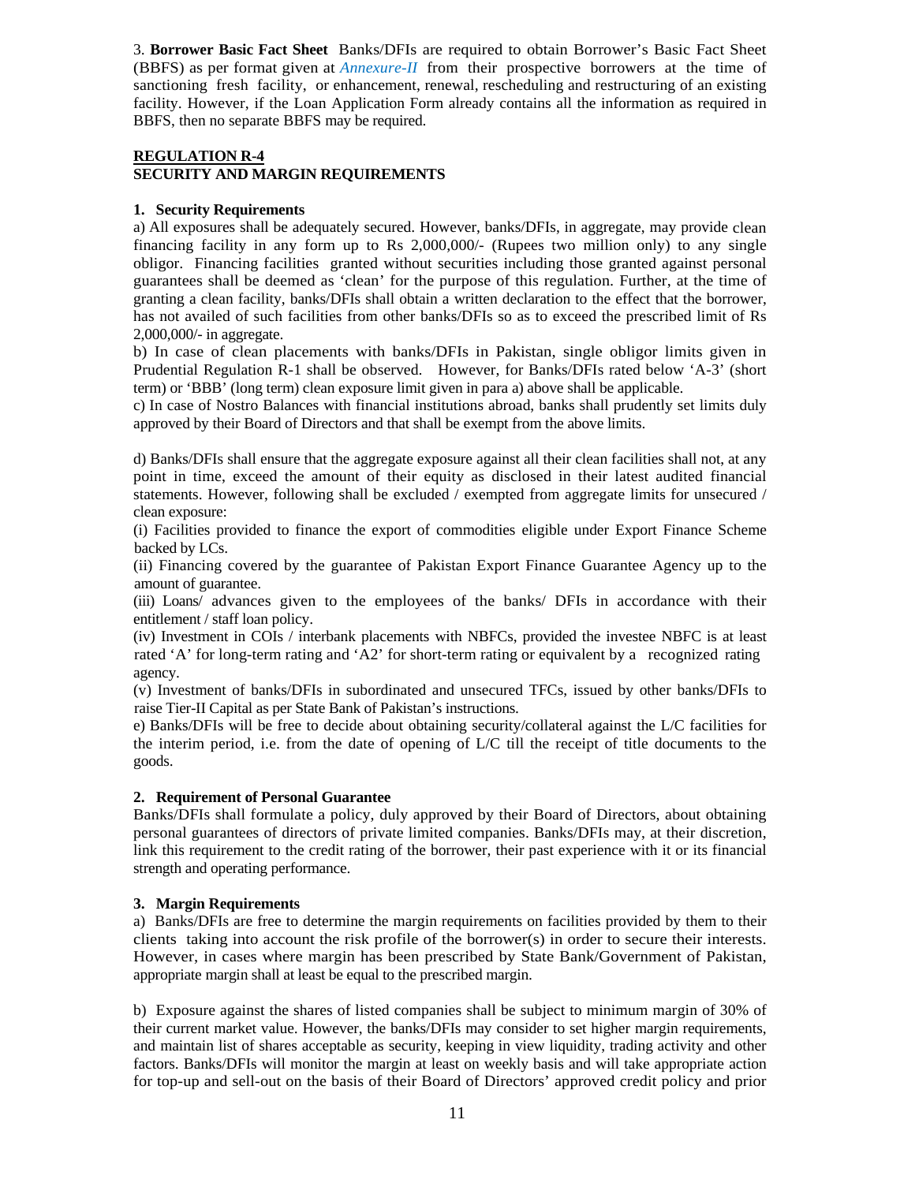3. **Borrower Basic Fact Sheet** Banks/DFIs are required to obtain Borrower's Basic Fact Sheet (BBFS) as per format given at *Annexure-II* from their prospective borrowers at the time of sanctioning fresh facility, or enhancement, renewal, rescheduling and restructuring of an existing facility. However, if the Loan Application Form already contains all the information as required in BBFS, then no separate BBFS may be required.

## REGULATION R-4
## SECURITY AND MARGIN REQUIREMENTS

### 1. Security Requirements

a) All exposures shall be adequately secured. However, banks/DFIs, in aggregate, may provide clean financing facility in any form up to Rs 2,000,000/- (Rupees two million only) to any single obligor. Financing facilities granted without securities including those granted against personal guarantees shall be deemed as 'clean' for the purpose of this regulation. Further, at the time of granting a clean facility, banks/DFIs shall obtain a written declaration to the effect that the borrower, has not availed of such facilities from other banks/DFIs so as to exceed the prescribed limit of Rs 2,000,000/- in aggregate.

b) In case of clean placements with banks/DFIs in Pakistan, single obligor limits given in Prudential Regulation R-1 shall be observed. However, for Banks/DFIs rated below 'A-3' (short term) or 'BBB' (long term) clean exposure limit given in para a) above shall be applicable.

c) In case of Nostro Balances with financial institutions abroad, banks shall prudently set limits duly approved by their Board of Directors and that shall be exempt from the above limits.

d) Banks/DFIs shall ensure that the aggregate exposure against all their clean facilities shall not, at any point in time, exceed the amount of their equity as disclosed in their latest audited financial statements. However, following shall be excluded / exempted from aggregate limits for unsecured / clean exposure:

(i) Facilities provided to finance the export of commodities eligible under Export Finance Scheme backed by LCs.

(ii) Financing covered by the guarantee of Pakistan Export Finance Guarantee Agency up to the amount of guarantee.

(iii) Loans/ advances given to the employees of the banks/ DFIs in accordance with their entitlement / staff loan policy.

(iv) Investment in COIs / interbank placements with NBFCs, provided the investee NBFC is at least rated 'A' for long-term rating and 'A2' for short-term rating or equivalent by a recognized rating agency.

(v) Investment of banks/DFIs in subordinated and unsecured TFCs, issued by other banks/DFIs to raise Tier-II Capital as per State Bank of Pakistan's instructions.

e) Banks/DFIs will be free to decide about obtaining security/collateral against the L/C facilities for the interim period, i.e. from the date of opening of L/C till the receipt of title documents to the goods.

### 2. Requirement of Personal Guarantee

Banks/DFIs shall formulate a policy, duly approved by their Board of Directors, about obtaining personal guarantees of directors of private limited companies. Banks/DFIs may, at their discretion, link this requirement to the credit rating of the borrower, their past experience with it or its financial strength and operating performance.

### 3. Margin Requirements

a) Banks/DFIs are free to determine the margin requirements on facilities provided by them to their clients taking into account the risk profile of the borrower(s) in order to secure their interests. However, in cases where margin has been prescribed by State Bank/Government of Pakistan, appropriate margin shall at least be equal to the prescribed margin.

b) Exposure against the shares of listed companies shall be subject to minimum margin of 30% of their current market value. However, the banks/DFIs may consider to set higher margin requirements, and maintain list of shares acceptable as security, keeping in view liquidity, trading activity and other factors. Banks/DFIs will monitor the margin at least on weekly basis and will take appropriate action for top-up and sell-out on the basis of their Board of Directors' approved credit policy and prior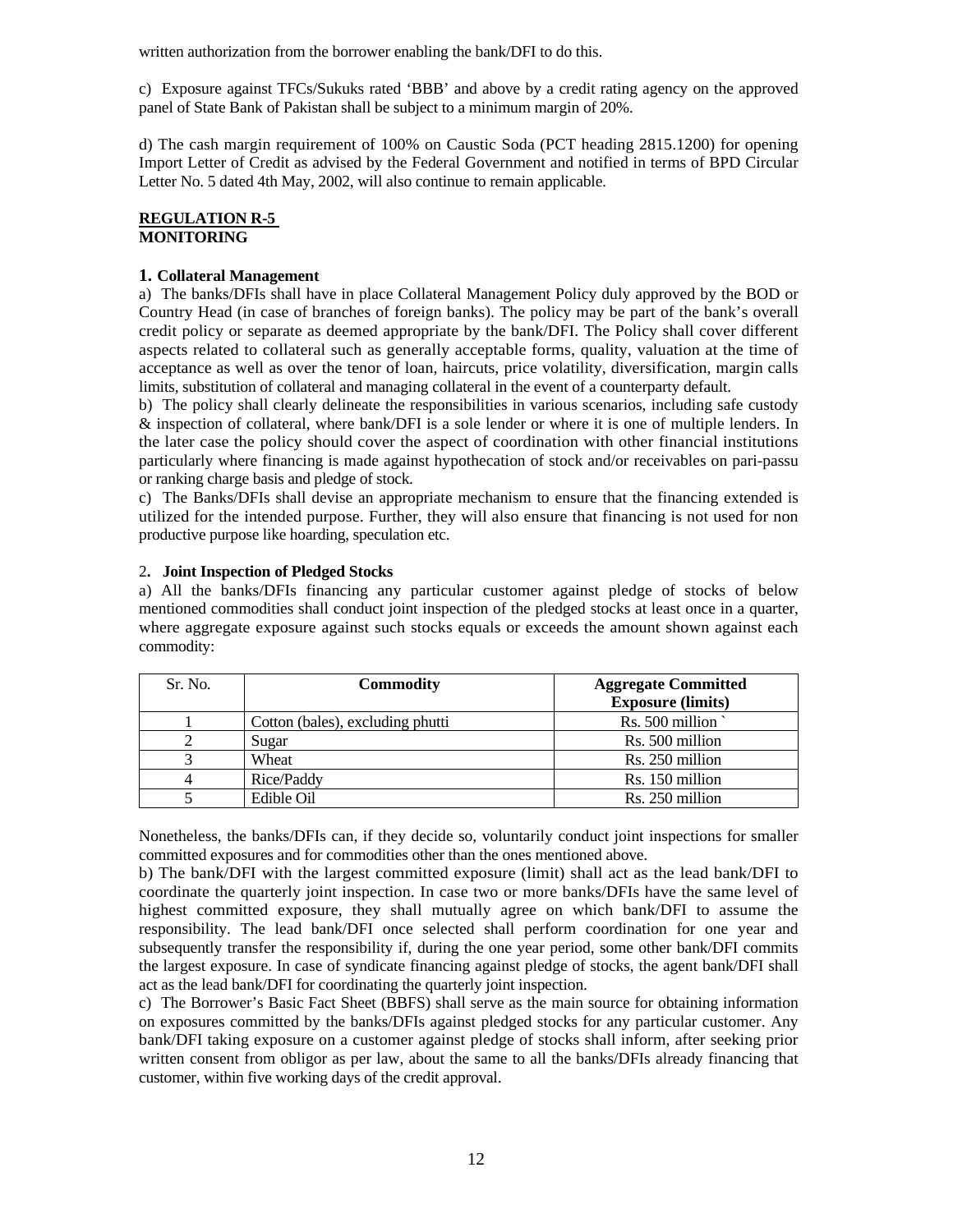written authorization from the borrower enabling the bank/DFI to do this.

c) Exposure against TFCs/Sukuks rated 'BBB' and above by a credit rating agency on the approved panel of State Bank of Pakistan shall be subject to a minimum margin of 20%.

d) The cash margin requirement of 100% on Caustic Soda (PCT heading 2815.1200) for opening Import Letter of Credit as advised by the Federal Government and notified in terms of BPD Circular Letter No. 5 dated 4th May, 2002, will also continue to remain applicable.

## REGULATION R-5
## MONITORING

### 1. Collateral Management

a) The banks/DFIs shall have in place Collateral Management Policy duly approved by the BOD or Country Head (in case of branches of foreign banks). The policy may be part of the bank's overall credit policy or separate as deemed appropriate by the bank/DFI. The Policy shall cover different aspects related to collateral such as generally acceptable forms, quality, valuation at the time of acceptance as well as over the tenor of loan, haircuts, price volatility, diversification, margin calls limits, substitution of collateral and managing collateral in the event of a counterparty default.

b) The policy shall clearly delineate the responsibilities in various scenarios, including safe custody & inspection of collateral, where bank/DFI is a sole lender or where it is one of multiple lenders. In the later case the policy should cover the aspect of coordination with other financial institutions particularly where financing is made against hypothecation of stock and/or receivables on pari-passu or ranking charge basis and pledge of stock.

c) The Banks/DFIs shall devise an appropriate mechanism to ensure that the financing extended is utilized for the intended purpose. Further, they will also ensure that financing is not used for non productive purpose like hoarding, speculation etc.

### 2. Joint Inspection of Pledged Stocks

a) All the banks/DFIs financing any particular customer against pledge of stocks of below mentioned commodities shall conduct joint inspection of the pledged stocks at least once in a quarter, where aggregate exposure against such stocks equals or exceeds the amount shown against each commodity:

| Sr. No. | Commodity | Aggregate Committed Exposure (limits) |
|---|---|---|
| 1 | Cotton (bales), excluding phutti | Rs. 500 million ` |
| 2 | Sugar | Rs. 500 million |
| 3 | Wheat | Rs. 250 million |
| 4 | Rice/Paddy | Rs. 150 million |
| 5 | Edible Oil | Rs. 250 million |

Nonetheless, the banks/DFIs can, if they decide so, voluntarily conduct joint inspections for smaller committed exposures and for commodities other than the ones mentioned above.

b) The bank/DFI with the largest committed exposure (limit) shall act as the lead bank/DFI to coordinate the quarterly joint inspection. In case two or more banks/DFIs have the same level of highest committed exposure, they shall mutually agree on which bank/DFI to assume the responsibility. The lead bank/DFI once selected shall perform coordination for one year and subsequently transfer the responsibility if, during the one year period, some other bank/DFI commits the largest exposure. In case of syndicate financing against pledge of stocks, the agent bank/DFI shall act as the lead bank/DFI for coordinating the quarterly joint inspection.

c) The Borrower's Basic Fact Sheet (BBFS) shall serve as the main source for obtaining information on exposures committed by the banks/DFIs against pledged stocks for any particular customer. Any bank/DFI taking exposure on a customer against pledge of stocks shall inform, after seeking prior written consent from obligor as per law, about the same to all the banks/DFIs already financing that customer, within five working days of the credit approval.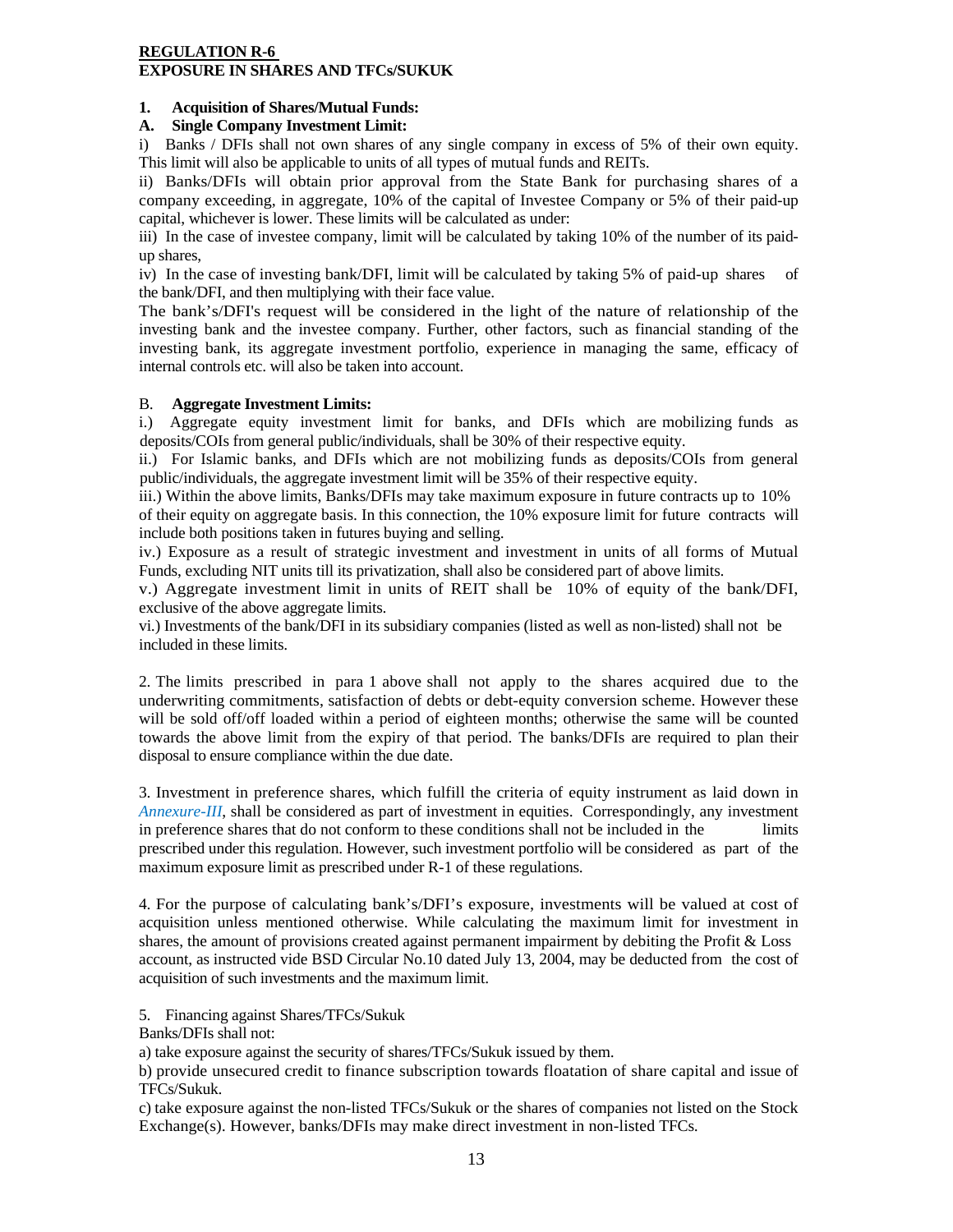## REGULATION R-6
## EXPOSURE IN SHARES AND TFCs/SUKUK

### 1. Acquisition of Shares/Mutual Funds:

#### A. Single Company Investment Limit:

i) Banks / DFIs shall not own shares of any single company in excess of 5% of their own equity. This limit will also be applicable to units of all types of mutual funds and REITs.

ii) Banks/DFIs will obtain prior approval from the State Bank for purchasing shares of a company exceeding, in aggregate, 10% of the capital of Investee Company or 5% of their paid-up capital, whichever is lower. These limits will be calculated as under:

iii) In the case of investee company, limit will be calculated by taking 10% of the number of its paid-up shares,

iv) In the case of investing bank/DFI, limit will be calculated by taking 5% of paid-up shares of the bank/DFI, and then multiplying with their face value.

The bank's/DFI's request will be considered in the light of the nature of relationship of the investing bank and the investee company. Further, other factors, such as financial standing of the investing bank, its aggregate investment portfolio, experience in managing the same, efficacy of internal controls etc. will also be taken into account.

#### B. Aggregate Investment Limits:

i.) Aggregate equity investment limit for banks, and DFIs which are mobilizing funds as deposits/COIs from general public/individuals, shall be 30% of their respective equity.

ii.) For Islamic banks, and DFIs which are not mobilizing funds as deposits/COIs from general public/individuals, the aggregate investment limit will be 35% of their respective equity.

iii.) Within the above limits, Banks/DFIs may take maximum exposure in future contracts up to 10% of their equity on aggregate basis. In this connection, the 10% exposure limit for future contracts will include both positions taken in futures buying and selling.

iv.) Exposure as a result of strategic investment and investment in units of all forms of Mutual Funds, excluding NIT units till its privatization, shall also be considered part of above limits.

v.) Aggregate investment limit in units of REIT shall be 10% of equity of the bank/DFI, exclusive of the above aggregate limits.

vi.) Investments of the bank/DFI in its subsidiary companies (listed as well as non-listed) shall not be included in these limits.

2. The limits prescribed in para 1 above shall not apply to the shares acquired due to the underwriting commitments, satisfaction of debts or debt-equity conversion scheme. However these will be sold off/off loaded within a period of eighteen months; otherwise the same will be counted towards the above limit from the expiry of that period. The banks/DFIs are required to plan their disposal to ensure compliance within the due date.

3. Investment in preference shares, which fulfill the criteria of equity instrument as laid down in *Annexure-III*, shall be considered as part of investment in equities. Correspondingly, any investment in preference shares that do not conform to these conditions shall not be included in the limits prescribed under this regulation. However, such investment portfolio will be considered as part of the maximum exposure limit as prescribed under R-1 of these regulations.

4. For the purpose of calculating bank's/DFI's exposure, investments will be valued at cost of acquisition unless mentioned otherwise. While calculating the maximum limit for investment in shares, the amount of provisions created against permanent impairment by debiting the Profit & Loss account, as instructed vide BSD Circular No.10 dated July 13, 2004, may be deducted from the cost of acquisition of such investments and the maximum limit.

5. Financing against Shares/TFCs/Sukuk

Banks/DFIs shall not:

a) take exposure against the security of shares/TFCs/Sukuk issued by them.

b) provide unsecured credit to finance subscription towards floatation of share capital and issue of TFCs/Sukuk.

c) take exposure against the non-listed TFCs/Sukuk or the shares of companies not listed on the Stock Exchange(s). However, banks/DFIs may make direct investment in non-listed TFCs.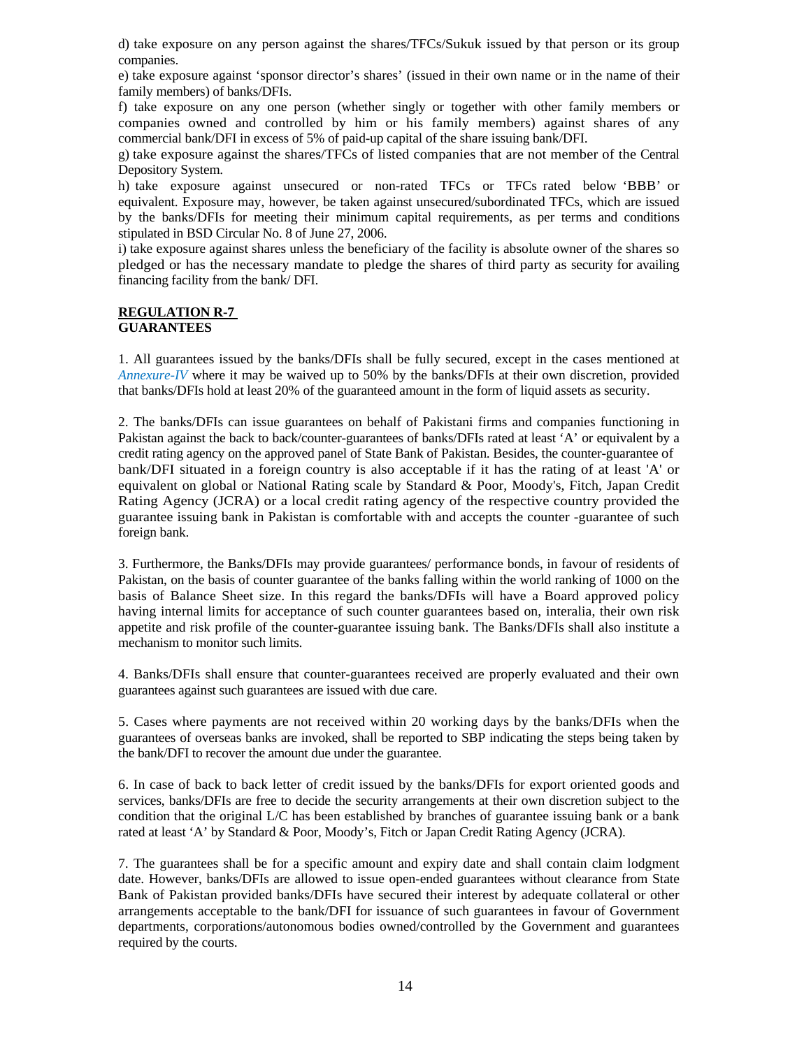d) take exposure on any person against the shares/TFCs/Sukuk issued by that person or its group companies.

e) take exposure against 'sponsor director's shares' (issued in their own name or in the name of their family members) of banks/DFIs.

f) take exposure on any one person (whether singly or together with other family members or companies owned and controlled by him or his family members) against shares of any commercial bank/DFI in excess of 5% of paid-up capital of the share issuing bank/DFI.

g) take exposure against the shares/TFCs of listed companies that are not member of the Central Depository System.

h) take exposure against unsecured or non-rated TFCs or TFCs rated below 'BBB' or equivalent. Exposure may, however, be taken against unsecured/subordinated TFCs, which are issued by the banks/DFIs for meeting their minimum capital requirements, as per terms and conditions stipulated in BSD Circular No. 8 of June 27, 2006.

i) take exposure against shares unless the beneficiary of the facility is absolute owner of the shares so pledged or has the necessary mandate to pledge the shares of third party as security for availing financing facility from the bank/ DFI.

**REGULATION R-7**
**GUARANTEES**

1. All guarantees issued by the banks/DFIs shall be fully secured, except in the cases mentioned at *Annexure-IV* where it may be waived up to 50% by the banks/DFIs at their own discretion, provided that banks/DFIs hold at least 20% of the guaranteed amount in the form of liquid assets as security.

2. The banks/DFIs can issue guarantees on behalf of Pakistani firms and companies functioning in Pakistan against the back to back/counter-guarantees of banks/DFIs rated at least 'A' or equivalent by a credit rating agency on the approved panel of State Bank of Pakistan. Besides, the counter-guarantee of bank/DFI situated in a foreign country is also acceptable if it has the rating of at least 'A' or equivalent on global or National Rating scale by Standard & Poor, Moody's, Fitch, Japan Credit Rating Agency (JCRA) or a local credit rating agency of the respective country provided the guarantee issuing bank in Pakistan is comfortable with and accepts the counter -guarantee of such foreign bank.

3. Furthermore, the Banks/DFIs may provide guarantees/ performance bonds, in favour of residents of Pakistan, on the basis of counter guarantee of the banks falling within the world ranking of 1000 on the basis of Balance Sheet size. In this regard the banks/DFIs will have a Board approved policy having internal limits for acceptance of such counter guarantees based on, interalia, their own risk appetite and risk profile of the counter-guarantee issuing bank. The Banks/DFIs shall also institute a mechanism to monitor such limits.

4. Banks/DFIs shall ensure that counter-guarantees received are properly evaluated and their own guarantees against such guarantees are issued with due care.

5. Cases where payments are not received within 20 working days by the banks/DFIs when the guarantees of overseas banks are invoked, shall be reported to SBP indicating the steps being taken by the bank/DFI to recover the amount due under the guarantee.

6. In case of back to back letter of credit issued by the banks/DFIs for export oriented goods and services, banks/DFIs are free to decide the security arrangements at their own discretion subject to the condition that the original L/C has been established by branches of guarantee issuing bank or a bank rated at least 'A' by Standard & Poor, Moody's, Fitch or Japan Credit Rating Agency (JCRA).

7. The guarantees shall be for a specific amount and expiry date and shall contain claim lodgment date. However, banks/DFIs are allowed to issue open-ended guarantees without clearance from State Bank of Pakistan provided banks/DFIs have secured their interest by adequate collateral or other arrangements acceptable to the bank/DFI for issuance of such guarantees in favour of Government departments, corporations/autonomous bodies owned/controlled by the Government and guarantees required by the courts.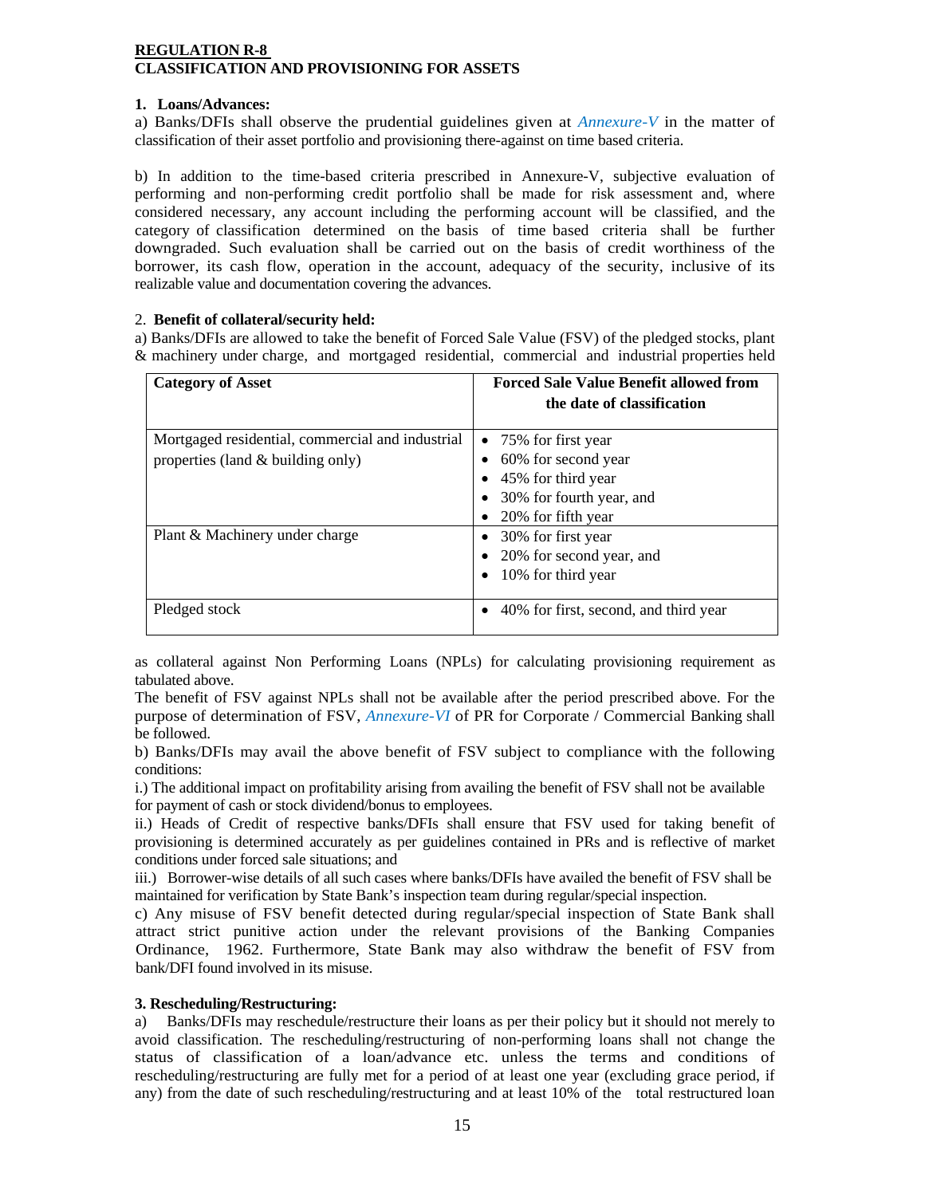**REGULATION R-8**
**CLASSIFICATION AND PROVISIONING FOR ASSETS**

**1. Loans/Advances:**

a) Banks/DFIs shall observe the prudential guidelines given at *Annexure-V* in the matter of classification of their asset portfolio and provisioning there-against on time based criteria.

b) In addition to the time-based criteria prescribed in Annexure-V, subjective evaluation of performing and non-performing credit portfolio shall be made for risk assessment and, where considered necessary, any account including the performing account will be classified, and the category of classification determined on the basis of time based criteria shall be further downgraded. Such evaluation shall be carried out on the basis of credit worthiness of the borrower, its cash flow, operation in the account, adequacy of the security, inclusive of its realizable value and documentation covering the advances.

2. **Benefit of collateral/security held:**

a) Banks/DFIs are allowed to take the benefit of Forced Sale Value (FSV) of the pledged stocks, plant & machinery under charge, and mortgaged residential, commercial and industrial properties held as collateral against Non Performing Loans (NPLs) for calculating provisioning requirement as tabulated above.

| Category of Asset | Forced Sale Value Benefit allowed from the date of classification |
|---|---|
| Mortgaged residential, commercial and industrial properties (land & building only) | • 75% for first year<br>• 60% for second year<br>• 45% for third year<br>• 30% for fourth year, and<br>• 20% for fifth year |
| Plant & Machinery under charge | • 30% for first year<br>• 20% for second year, and<br>• 10% for third year |
| Pledged stock | • 40% for first, second, and third year |

The benefit of FSV against NPLs shall not be available after the period prescribed above. For the purpose of determination of FSV, *Annexure-VI* of PR for Corporate / Commercial Banking shall be followed.

b) Banks/DFIs may avail the above benefit of FSV subject to compliance with the following conditions:

i.) The additional impact on profitability arising from availing the benefit of FSV shall not be available for payment of cash or stock dividend/bonus to employees.

ii.) Heads of Credit of respective banks/DFIs shall ensure that FSV used for taking benefit of provisioning is determined accurately as per guidelines contained in PRs and is reflective of market conditions under forced sale situations; and

iii.) Borrower-wise details of all such cases where banks/DFIs have availed the benefit of FSV shall be maintained for verification by State Bank's inspection team during regular/special inspection.

c) Any misuse of FSV benefit detected during regular/special inspection of State Bank shall attract strict punitive action under the relevant provisions of the Banking Companies Ordinance, 1962. Furthermore, State Bank may also withdraw the benefit of FSV from bank/DFI found involved in its misuse.

**3. Rescheduling/Restructuring:**

a) Banks/DFIs may reschedule/restructure their loans as per their policy but it should not merely to avoid classification. The rescheduling/restructuring of non-performing loans shall not change the status of classification of a loan/advance etc. unless the terms and conditions of rescheduling/restructuring are fully met for a period of at least one year (excluding grace period, if any) from the date of such rescheduling/restructuring and at least 10% of the total restructured loan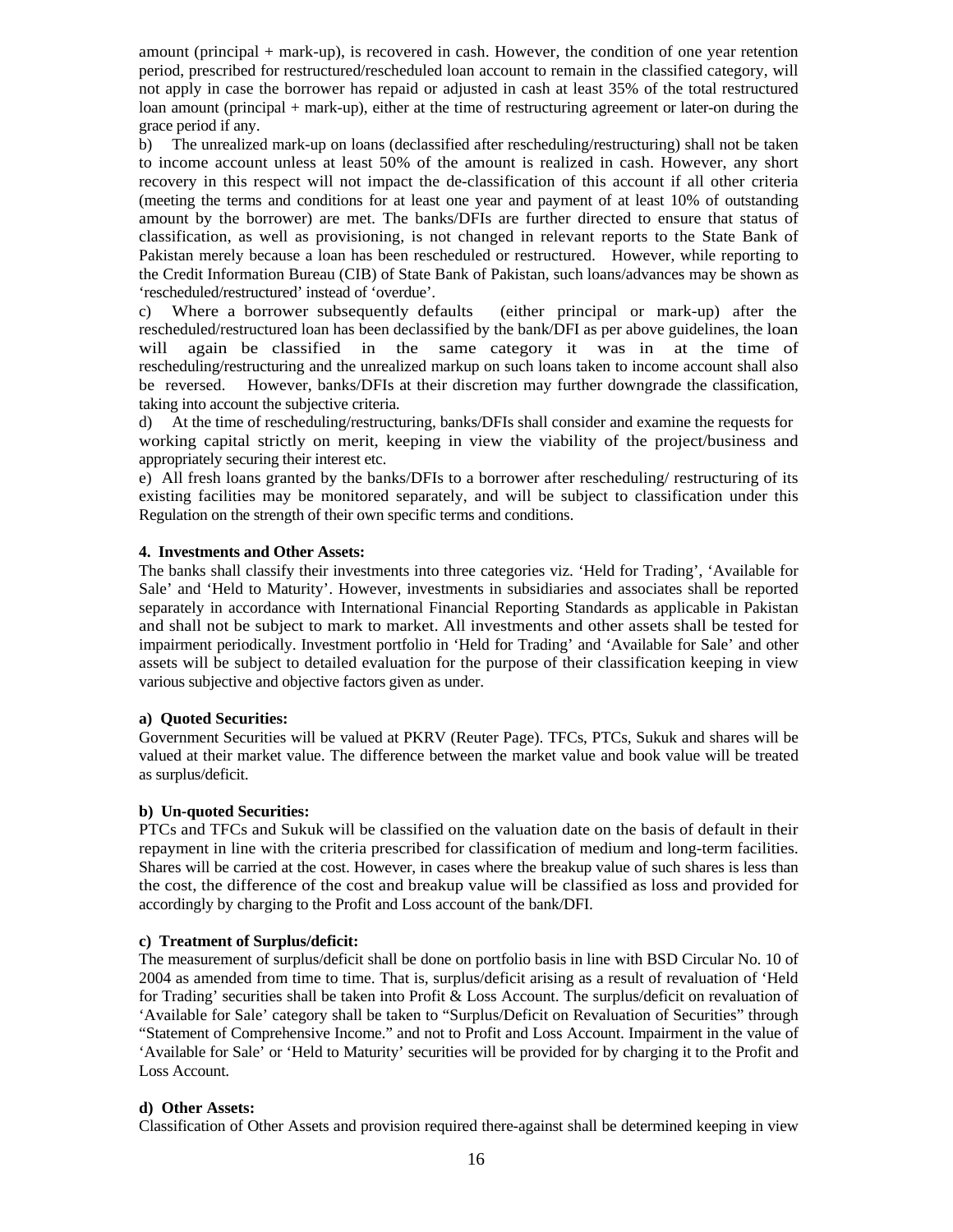amount (principal + mark-up), is recovered in cash. However, the condition of one year retention period, prescribed for restructured/rescheduled loan account to remain in the classified category, will not apply in case the borrower has repaid or adjusted in cash at least 35% of the total restructured loan amount (principal + mark-up), either at the time of restructuring agreement or later-on during the grace period if any.

b) The unrealized mark-up on loans (declassified after rescheduling/restructuring) shall not be taken to income account unless at least 50% of the amount is realized in cash. However, any short recovery in this respect will not impact the de-classification of this account if all other criteria (meeting the terms and conditions for at least one year and payment of at least 10% of outstanding amount by the borrower) are met. The banks/DFIs are further directed to ensure that status of classification, as well as provisioning, is not changed in relevant reports to the State Bank of Pakistan merely because a loan has been rescheduled or restructured. However, while reporting to the Credit Information Bureau (CIB) of State Bank of Pakistan, such loans/advances may be shown as 'rescheduled/restructured' instead of 'overdue'.

c) Where a borrower subsequently defaults (either principal or mark-up) after the rescheduled/restructured loan has been declassified by the bank/DFI as per above guidelines, the loan will again be classified in the same category it was in at the time of rescheduling/restructuring and the unrealized markup on such loans taken to income account shall also be reversed. However, banks/DFIs at their discretion may further downgrade the classification, taking into account the subjective criteria.

d) At the time of rescheduling/restructuring, banks/DFIs shall consider and examine the requests for working capital strictly on merit, keeping in view the viability of the project/business and appropriately securing their interest etc.

e) All fresh loans granted by the banks/DFIs to a borrower after rescheduling/ restructuring of its existing facilities may be monitored separately, and will be subject to classification under this Regulation on the strength of their own specific terms and conditions.

**4. Investments and Other Assets:**

The banks shall classify their investments into three categories viz. 'Held for Trading', 'Available for Sale' and 'Held to Maturity'. However, investments in subsidiaries and associates shall be reported separately in accordance with International Financial Reporting Standards as applicable in Pakistan and shall not be subject to mark to market. All investments and other assets shall be tested for impairment periodically. Investment portfolio in 'Held for Trading' and 'Available for Sale' and other assets will be subject to detailed evaluation for the purpose of their classification keeping in view various subjective and objective factors given as under.

**a) Quoted Securities:**

Government Securities will be valued at PKRV (Reuter Page). TFCs, PTCs, Sukuk and shares will be valued at their market value. The difference between the market value and book value will be treated as surplus/deficit.

**b) Un-quoted Securities:**

PTCs and TFCs and Sukuk will be classified on the valuation date on the basis of default in their repayment in line with the criteria prescribed for classification of medium and long-term facilities. Shares will be carried at the cost. However, in cases where the breakup value of such shares is less than the cost, the difference of the cost and breakup value will be classified as loss and provided for accordingly by charging to the Profit and Loss account of the bank/DFI.

**c) Treatment of Surplus/deficit:**

The measurement of surplus/deficit shall be done on portfolio basis in line with BSD Circular No. 10 of 2004 as amended from time to time. That is, surplus/deficit arising as a result of revaluation of 'Held for Trading' securities shall be taken into Profit & Loss Account. The surplus/deficit on revaluation of 'Available for Sale' category shall be taken to "Surplus/Deficit on Revaluation of Securities" through "Statement of Comprehensive Income." and not to Profit and Loss Account. Impairment in the value of 'Available for Sale' or 'Held to Maturity' securities will be provided for by charging it to the Profit and Loss Account.

**d) Other Assets:**

Classification of Other Assets and provision required there-against shall be determined keeping in view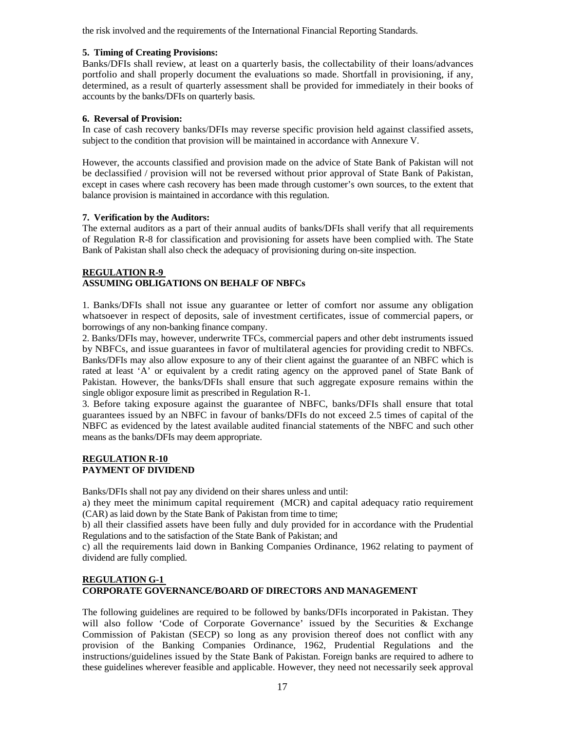the risk involved and the requirements of the International Financial Reporting Standards.

**5. Timing of Creating Provisions:**

Banks/DFIs shall review, at least on a quarterly basis, the collectability of their loans/advances portfolio and shall properly document the evaluations so made. Shortfall in provisioning, if any, determined, as a result of quarterly assessment shall be provided for immediately in their books of accounts by the banks/DFIs on quarterly basis.

**6. Reversal of Provision:**

In case of cash recovery banks/DFIs may reverse specific provision held against classified assets, subject to the condition that provision will be maintained in accordance with Annexure V.

However, the accounts classified and provision made on the advice of State Bank of Pakistan will not be declassified / provision will not be reversed without prior approval of State Bank of Pakistan, except in cases where cash recovery has been made through customer's own sources, to the extent that balance provision is maintained in accordance with this regulation.

**7. Verification by the Auditors:**

The external auditors as a part of their annual audits of banks/DFIs shall verify that all requirements of Regulation R-8 for classification and provisioning for assets have been complied with. The State Bank of Pakistan shall also check the adequacy of provisioning during on-site inspection.

## REGULATION R-9
## ASSUMING OBLIGATIONS ON BEHALF OF NBFCs

1. Banks/DFIs shall not issue any guarantee or letter of comfort nor assume any obligation whatsoever in respect of deposits, sale of investment certificates, issue of commercial papers, or borrowings of any non-banking finance company.

2. Banks/DFIs may, however, underwrite TFCs, commercial papers and other debt instruments issued by NBFCs, and issue guarantees in favor of multilateral agencies for providing credit to NBFCs. Banks/DFIs may also allow exposure to any of their client against the guarantee of an NBFC which is rated at least 'A' or equivalent by a credit rating agency on the approved panel of State Bank of Pakistan. However, the banks/DFIs shall ensure that such aggregate exposure remains within the single obligor exposure limit as prescribed in Regulation R-1.

3. Before taking exposure against the guarantee of NBFC, banks/DFIs shall ensure that total guarantees issued by an NBFC in favour of banks/DFIs do not exceed 2.5 times of capital of the NBFC as evidenced by the latest available audited financial statements of the NBFC and such other means as the banks/DFIs may deem appropriate.

## REGULATION R-10
## PAYMENT OF DIVIDEND

Banks/DFIs shall not pay any dividend on their shares unless and until:

a) they meet the minimum capital requirement (MCR) and capital adequacy ratio requirement (CAR) as laid down by the State Bank of Pakistan from time to time;

b) all their classified assets have been fully and duly provided for in accordance with the Prudential Regulations and to the satisfaction of the State Bank of Pakistan; and

c) all the requirements laid down in Banking Companies Ordinance, 1962 relating to payment of dividend are fully complied.

## REGULATION G-1
## CORPORATE GOVERNANCE/BOARD OF DIRECTORS AND MANAGEMENT

The following guidelines are required to be followed by banks/DFIs incorporated in Pakistan. They will also follow 'Code of Corporate Governance' issued by the Securities & Exchange Commission of Pakistan (SECP) so long as any provision thereof does not conflict with any provision of the Banking Companies Ordinance, 1962, Prudential Regulations and the instructions/guidelines issued by the State Bank of Pakistan. Foreign banks are required to adhere to these guidelines wherever feasible and applicable. However, they need not necessarily seek approval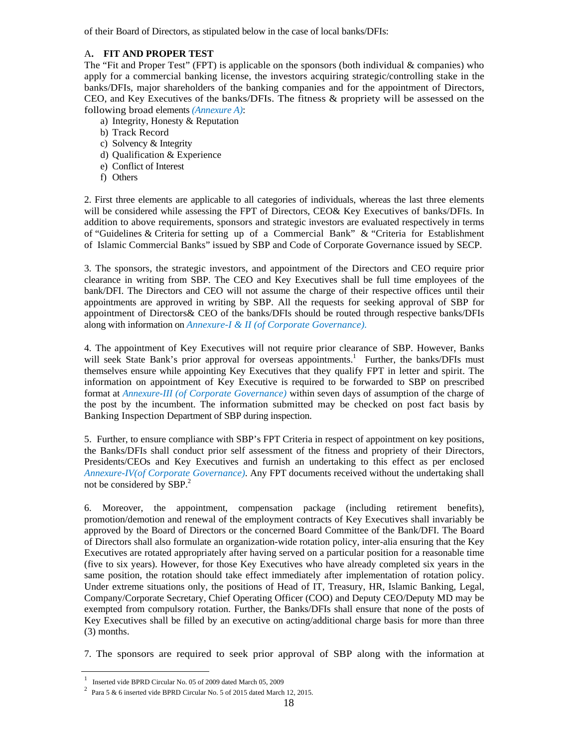of their Board of Directors, as stipulated below in the case of local banks/DFIs:

### A. FIT AND PROPER TEST

The "Fit and Proper Test" (FPT) is applicable on the sponsors (both individual & companies) who apply for a commercial banking license, the investors acquiring strategic/controlling stake in the banks/DFIs, major shareholders of the banking companies and for the appointment of Directors, CEO, and Key Executives of the banks/DFIs. The fitness & propriety will be assessed on the following broad elements *(Annexure A)*:

a) Integrity, Honesty & Reputation
b) Track Record
c) Solvency & Integrity
d) Qualification & Experience
e) Conflict of Interest
f) Others

2. First three elements are applicable to all categories of individuals, whereas the last three elements will be considered while assessing the FPT of Directors, CEO& Key Executives of banks/DFIs. In addition to above requirements, sponsors and strategic investors are evaluated respectively in terms of "Guidelines & Criteria for setting up of a Commercial Bank" & "Criteria for Establishment of Islamic Commercial Banks" issued by SBP and Code of Corporate Governance issued by SECP.

3. The sponsors, the strategic investors, and appointment of the Directors and CEO require prior clearance in writing from SBP. The CEO and Key Executives shall be full time employees of the bank/DFI. The Directors and CEO will not assume the charge of their respective offices until their appointments are approved in writing by SBP. All the requests for seeking approval of SBP for appointment of Directors& CEO of the banks/DFIs should be routed through respective banks/DFIs along with information on *Annexure-I & II (of Corporate Governance).*

4. The appointment of Key Executives will not require prior clearance of SBP. However, Banks will seek State Bank's prior approval for overseas appointments.[1] Further, the banks/DFIs must themselves ensure while appointing Key Executives that they qualify FPT in letter and spirit. The information on appointment of Key Executive is required to be forwarded to SBP on prescribed format at *Annexure-III (of Corporate Governance)* within seven days of assumption of the charge of the post by the incumbent. The information submitted may be checked on post fact basis by Banking Inspection Department of SBP during inspection.

5. Further, to ensure compliance with SBP's FPT Criteria in respect of appointment on key positions, the Banks/DFIs shall conduct prior self assessment of the fitness and propriety of their Directors, Presidents/CEOs and Key Executives and furnish an undertaking to this effect as per enclosed *Annexure-IV(of Corporate Governance)*. Any FPT documents received without the undertaking shall not be considered by SBP.[2]

6. Moreover, the appointment, compensation package (including retirement benefits), promotion/demotion and renewal of the employment contracts of Key Executives shall invariably be approved by the Board of Directors or the concerned Board Committee of the Bank/DFI. The Board of Directors shall also formulate an organization-wide rotation policy, inter-alia ensuring that the Key Executives are rotated appropriately after having served on a particular position for a reasonable time (five to six years). However, for those Key Executives who have already completed six years in the same position, the rotation should take effect immediately after implementation of rotation policy. Under extreme situations only, the positions of Head of IT, Treasury, HR, Islamic Banking, Legal, Company/Corporate Secretary, Chief Operating Officer (COO) and Deputy CEO/Deputy MD may be exempted from compulsory rotation. Further, the Banks/DFIs shall ensure that none of the posts of Key Executives shall be filled by an executive on acting/additional charge basis for more than three (3) months.

7. The sponsors are required to seek prior approval of SBP along with the information at

---

[1] Inserted vide BPRD Circular No. 05 of 2009 dated March 05, 2009

[2] Para 5 & 6 inserted vide BPRD Circular No. 5 of 2015 dated March 12, 2015.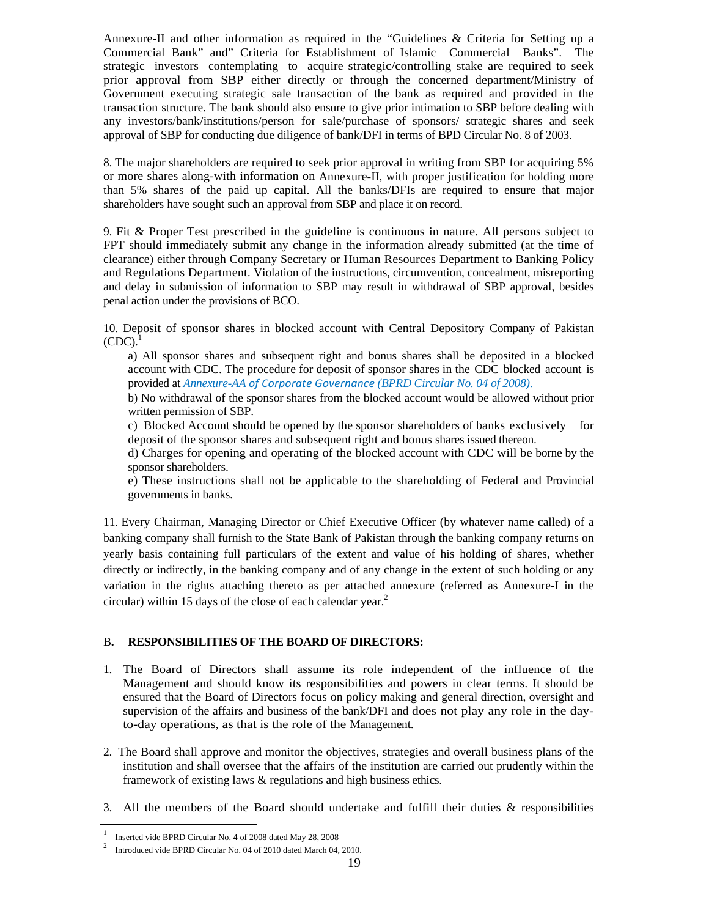Annexure-II and other information as required in the "Guidelines & Criteria for Setting up a Commercial Bank" and" Criteria for Establishment of Islamic Commercial Banks". The strategic investors contemplating to acquire strategic/controlling stake are required to seek prior approval from SBP either directly or through the concerned department/Ministry of Government executing strategic sale transaction of the bank as required and provided in the transaction structure. The bank should also ensure to give prior intimation to SBP before dealing with any investors/bank/institutions/person for sale/purchase of sponsors/ strategic shares and seek approval of SBP for conducting due diligence of bank/DFI in terms of BPD Circular No. 8 of 2003.

8. The major shareholders are required to seek prior approval in writing from SBP for acquiring 5% or more shares along-with information on Annexure-II, with proper justification for holding more than 5% shares of the paid up capital. All the banks/DFIs are required to ensure that major shareholders have sought such an approval from SBP and place it on record.

9. Fit & Proper Test prescribed in the guideline is continuous in nature. All persons subject to FPT should immediately submit any change in the information already submitted (at the time of clearance) either through Company Secretary or Human Resources Department to Banking Policy and Regulations Department. Violation of the instructions, circumvention, concealment, misreporting and delay in submission of information to SBP may result in withdrawal of SBP approval, besides penal action under the provisions of BCO.

10. Deposit of sponsor shares in blocked account with Central Depository Company of Pakistan (CDC).[1]

a) All sponsor shares and subsequent right and bonus shares shall be deposited in a blocked account with CDC. The procedure for deposit of sponsor shares in the CDC blocked account is provided at *Annexure-AA of Corporate Governance (BPRD Circular No. 04 of 2008).*

b) No withdrawal of the sponsor shares from the blocked account would be allowed without prior written permission of SBP.

c) Blocked Account should be opened by the sponsor shareholders of banks exclusively for deposit of the sponsor shares and subsequent right and bonus shares issued thereon.

d) Charges for opening and operating of the blocked account with CDC will be borne by the sponsor shareholders.

e) These instructions shall not be applicable to the shareholding of Federal and Provincial governments in banks.

11. Every Chairman, Managing Director or Chief Executive Officer (by whatever name called) of a banking company shall furnish to the State Bank of Pakistan through the banking company returns on yearly basis containing full particulars of the extent and value of his holding of shares, whether directly or indirectly, in the banking company and of any change in the extent of such holding or any variation in the rights attaching thereto as per attached annexure (referred as Annexure-I in the circular) within 15 days of the close of each calendar year.[2]

## B. RESPONSIBILITIES OF THE BOARD OF DIRECTORS:

1. The Board of Directors shall assume its role independent of the influence of the Management and should know its responsibilities and powers in clear terms. It should be ensured that the Board of Directors focus on policy making and general direction, oversight and supervision of the affairs and business of the bank/DFI and does not play any role in the day-to-day operations, as that is the role of the Management.

2. The Board shall approve and monitor the objectives, strategies and overall business plans of the institution and shall oversee that the affairs of the institution are carried out prudently within the framework of existing laws & regulations and high business ethics.

3. All the members of the Board should undertake and fulfill their duties & responsibilities

---

[1] Inserted vide BPRD Circular No. 4 of 2008 dated May 28, 2008

[2] Introduced vide BPRD Circular No. 04 of 2010 dated March 04, 2010.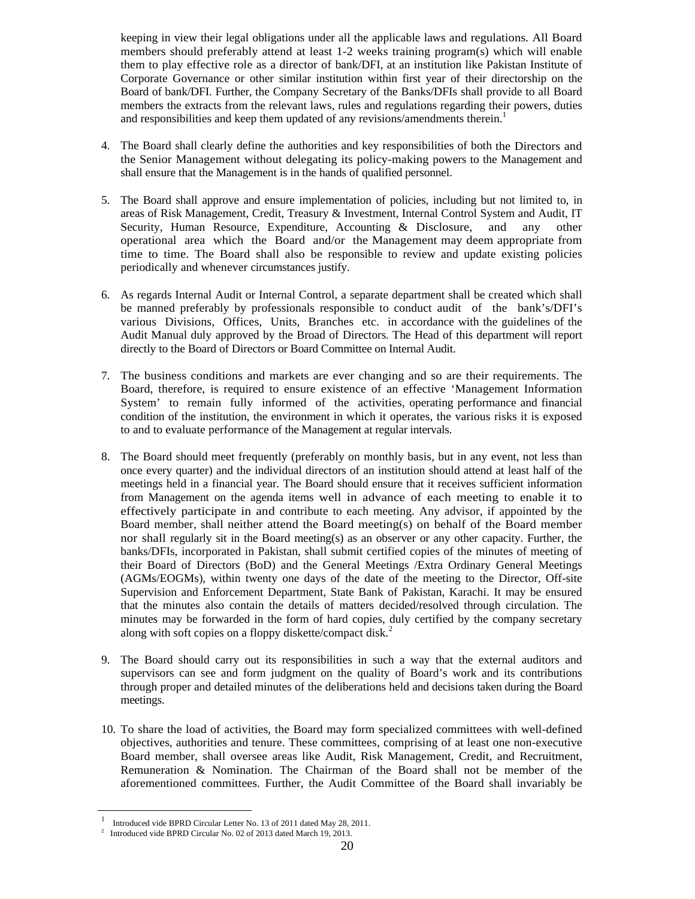keeping in view their legal obligations under all the applicable laws and regulations. All Board members should preferably attend at least 1-2 weeks training program(s) which will enable them to play effective role as a director of bank/DFI, at an institution like Pakistan Institute of Corporate Governance or other similar institution within first year of their directorship on the Board of bank/DFI. Further, the Company Secretary of the Banks/DFIs shall provide to all Board members the extracts from the relevant laws, rules and regulations regarding their powers, duties and responsibilities and keep them updated of any revisions/amendments therein.[1]

4. The Board shall clearly define the authorities and key responsibilities of both the Directors and the Senior Management without delegating its policy-making powers to the Management and shall ensure that the Management is in the hands of qualified personnel.

5. The Board shall approve and ensure implementation of policies, including but not limited to, in areas of Risk Management, Credit, Treasury & Investment, Internal Control System and Audit, IT Security, Human Resource, Expenditure, Accounting & Disclosure, and any other operational area which the Board and/or the Management may deem appropriate from time to time. The Board shall also be responsible to review and update existing policies periodically and whenever circumstances justify.

6. As regards Internal Audit or Internal Control, a separate department shall be created which shall be manned preferably by professionals responsible to conduct audit of the bank's/DFI's various Divisions, Offices, Units, Branches etc. in accordance with the guidelines of the Audit Manual duly approved by the Broad of Directors. The Head of this department will report directly to the Board of Directors or Board Committee on Internal Audit.

7. The business conditions and markets are ever changing and so are their requirements. The Board, therefore, is required to ensure existence of an effective 'Management Information System' to remain fully informed of the activities, operating performance and financial condition of the institution, the environment in which it operates, the various risks it is exposed to and to evaluate performance of the Management at regular intervals.

8. The Board should meet frequently (preferably on monthly basis, but in any event, not less than once every quarter) and the individual directors of an institution should attend at least half of the meetings held in a financial year. The Board should ensure that it receives sufficient information from Management on the agenda items well in advance of each meeting to enable it to effectively participate in and contribute to each meeting. Any advisor, if appointed by the Board member, shall neither attend the Board meeting(s) on behalf of the Board member nor shall regularly sit in the Board meeting(s) as an observer or any other capacity. Further, the banks/DFIs, incorporated in Pakistan, shall submit certified copies of the minutes of meeting of their Board of Directors (BoD) and the General Meetings /Extra Ordinary General Meetings (AGMs/EOGMs), within twenty one days of the date of the meeting to the Director, Off-site Supervision and Enforcement Department, State Bank of Pakistan, Karachi. It may be ensured that the minutes also contain the details of matters decided/resolved through circulation. The minutes may be forwarded in the form of hard copies, duly certified by the company secretary along with soft copies on a floppy diskette/compact disk.[2]

9. The Board should carry out its responsibilities in such a way that the external auditors and supervisors can see and form judgment on the quality of Board's work and its contributions through proper and detailed minutes of the deliberations held and decisions taken during the Board meetings.

10. To share the load of activities, the Board may form specialized committees with well-defined objectives, authorities and tenure. These committees, comprising of at least one non-executive Board member, shall oversee areas like Audit, Risk Management, Credit, and Recruitment, Remuneration & Nomination. The Chairman of the Board shall not be member of the aforementioned committees. Further, the Audit Committee of the Board shall invariably be

---

[1] Introduced vide BPRD Circular Letter No. 13 of 2011 dated May 28, 2011.

[2] Introduced vide BPRD Circular No. 02 of 2013 dated March 19, 2013.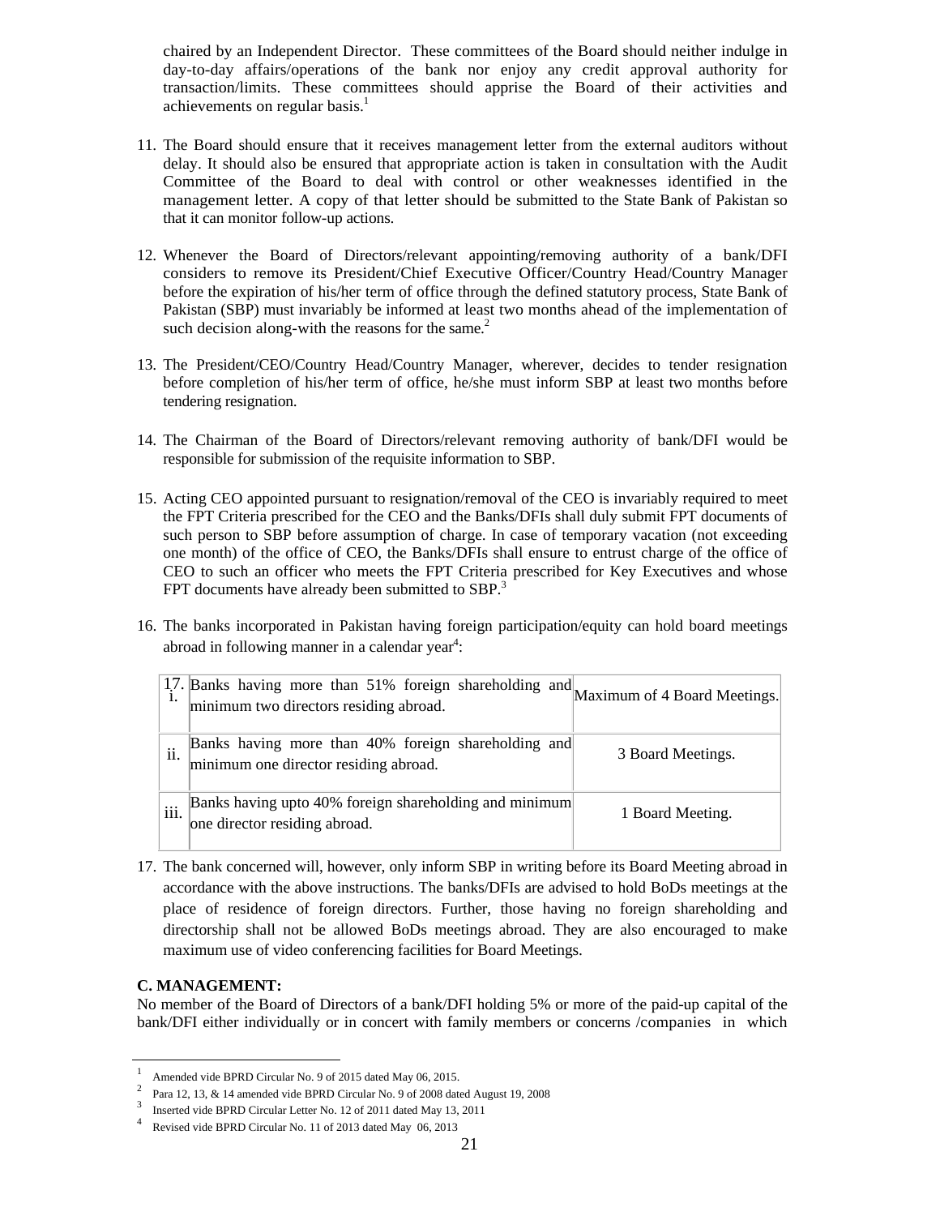chaired by an Independent Director. These committees of the Board should neither indulge in day-to-day affairs/operations of the bank nor enjoy any credit approval authority for transaction/limits. These committees should apprise the Board of their activities and achievements on regular basis.[1]

11. The Board should ensure that it receives management letter from the external auditors without delay. It should also be ensured that appropriate action is taken in consultation with the Audit Committee of the Board to deal with control or other weaknesses identified in the management letter. A copy of that letter should be submitted to the State Bank of Pakistan so that it can monitor follow-up actions.

12. Whenever the Board of Directors/relevant appointing/removing authority of a bank/DFI considers to remove its President/Chief Executive Officer/Country Head/Country Manager before the expiration of his/her term of office through the defined statutory process, State Bank of Pakistan (SBP) must invariably be informed at least two months ahead of the implementation of such decision along-with the reasons for the same.[2]

13. The President/CEO/Country Head/Country Manager, wherever, decides to tender resignation before completion of his/her term of office, he/she must inform SBP at least two months before tendering resignation.

14. The Chairman of the Board of Directors/relevant removing authority of bank/DFI would be responsible for submission of the requisite information to SBP.

15. Acting CEO appointed pursuant to resignation/removal of the CEO is invariably required to meet the FPT Criteria prescribed for the CEO and the Banks/DFIs shall duly submit FPT documents of such person to SBP before assumption of charge. In case of temporary vacation (not exceeding one month) of the office of CEO, the Banks/DFIs shall ensure to entrust charge of the office of CEO to such an officer who meets the FPT Criteria prescribed for Key Executives and whose FPT documents have already been submitted to SBP.[3]

16. The banks incorporated in Pakistan having foreign participation/equity can hold board meetings abroad in following manner in a calendar year[4]:

| | | |
|---|---|---|
| i. | Banks having more than 51% foreign shareholding and minimum two directors residing abroad. | Maximum of 4 Board Meetings. |
| ii. | Banks having more than 40% foreign shareholding and minimum one director residing abroad. | 3 Board Meetings. |
| iii. | Banks having upto 40% foreign shareholding and minimum one director residing abroad. | 1 Board Meeting. |

17. The bank concerned will, however, only inform SBP in writing before its Board Meeting abroad in accordance with the above instructions. The banks/DFIs are advised to hold BoDs meetings at the place of residence of foreign directors. Further, those having no foreign shareholding and directorship shall not be allowed BoDs meetings abroad. They are also encouraged to make maximum use of video conferencing facilities for Board Meetings.

**C. MANAGEMENT:**

No member of the Board of Directors of a bank/DFI holding 5% or more of the paid-up capital of the bank/DFI either individually or in concert with family members or concerns /companies in which

---

[1] Amended vide BPRD Circular No. 9 of 2015 dated May 06, 2015.

[2] Para 12, 13, & 14 amended vide BPRD Circular No. 9 of 2008 dated August 19, 2008

[3] Inserted vide BPRD Circular Letter No. 12 of 2011 dated May 13, 2011

[4] Revised vide BPRD Circular No. 11 of 2013 dated May 06, 2013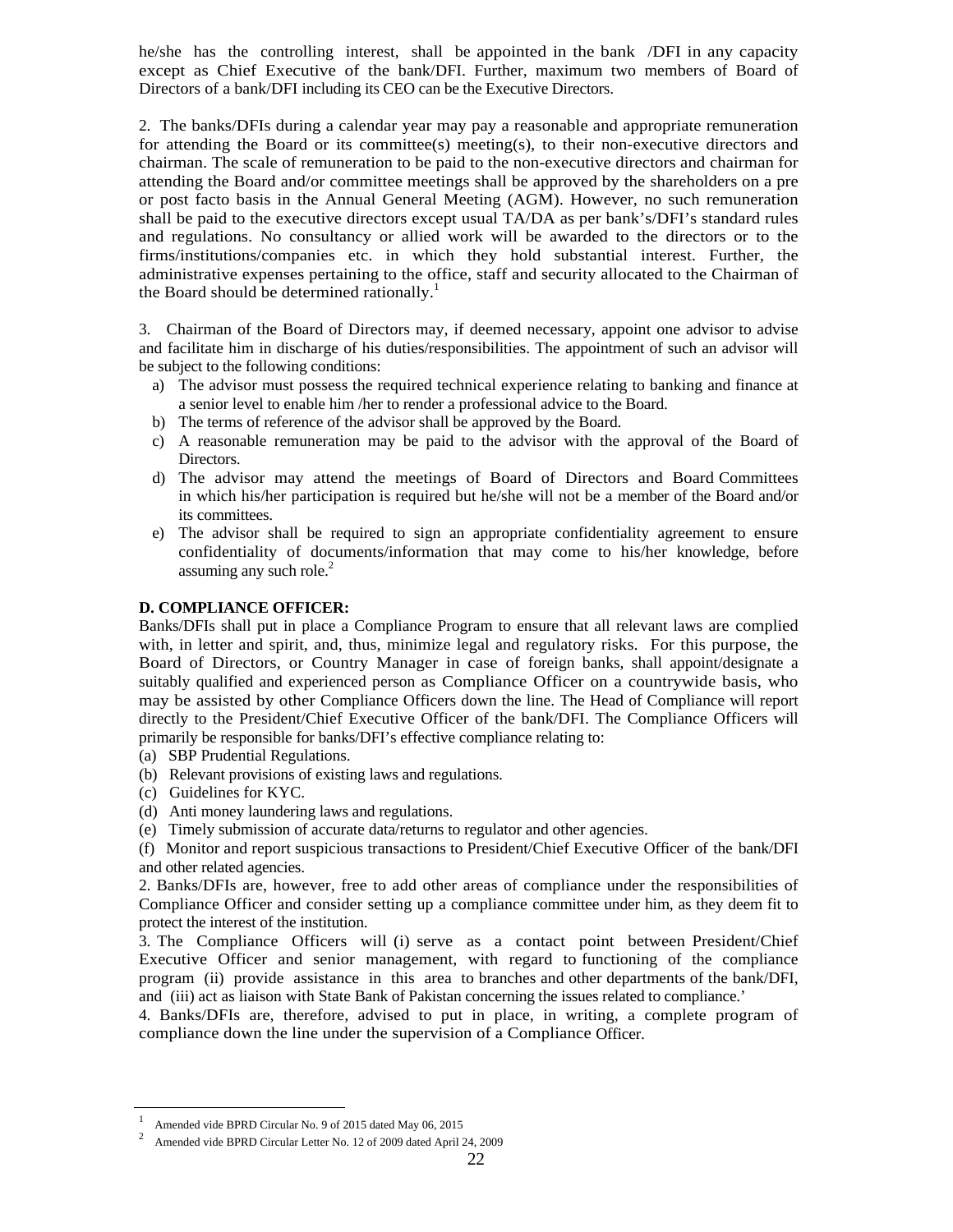he/she has the controlling interest, shall be appointed in the bank /DFI in any capacity except as Chief Executive of the bank/DFI. Further, maximum two members of Board of Directors of a bank/DFI including its CEO can be the Executive Directors.

2. The banks/DFIs during a calendar year may pay a reasonable and appropriate remuneration for attending the Board or its committee(s) meeting(s), to their non-executive directors and chairman. The scale of remuneration to be paid to the non-executive directors and chairman for attending the Board and/or committee meetings shall be approved by the shareholders on a pre or post facto basis in the Annual General Meeting (AGM). However, no such remuneration shall be paid to the executive directors except usual TA/DA as per bank's/DFI's standard rules and regulations. No consultancy or allied work will be awarded to the directors or to the firms/institutions/companies etc. in which they hold substantial interest. Further, the administrative expenses pertaining to the office, staff and security allocated to the Chairman of the Board should be determined rationally.[1]

3. Chairman of the Board of Directors may, if deemed necessary, appoint one advisor to advise and facilitate him in discharge of his duties/responsibilities. The appointment of such an advisor will be subject to the following conditions:

a) The advisor must possess the required technical experience relating to banking and finance at a senior level to enable him /her to render a professional advice to the Board.
b) The terms of reference of the advisor shall be approved by the Board.
c) A reasonable remuneration may be paid to the advisor with the approval of the Board of Directors.
d) The advisor may attend the meetings of Board of Directors and Board Committees in which his/her participation is required but he/she will not be a member of the Board and/or its committees.
e) The advisor shall be required to sign an appropriate confidentiality agreement to ensure confidentiality of documents/information that may come to his/her knowledge, before assuming any such role.[2]

**D. COMPLIANCE OFFICER:**

Banks/DFIs shall put in place a Compliance Program to ensure that all relevant laws are complied with, in letter and spirit, and, thus, minimize legal and regulatory risks. For this purpose, the Board of Directors, or Country Manager in case of foreign banks, shall appoint/designate a suitably qualified and experienced person as Compliance Officer on a countrywide basis, who may be assisted by other Compliance Officers down the line. The Head of Compliance will report directly to the President/Chief Executive Officer of the bank/DFI. The Compliance Officers will primarily be responsible for banks/DFI's effective compliance relating to:

(a) SBP Prudential Regulations.
(b) Relevant provisions of existing laws and regulations.
(c) Guidelines for KYC.
(d) Anti money laundering laws and regulations.
(e) Timely submission of accurate data/returns to regulator and other agencies.
(f) Monitor and report suspicious transactions to President/Chief Executive Officer of the bank/DFI and other related agencies.

2. Banks/DFIs are, however, free to add other areas of compliance under the responsibilities of Compliance Officer and consider setting up a compliance committee under him, as they deem fit to protect the interest of the institution.

3. The Compliance Officers will (i) serve as a contact point between President/Chief Executive Officer and senior management, with regard to functioning of the compliance program (ii) provide assistance in this area to branches and other departments of the bank/DFI, and (iii) act as liaison with State Bank of Pakistan concerning the issues related to compliance.'

4. Banks/DFIs are, therefore, advised to put in place, in writing, a complete program of compliance down the line under the supervision of a Compliance Officer.

---

[1] Amended vide BPRD Circular No. 9 of 2015 dated May 06, 2015

[2] Amended vide BPRD Circular Letter No. 12 of 2009 dated April 24, 2009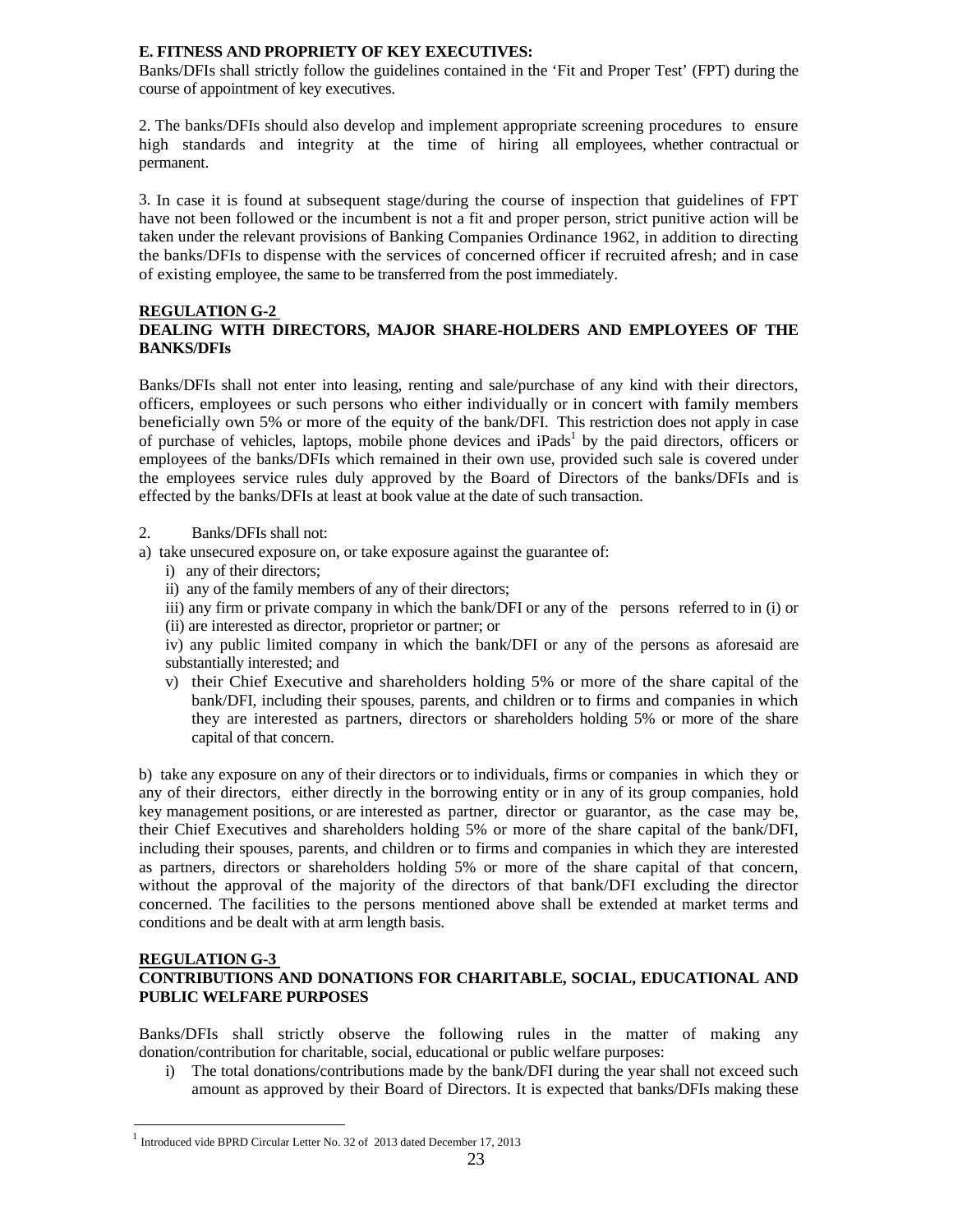**E. FITNESS AND PROPRIETY OF KEY EXECUTIVES:**

Banks/DFIs shall strictly follow the guidelines contained in the 'Fit and Proper Test' (FPT) during the course of appointment of key executives.

2. The banks/DFIs should also develop and implement appropriate screening procedures to ensure high standards and integrity at the time of hiring all employees, whether contractual or permanent.

3. In case it is found at subsequent stage/during the course of inspection that guidelines of FPT have not been followed or the incumbent is not a fit and proper person, strict punitive action will be taken under the relevant provisions of Banking Companies Ordinance 1962, in addition to directing the banks/DFIs to dispense with the services of concerned officer if recruited afresh; and in case of existing employee, the same to be transferred from the post immediately.

## REGULATION G-2
## DEALING WITH DIRECTORS, MAJOR SHARE-HOLDERS AND EMPLOYEES OF THE BANKS/DFIs

Banks/DFIs shall not enter into leasing, renting and sale/purchase of any kind with their directors, officers, employees or such persons who either individually or in concert with family members beneficially own 5% or more of the equity of the bank/DFI. This restriction does not apply in case of purchase of vehicles, laptops, mobile phone devices and iPads[1] by the paid directors, officers or employees of the banks/DFIs which remained in their own use, provided such sale is covered under the employees service rules duly approved by the Board of Directors of the banks/DFIs and is effected by the banks/DFIs at least at book value at the date of such transaction.

2. Banks/DFIs shall not:

a) take unsecured exposure on, or take exposure against the guarantee of:

   i) any of their directors;

   ii) any of the family members of any of their directors;

   iii) any firm or private company in which the bank/DFI or any of the persons referred to in (i) or (ii) are interested as director, proprietor or partner; or

   iv) any public limited company in which the bank/DFI or any of the persons as aforesaid are substantially interested; and

   v) their Chief Executive and shareholders holding 5% or more of the share capital of the bank/DFI, including their spouses, parents, and children or to firms and companies in which they are interested as partners, directors or shareholders holding 5% or more of the share capital of that concern.

b) take any exposure on any of their directors or to individuals, firms or companies in which they or any of their directors, either directly in the borrowing entity or in any of its group companies, hold key management positions, or are interested as partner, director or guarantor, as the case may be, their Chief Executives and shareholders holding 5% or more of the share capital of the bank/DFI, including their spouses, parents, and children or to firms and companies in which they are interested as partners, directors or shareholders holding 5% or more of the share capital of that concern, without the approval of the majority of the directors of that bank/DFI excluding the director concerned. The facilities to the persons mentioned above shall be extended at market terms and conditions and be dealt with at arm length basis.

## REGULATION G-3
## CONTRIBUTIONS AND DONATIONS FOR CHARITABLE, SOCIAL, EDUCATIONAL AND PUBLIC WELFARE PURPOSES

Banks/DFIs shall strictly observe the following rules in the matter of making any donation/contribution for charitable, social, educational or public welfare purposes:

i) The total donations/contributions made by the bank/DFI during the year shall not exceed such amount as approved by their Board of Directors. It is expected that banks/DFIs making these

---

[1] Introduced vide BPRD Circular Letter No. 32 of 2013 dated December 17, 2013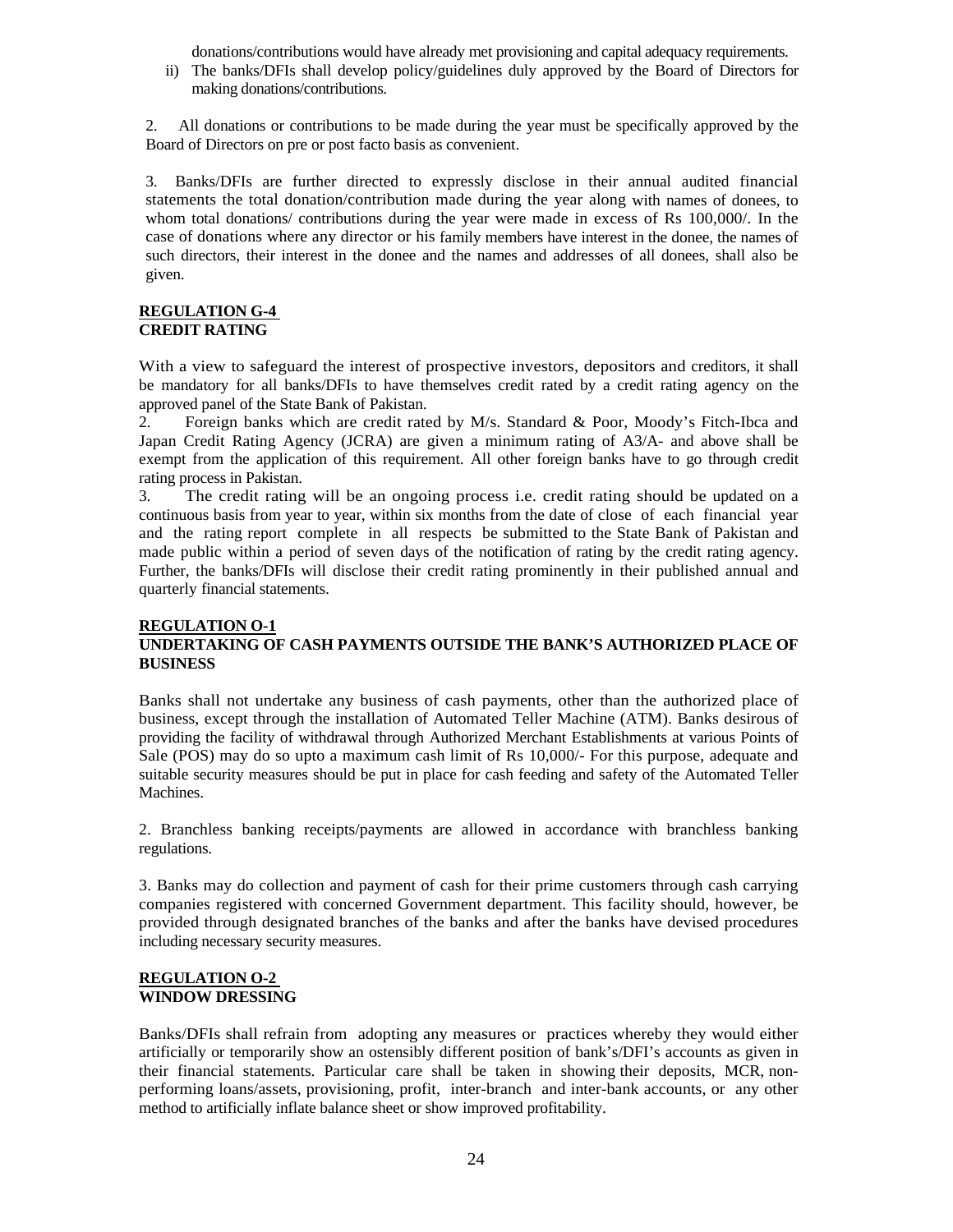donations/contributions would have already met provisioning and capital adequacy requirements.

ii) The banks/DFIs shall develop policy/guidelines duly approved by the Board of Directors for making donations/contributions.

2. All donations or contributions to be made during the year must be specifically approved by the Board of Directors on pre or post facto basis as convenient.

3. Banks/DFIs are further directed to expressly disclose in their annual audited financial statements the total donation/contribution made during the year along with names of donees, to whom total donations/ contributions during the year were made in excess of Rs 100,000/. In the case of donations where any director or his family members have interest in the donee, the names of such directors, their interest in the donee and the names and addresses of all donees, shall also be given.

## REGULATION G-4
## CREDIT RATING

With a view to safeguard the interest of prospective investors, depositors and creditors, it shall be mandatory for all banks/DFIs to have themselves credit rated by a credit rating agency on the approved panel of the State Bank of Pakistan.

2. Foreign banks which are credit rated by M/s. Standard & Poor, Moody's Fitch-Ibca and Japan Credit Rating Agency (JCRA) are given a minimum rating of A3/A- and above shall be exempt from the application of this requirement. All other foreign banks have to go through credit rating process in Pakistan.

3. The credit rating will be an ongoing process i.e. credit rating should be updated on a continuous basis from year to year, within six months from the date of close of each financial year and the rating report complete in all respects be submitted to the State Bank of Pakistan and made public within a period of seven days of the notification of rating by the credit rating agency. Further, the banks/DFIs will disclose their credit rating prominently in their published annual and quarterly financial statements.

## REGULATION O-1
## UNDERTAKING OF CASH PAYMENTS OUTSIDE THE BANK'S AUTHORIZED PLACE OF BUSINESS

Banks shall not undertake any business of cash payments, other than the authorized place of business, except through the installation of Automated Teller Machine (ATM). Banks desirous of providing the facility of withdrawal through Authorized Merchant Establishments at various Points of Sale (POS) may do so upto a maximum cash limit of Rs 10,000/- For this purpose, adequate and suitable security measures should be put in place for cash feeding and safety of the Automated Teller Machines.

2. Branchless banking receipts/payments are allowed in accordance with branchless banking regulations.

3. Banks may do collection and payment of cash for their prime customers through cash carrying companies registered with concerned Government department. This facility should, however, be provided through designated branches of the banks and after the banks have devised procedures including necessary security measures.

## REGULATION O-2
## WINDOW DRESSING

Banks/DFIs shall refrain from adopting any measures or practices whereby they would either artificially or temporarily show an ostensibly different position of bank's/DFI's accounts as given in their financial statements. Particular care shall be taken in showing their deposits, MCR, non-performing loans/assets, provisioning, profit, inter-branch and inter-bank accounts, or any other method to artificially inflate balance sheet or show improved profitability.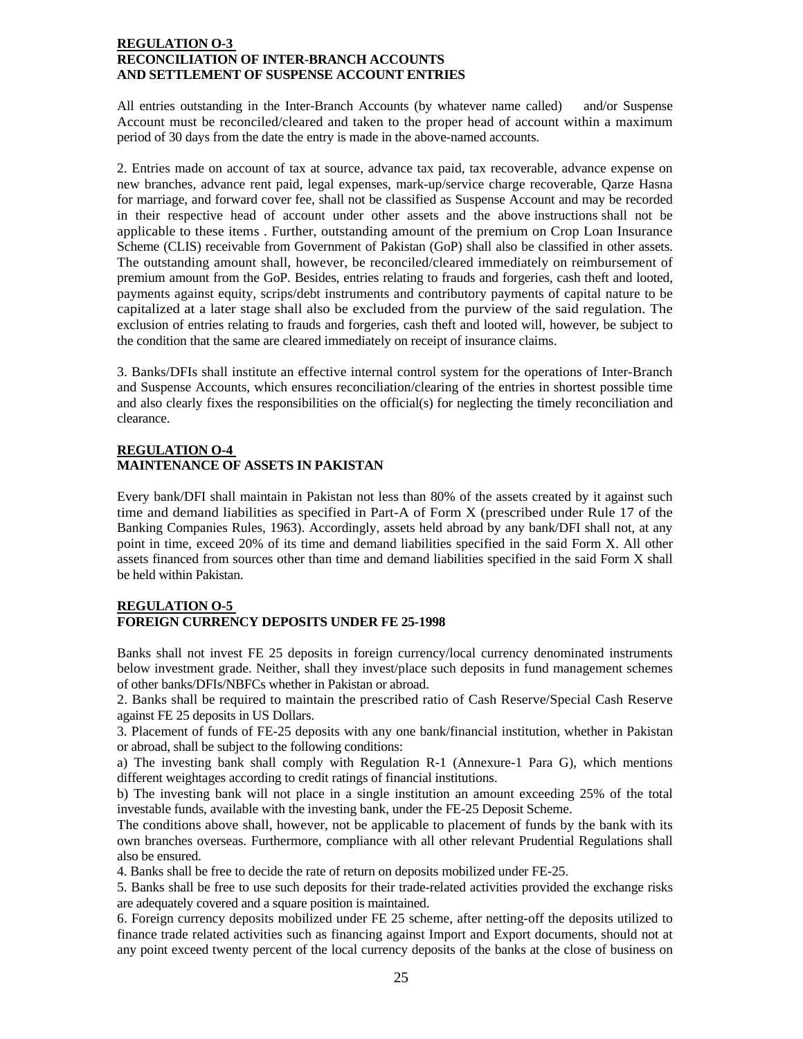**REGULATION O-3**
**RECONCILIATION OF INTER-BRANCH ACCOUNTS AND SETTLEMENT OF SUSPENSE ACCOUNT ENTRIES**

All entries outstanding in the Inter-Branch Accounts (by whatever name called) and/or Suspense Account must be reconciled/cleared and taken to the proper head of account within a maximum period of 30 days from the date the entry is made in the above-named accounts.

2. Entries made on account of tax at source, advance tax paid, tax recoverable, advance expense on new branches, advance rent paid, legal expenses, mark-up/service charge recoverable, Qarze Hasna for marriage, and forward cover fee, shall not be classified as Suspense Account and may be recorded in their respective head of account under other assets and the above instructions shall not be applicable to these items . Further, outstanding amount of the premium on Crop Loan Insurance Scheme (CLIS) receivable from Government of Pakistan (GoP) shall also be classified in other assets. The outstanding amount shall, however, be reconciled/cleared immediately on reimbursement of premium amount from the GoP. Besides, entries relating to frauds and forgeries, cash theft and looted, payments against equity, scrips/debt instruments and contributory payments of capital nature to be capitalized at a later stage shall also be excluded from the purview of the said regulation. The exclusion of entries relating to frauds and forgeries, cash theft and looted will, however, be subject to the condition that the same are cleared immediately on receipt of insurance claims.

3. Banks/DFIs shall institute an effective internal control system for the operations of Inter-Branch and Suspense Accounts, which ensures reconciliation/clearing of the entries in shortest possible time and also clearly fixes the responsibilities on the official(s) for neglecting the timely reconciliation and clearance.

**REGULATION O-4**
**MAINTENANCE OF ASSETS IN PAKISTAN**

Every bank/DFI shall maintain in Pakistan not less than 80% of the assets created by it against such time and demand liabilities as specified in Part-A of Form X (prescribed under Rule 17 of the Banking Companies Rules, 1963). Accordingly, assets held abroad by any bank/DFI shall not, at any point in time, exceed 20% of its time and demand liabilities specified in the said Form X. All other assets financed from sources other than time and demand liabilities specified in the said Form X shall be held within Pakistan.

**REGULATION O-5**
**FOREIGN CURRENCY DEPOSITS UNDER FE 25-1998**

Banks shall not invest FE 25 deposits in foreign currency/local currency denominated instruments below investment grade. Neither, shall they invest/place such deposits in fund management schemes of other banks/DFIs/NBFCs whether in Pakistan or abroad.

2. Banks shall be required to maintain the prescribed ratio of Cash Reserve/Special Cash Reserve against FE 25 deposits in US Dollars.

3. Placement of funds of FE-25 deposits with any one bank/financial institution, whether in Pakistan or abroad, shall be subject to the following conditions:

a) The investing bank shall comply with Regulation R-1 (Annexure-1 Para G), which mentions different weightages according to credit ratings of financial institutions.

b) The investing bank will not place in a single institution an amount exceeding 25% of the total investable funds, available with the investing bank, under the FE-25 Deposit Scheme.

The conditions above shall, however, not be applicable to placement of funds by the bank with its own branches overseas. Furthermore, compliance with all other relevant Prudential Regulations shall also be ensured.

4. Banks shall be free to decide the rate of return on deposits mobilized under FE-25.

5. Banks shall be free to use such deposits for their trade-related activities provided the exchange risks are adequately covered and a square position is maintained.

6. Foreign currency deposits mobilized under FE 25 scheme, after netting-off the deposits utilized to finance trade related activities such as financing against Import and Export documents, should not at any point exceed twenty percent of the local currency deposits of the banks at the close of business on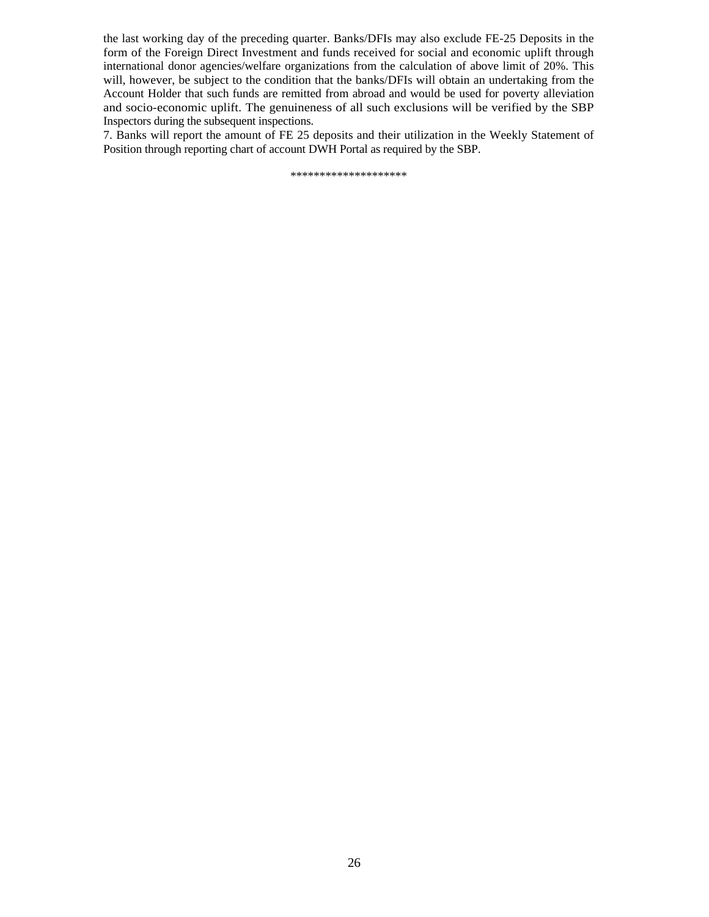the last working day of the preceding quarter. Banks/DFIs may also exclude FE-25 Deposits in the form of the Foreign Direct Investment and funds received for social and economic uplift through international donor agencies/welfare organizations from the calculation of above limit of 20%. This will, however, be subject to the condition that the banks/DFIs will obtain an undertaking from the Account Holder that such funds are remitted from abroad and would be used for poverty alleviation and socio-economic uplift. The genuineness of all such exclusions will be verified by the SBP Inspectors during the subsequent inspections.

7. Banks will report the amount of FE 25 deposits and their utilization in the Weekly Statement of Position through reporting chart of account DWH Portal as required by the SBP.

*******************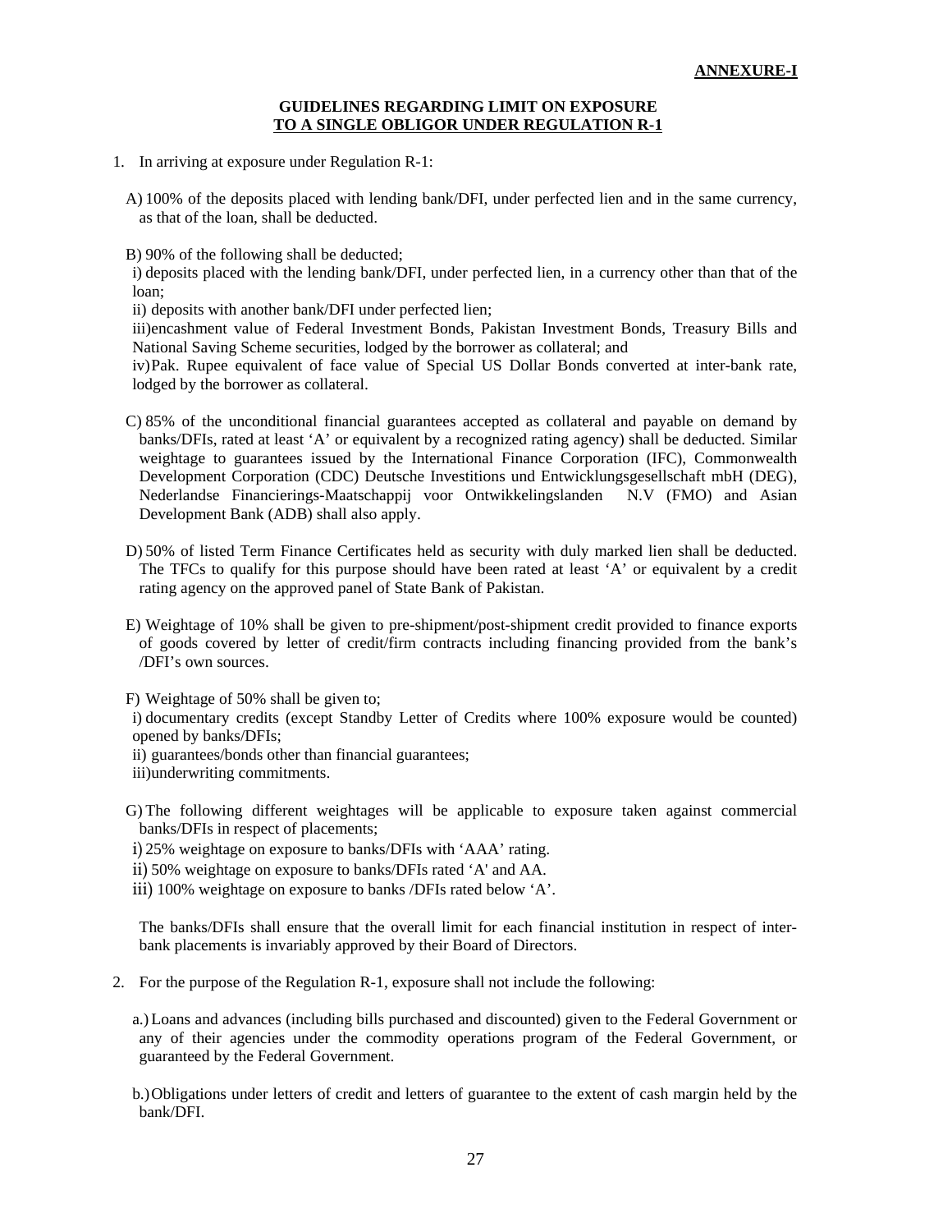**ANNEXURE-I**

## GUIDELINES REGARDING LIMIT ON EXPOSURE TO A SINGLE OBLIGOR UNDER REGULATION R-1

1. In arriving at exposure under Regulation R-1:

   A) 100% of the deposits placed with lending bank/DFI, under perfected lien and in the same currency, as that of the loan, shall be deducted.

   B) 90% of the following shall be deducted;

   i) deposits placed with the lending bank/DFI, under perfected lien, in a currency other than that of the loan;

   ii) deposits with another bank/DFI under perfected lien;

   iii) encashment value of Federal Investment Bonds, Pakistan Investment Bonds, Treasury Bills and National Saving Scheme securities, lodged by the borrower as collateral; and

   iv) Pak. Rupee equivalent of face value of Special US Dollar Bonds converted at inter-bank rate, lodged by the borrower as collateral.

   C) 85% of the unconditional financial guarantees accepted as collateral and payable on demand by banks/DFIs, rated at least 'A' or equivalent by a recognized rating agency) shall be deducted. Similar weightage to guarantees issued by the International Finance Corporation (IFC), Commonwealth Development Corporation (CDC) Deutsche Investitions und Entwicklungsgesellschaft mbH (DEG), Nederlandse Financierings-Maatschappij voor Ontwikkelingslanden N.V (FMO) and Asian Development Bank (ADB) shall also apply.

   D) 50% of listed Term Finance Certificates held as security with duly marked lien shall be deducted. The TFCs to qualify for this purpose should have been rated at least 'A' or equivalent by a credit rating agency on the approved panel of State Bank of Pakistan.

   E) Weightage of 10% shall be given to pre-shipment/post-shipment credit provided to finance exports of goods covered by letter of credit/firm contracts including financing provided from the bank's /DFI's own sources.

   F) Weightage of 50% shall be given to;

   i) documentary credits (except Standby Letter of Credits where 100% exposure would be counted) opened by banks/DFIs;

   ii) guarantees/bonds other than financial guarantees;

   iii) underwriting commitments.

   G) The following different weightages will be applicable to exposure taken against commercial banks/DFIs in respect of placements;

   i) 25% weightage on exposure to banks/DFIs with 'AAA' rating.

   ii) 50% weightage on exposure to banks/DFIs rated 'A' and AA.

   iii) 100% weightage on exposure to banks /DFIs rated below 'A'.

   The banks/DFIs shall ensure that the overall limit for each financial institution in respect of inter-bank placements is invariably approved by their Board of Directors.

2. For the purpose of the Regulation R-1, exposure shall not include the following:

   a.) Loans and advances (including bills purchased and discounted) given to the Federal Government or any of their agencies under the commodity operations program of the Federal Government, or guaranteed by the Federal Government.

   b.) Obligations under letters of credit and letters of guarantee to the extent of cash margin held by the bank/DFI.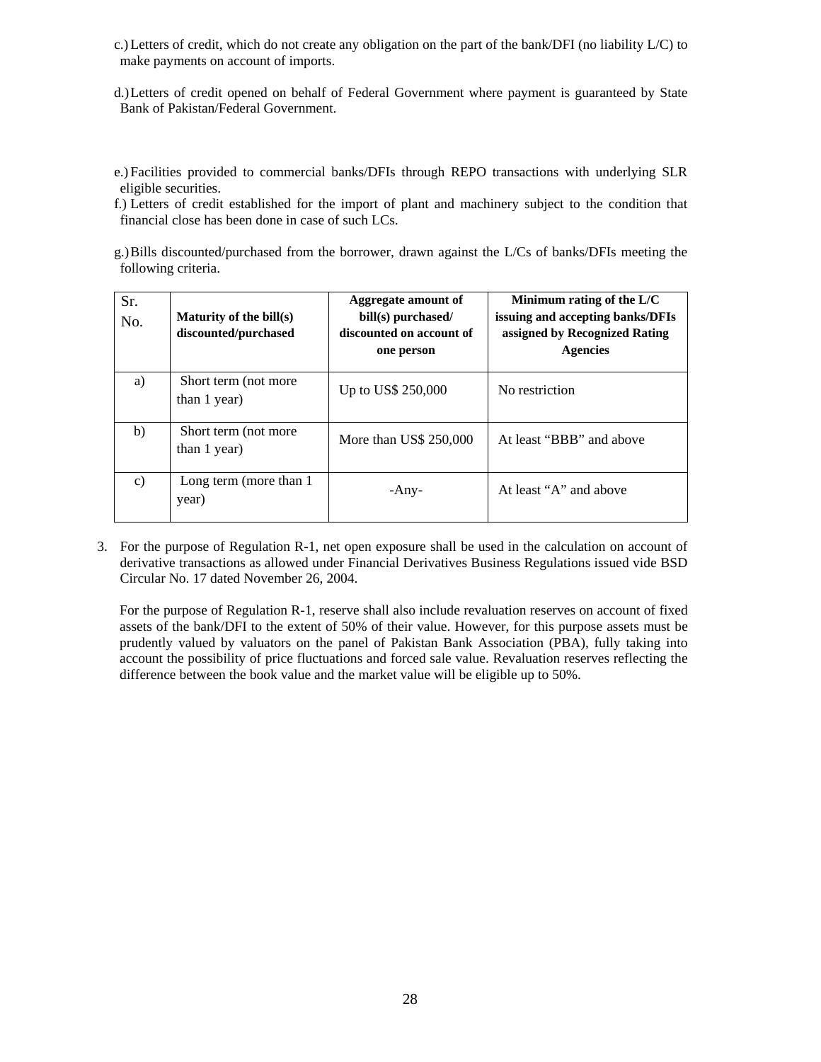c.) Letters of credit, which do not create any obligation on the part of the bank/DFI (no liability L/C) to make payments on account of imports.

d.) Letters of credit opened on behalf of Federal Government where payment is guaranteed by State Bank of Pakistan/Federal Government.

e.) Facilities provided to commercial banks/DFIs through REPO transactions with underlying SLR eligible securities.

f.) Letters of credit established for the import of plant and machinery subject to the condition that financial close has been done in case of such LCs.

g.) Bills discounted/purchased from the borrower, drawn against the L/Cs of banks/DFIs meeting the following criteria.

| Sr. No. | **Maturity of the bill(s) discounted/purchased** | **Aggregate amount of bill(s) purchased/ discounted on account of one person** | **Minimum rating of the L/C issuing and accepting banks/DFIs assigned by Recognized Rating Agencies** |
|---|---|---|---|
| a) | Short term (not more than 1 year) | Up to US$ 250,000 | No restriction |
| b) | Short term (not more than 1 year) | More than US$ 250,000 | At least “BBB” and above |
| c) | Long term (more than 1 year) | -Any- | At least “A” and above |

3. For the purpose of Regulation R-1, net open exposure shall be used in the calculation on account of derivative transactions as allowed under Financial Derivatives Business Regulations issued vide BSD Circular No. 17 dated November 26, 2004.

   For the purpose of Regulation R-1, reserve shall also include revaluation reserves on account of fixed assets of the bank/DFI to the extent of 50% of their value. However, for this purpose assets must be prudently valued by valuators on the panel of Pakistan Bank Association (PBA), fully taking into account the possibility of price fluctuations and forced sale value. Revaluation reserves reflecting the difference between the book value and the market value will be eligible up to 50%.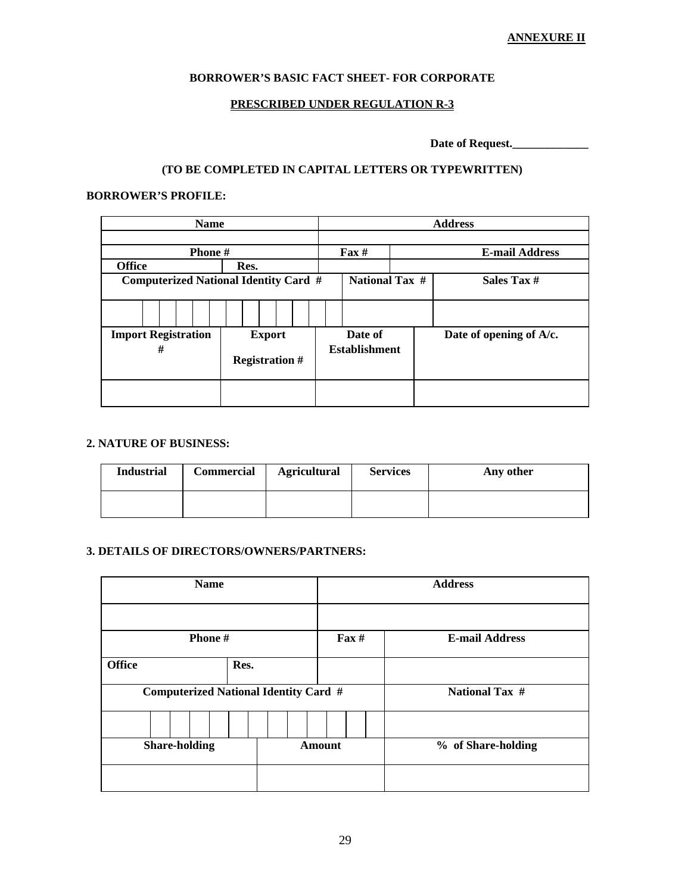**ANNEXURE II**

## BORROWER'S BASIC FACT SHEET- FOR CORPORATE

### PRESCRIBED UNDER REGULATION R-3

**Date of Request.\_\_\_\_\_\_\_\_\_\_\_\_\_\_**

**(TO BE COMPLETED IN CAPITAL LETTERS OR TYPEWRITTEN)**

**BORROWER'S PROFILE:**

| Name | | Address | | |
|---|---|---|---|---|
| | | | | |
| Phone # | | Fax # | E-mail Address | |
| Office | Res. | | | |
| Computerized National Identity Card # | | National Tax # | Sales Tax # | |
| | | | | |
| Import Registration # | Export Registration # | Date of Establishment | Date of opening of A/c. | |
| | | | | |

**2. NATURE OF BUSINESS:**

| Industrial | Commercial | Agricultural | Services | Any other |
|---|---|---|---|---|
| | | | | |

**3. DETAILS OF DIRECTORS/OWNERS/PARTNERS:**

| Name | | Address | |
|---|---|---|---|
| | | | |
| Phone # | | Fax # | E-mail Address |
| Office | Res. | | |
| Computerized National Identity Card # | | | National Tax # |
| | | | |
| Share-holding | Amount | | % of Share-holding |
| | | | |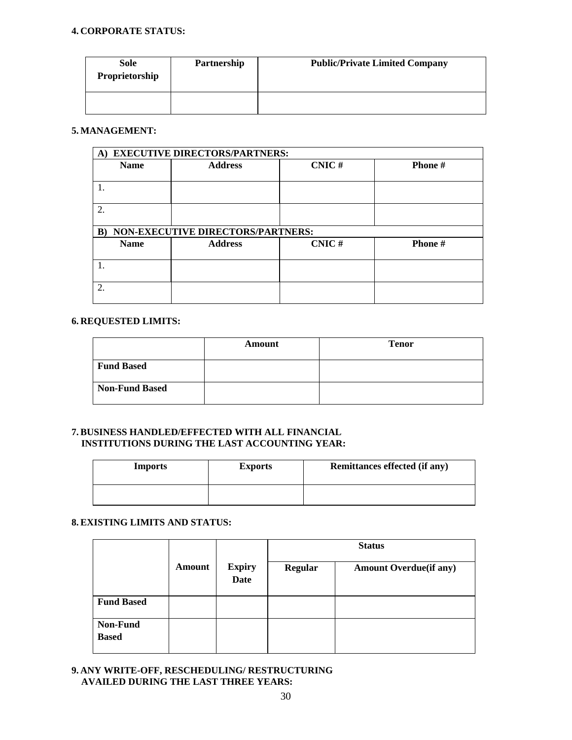**4. CORPORATE STATUS:**

| Sole Proprietorship | Partnership | Public/Private Limited Company |
|---|---|---|
| | | |

**5. MANAGEMENT:**

| **A) EXECUTIVE DIRECTORS/PARTNERS:** | | | |
|---|---|---|---|
| **Name** | **Address** | **CNIC #** | **Phone #** |
| 1. | | | |
| 2. | | | |
| **B) NON-EXECUTIVE DIRECTORS/PARTNERS:** | | | |
| **Name** | **Address** | **CNIC #** | **Phone #** |
| 1. | | | |
| 2. | | | |

**6. REQUESTED LIMITS:**

| | Amount | Tenor |
|---|---|---|
| **Fund Based** | | |
| **Non-Fund Based** | | |

**7. BUSINESS HANDLED/EFFECTED WITH ALL FINANCIAL INSTITUTIONS DURING THE LAST ACCOUNTING YEAR:**

| Imports | Exports | Remittances effected (if any) |
|---|---|---|
| | | |

**8. EXISTING LIMITS AND STATUS:**

| | Amount | Expiry Date | Status | |
|---|---|---|---|---|
| | | | **Regular** | **Amount Overdue(if any)** |
| **Fund Based** | | | | |
| **Non-Fund Based** | | | | |

**9. ANY WRITE-OFF, RESCHEDULING/ RESTRUCTURING AVAILED DURING THE LAST THREE YEARS:**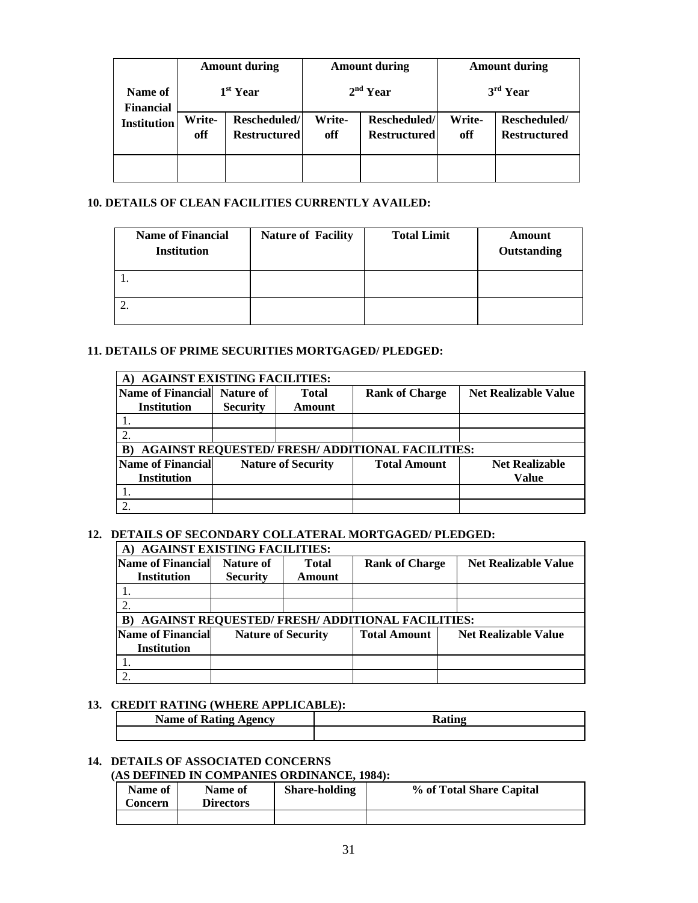| Name of Financial Institution | Amount during 1st Year | | Amount during 2nd Year | | Amount during 3rd Year | |
|---|---|---|---|---|---|---|
| | Write-off | Rescheduled/ Restructured | Write-off | Rescheduled/ Restructured | Write-off | Rescheduled/ Restructured |
| | | | | | | |

**10. DETAILS OF CLEAN FACILITIES CURRENTLY AVAILED:**

| Name of Financial Institution | Nature of Facility | Total Limit | Amount Outstanding |
|---|---|---|---|
| 1. | | | |
| 2. | | | |

**11. DETAILS OF PRIME SECURITIES MORTGAGED/ PLEDGED:**

| A) AGAINST EXISTING FACILITIES: | | | | |
|---|---|---|---|---|
| Name of Financial Institution | Nature of Security | Total Amount | Rank of Charge | Net Realizable Value |
| 1. | | | | |
| 2. | | | | |
| **B) AGAINST REQUESTED/ FRESH/ ADDITIONAL FACILITIES:** | | | | |
| Name of Financial Institution | Nature of Security | | Total Amount | Net Realizable Value |
| 1. | | | | |
| 2. | | | | |

**12. DETAILS OF SECONDARY COLLATERAL MORTGAGED/ PLEDGED:**

| A) AGAINST EXISTING FACILITIES: | | | | |
|---|---|---|---|---|
| Name of Financial Institution | Nature of Security | Total Amount | Rank of Charge | Net Realizable Value |
| 1. | | | | |
| 2. | | | | |
| **B) AGAINST REQUESTED/ FRESH/ ADDITIONAL FACILITIES:** | | | | |
| Name of Financial Institution | Nature of Security | | Total Amount | Net Realizable Value |
| 1. | | | | |
| 2. | | | | |

**13. CREDIT RATING (WHERE APPLICABLE):**

| Name of Rating Agency | Rating |
|---|---|
| | |

**14. DETAILS OF ASSOCIATED CONCERNS (AS DEFINED IN COMPANIES ORDINANCE, 1984):**

| Name of Concern | Name of Directors | Share-holding | % of Total Share Capital |
|---|---|---|---|
| | | | |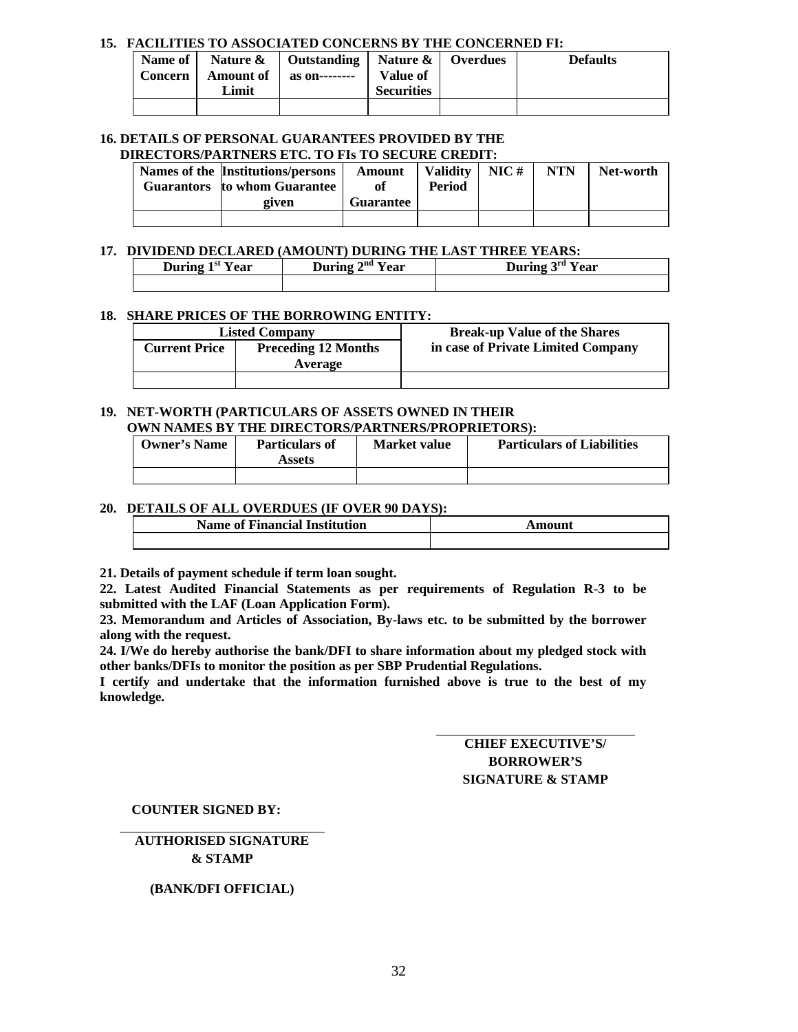**15. FACILITIES TO ASSOCIATED CONCERNS BY THE CONCERNED FI:**

| Name of Concern | Nature & Amount of Limit | Outstanding as on-------- | Nature & Value of Securities | Overdues | Defaults |
|---|---|---|---|---|---|
| | | | | | |

**16. DETAILS OF PERSONAL GUARANTEES PROVIDED BY THE DIRECTORS/PARTNERS ETC. TO FIs TO SECURE CREDIT:**

| Names of the Guarantors | Institutions/persons to whom Guarantee given | Amount of Guarantee | Validity Period | NIC # | NTN | Net-worth |
|---|---|---|---|---|---|---|
| | | | | | | |

**17. DIVIDEND DECLARED (AMOUNT) DURING THE LAST THREE YEARS:**

| During 1st Year | During 2nd Year | During 3rd Year |
|---|---|---|
| | | |

**18. SHARE PRICES OF THE BORROWING ENTITY:**

| Listed Company | | Break-up Value of the Shares in case of Private Limited Company |
|---|---|---|
| Current Price | Preceding 12 Months Average | |
| | | |

**19. NET-WORTH (PARTICULARS OF ASSETS OWNED IN THEIR OWN NAMES BY THE DIRECTORS/PARTNERS/PROPRIETORS):**

| Owner's Name | Particulars of Assets | Market value | Particulars of Liabilities |
|---|---|---|---|
| | | | |

**20. DETAILS OF ALL OVERDUES (IF OVER 90 DAYS):**

| Name of Financial Institution | Amount |
|---|---|
| | |

**21. Details of payment schedule if term loan sought.**

**22. Latest Audited Financial Statements as per requirements of Regulation R-3 to be submitted with the LAF (Loan Application Form).**

**23. Memorandum and Articles of Association, By-laws etc. to be submitted by the borrower along with the request.**

**24. I/We do hereby authorise the bank/DFI to share information about my pledged stock with other banks/DFIs to monitor the position as per SBP Prudential Regulations.**

**I certify and undertake that the information furnished above is true to the best of my knowledge.**

\_\_\_\_\_\_\_\_\_\_\_\_\_\_\_\_\_\_\_\_\_\_\_\_\_\_\_\_

**CHIEF EXECUTIVE'S/ BORROWER'S SIGNATURE & STAMP**

**COUNTER SIGNED BY:**

\_\_\_\_\_\_\_\_\_\_\_\_\_\_\_\_\_\_\_\_\_\_\_\_\_\_\_\_

**AUTHORISED SIGNATURE & STAMP**

**(BANK/DFI OFFICIAL)**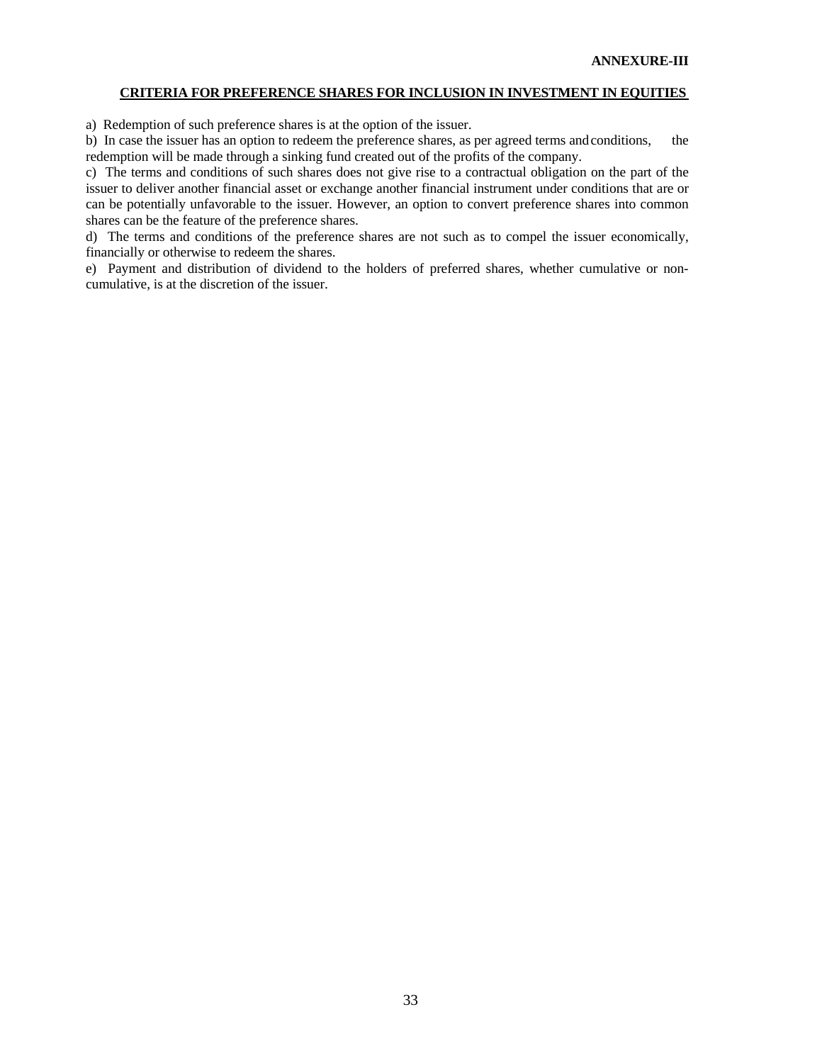**ANNEXURE-III**

## CRITERIA FOR PREFERENCE SHARES FOR INCLUSION IN INVESTMENT IN EQUITIES

a) Redemption of such preference shares is at the option of the issuer.

b) In case the issuer has an option to redeem the preference shares, as per agreed terms and conditions, the redemption will be made through a sinking fund created out of the profits of the company.

c) The terms and conditions of such shares does not give rise to a contractual obligation on the part of the issuer to deliver another financial asset or exchange another financial instrument under conditions that are or can be potentially unfavorable to the issuer. However, an option to convert preference shares into common shares can be the feature of the preference shares.

d) The terms and conditions of the preference shares are not such as to compel the issuer economically, financially or otherwise to redeem the shares.

e) Payment and distribution of dividend to the holders of preferred shares, whether cumulative or non-cumulative, is at the discretion of the issuer.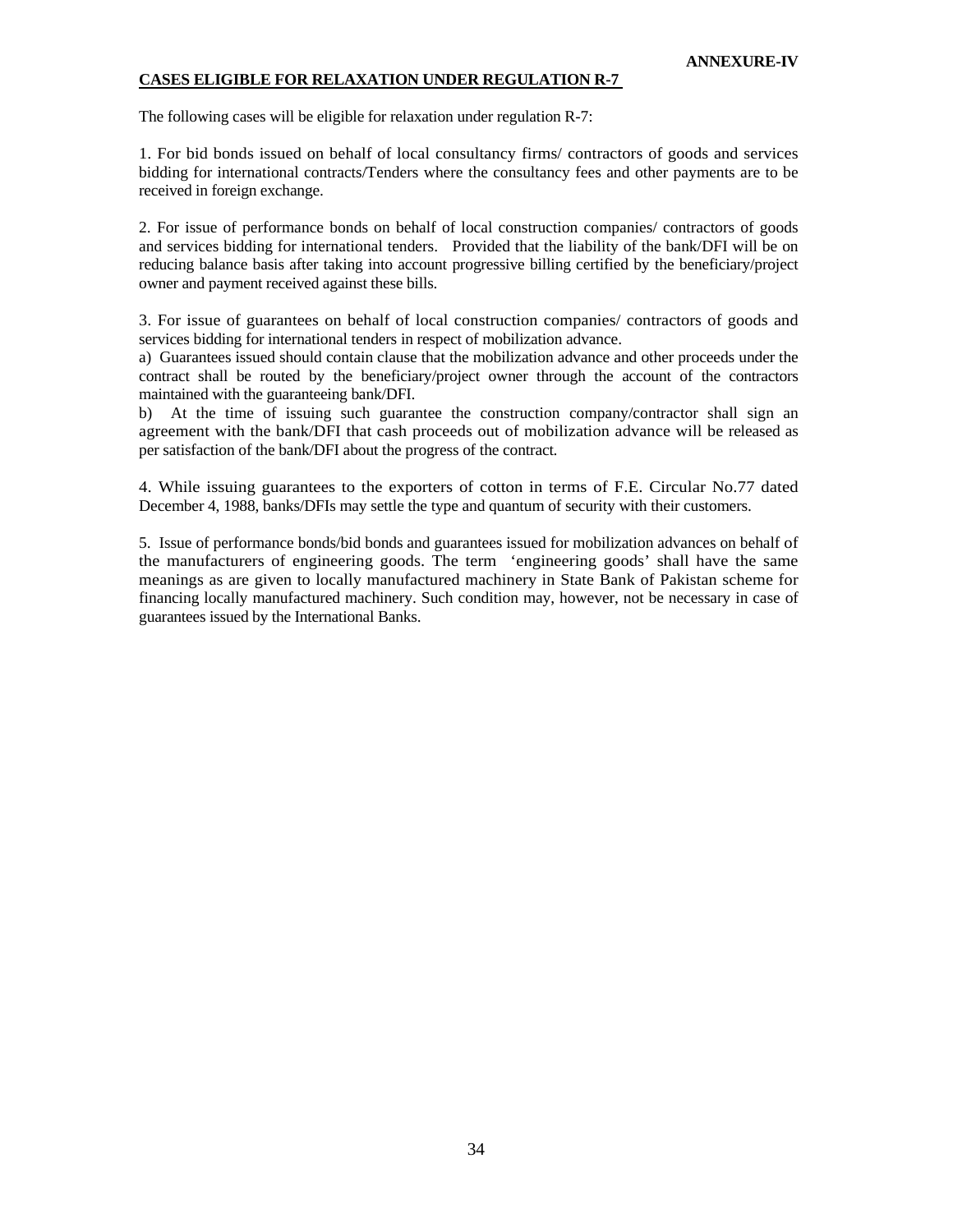**ANNEXURE-IV**

## CASES ELIGIBLE FOR RELAXATION UNDER REGULATION R-7

The following cases will be eligible for relaxation under regulation R-7:

1. For bid bonds issued on behalf of local consultancy firms/ contractors of goods and services bidding for international contracts/Tenders where the consultancy fees and other payments are to be received in foreign exchange.

2. For issue of performance bonds on behalf of local construction companies/ contractors of goods and services bidding for international tenders. Provided that the liability of the bank/DFI will be on reducing balance basis after taking into account progressive billing certified by the beneficiary/project owner and payment received against these bills.

3. For issue of guarantees on behalf of local construction companies/ contractors of goods and services bidding for international tenders in respect of mobilization advance.
   a) Guarantees issued should contain clause that the mobilization advance and other proceeds under the contract shall be routed by the beneficiary/project owner through the account of the contractors maintained with the guaranteeing bank/DFI.
   b) At the time of issuing such guarantee the construction company/contractor shall sign an agreement with the bank/DFI that cash proceeds out of mobilization advance will be released as per satisfaction of the bank/DFI about the progress of the contract.

4. While issuing guarantees to the exporters of cotton in terms of F.E. Circular No.77 dated December 4, 1988, banks/DFIs may settle the type and quantum of security with their customers.

5. Issue of performance bonds/bid bonds and guarantees issued for mobilization advances on behalf of the manufacturers of engineering goods. The term 'engineering goods' shall have the same meanings as are given to locally manufactured machinery in State Bank of Pakistan scheme for financing locally manufactured machinery. Such condition may, however, not be necessary in case of guarantees issued by the International Banks.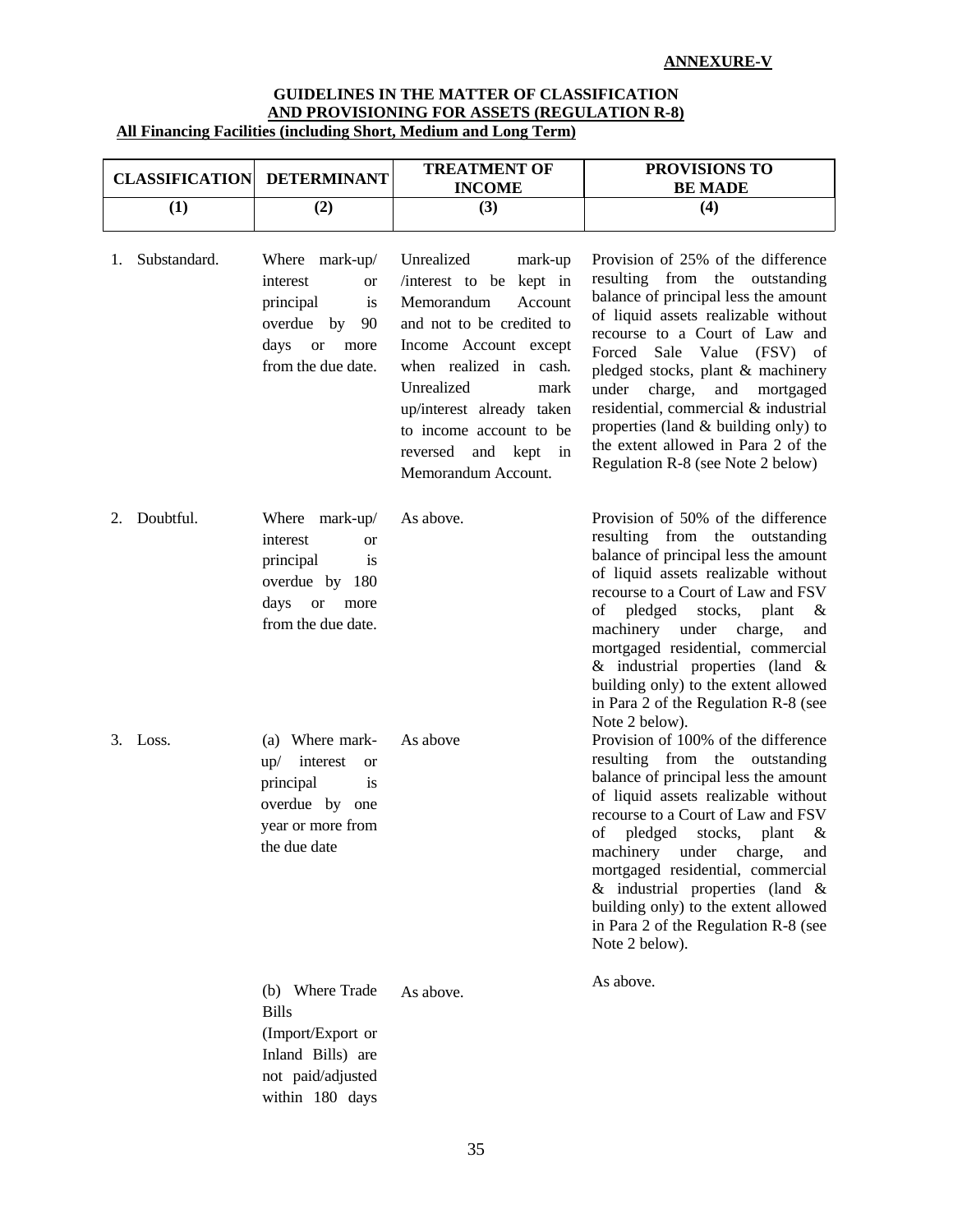**ANNEXURE-V**

**GUIDELINES IN THE MATTER OF CLASSIFICATION AND PROVISIONING FOR ASSETS (REGULATION R-8)**

**All Financing Facilities (including Short, Medium and Long Term)**

| CLASSIFICATION | DETERMINANT | TREATMENT OF INCOME | PROVISIONS TO BE MADE |
|---|---|---|---|
| **(1)** | **(2)** | **(3)** | **(4)** |
| 1. Substandard. | Where mark-up/ interest or principal is overdue by 90 days or more from the due date. | Unrealized mark-up /interest to be kept in Memorandum Account and not to be credited to Income Account except when realized in cash. Unrealized mark up/interest already taken to income account to be reversed and kept in Memorandum Account. | Provision of 25% of the difference resulting from the outstanding balance of principal less the amount of liquid assets realizable without recourse to a Court of Law and Forced Sale Value (FSV) of pledged stocks, plant & machinery under charge, and mortgaged residential, commercial & industrial properties (land & building only) to the extent allowed in Para 2 of the Regulation R-8 (see Note 2 below) |
| 2. Doubtful. | Where mark-up/ interest or principal is overdue by 180 days or more from the due date. | As above. | Provision of 50% of the difference resulting from the outstanding balance of principal less the amount of liquid assets realizable without recourse to a Court of Law and FSV of pledged stocks, plant & machinery under charge, and mortgaged residential, commercial & industrial properties (land & building only) to the extent allowed in Para 2 of the Regulation R-8 (see Note 2 below). |
| 3. Loss. | (a) Where mark-up/ interest or principal is overdue by one year or more from the due date | As above | Provision of 100% of the difference resulting from the outstanding balance of principal less the amount of liquid assets realizable without recourse to a Court of Law and FSV of pledged stocks, plant & machinery under charge, and mortgaged residential, commercial & industrial properties (land & building only) to the extent allowed in Para 2 of the Regulation R-8 (see Note 2 below). |
| | (b) Where Trade Bills (Import/Export or Inland Bills) are not paid/adjusted within 180 days | As above. | As above. |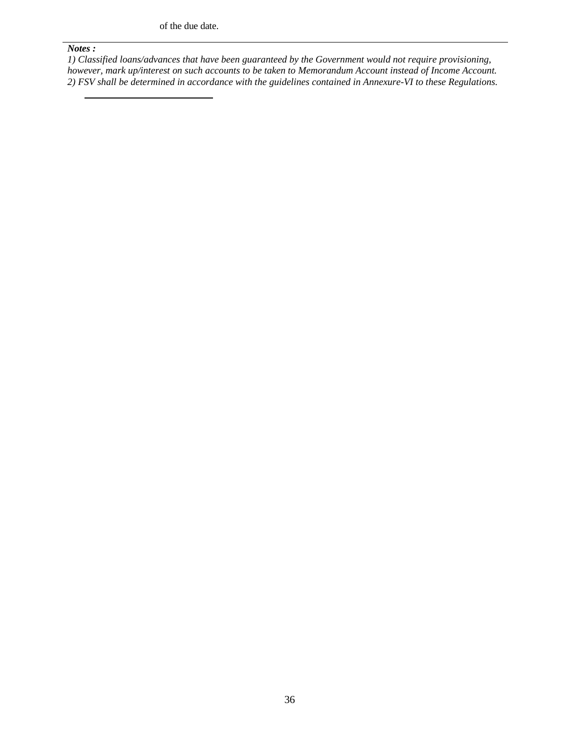of the due date.

***Notes :***

*1) Classified loans/advances that have been guaranteed by the Government would not require provisioning, however, mark up/interest on such accounts to be taken to Memorandum Account instead of Income Account.*

*2) FSV shall be determined in accordance with the guidelines contained in Annexure-VI to these Regulations.*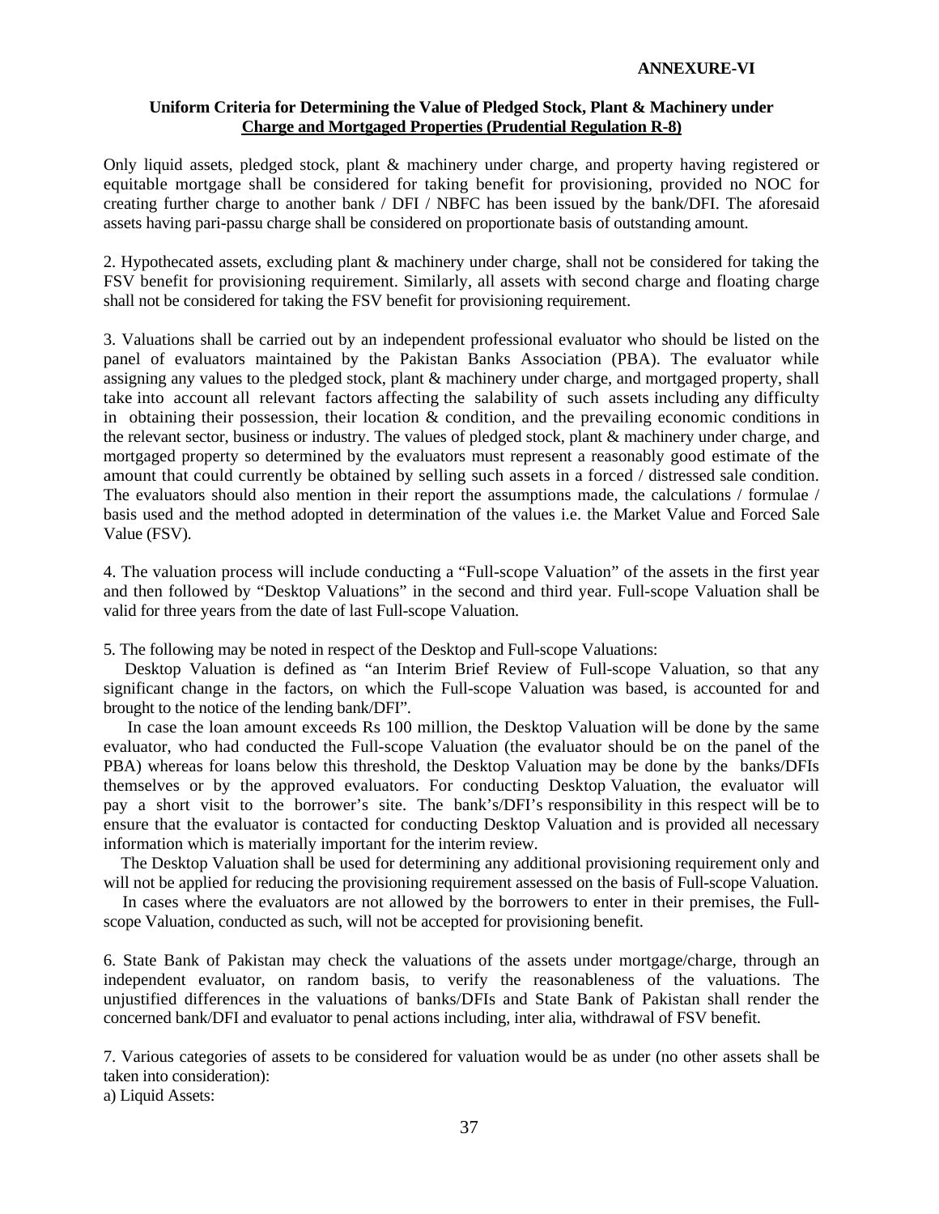**ANNEXURE-VI**

**Uniform Criteria for Determining the Value of Pledged Stock, Plant & Machinery under Charge and Mortgaged Properties (Prudential Regulation R-8)**

Only liquid assets, pledged stock, plant & machinery under charge, and property having registered or equitable mortgage shall be considered for taking benefit for provisioning, provided no NOC for creating further charge to another bank / DFI / NBFC has been issued by the bank/DFI. The aforesaid assets having pari-passu charge shall be considered on proportionate basis of outstanding amount.

2. Hypothecated assets, excluding plant & machinery under charge, shall not be considered for taking the FSV benefit for provisioning requirement. Similarly, all assets with second charge and floating charge shall not be considered for taking the FSV benefit for provisioning requirement.

3. Valuations shall be carried out by an independent professional evaluator who should be listed on the panel of evaluators maintained by the Pakistan Banks Association (PBA). The evaluator while assigning any values to the pledged stock, plant & machinery under charge, and mortgaged property, shall take into account all relevant factors affecting the salability of such assets including any difficulty in obtaining their possession, their location & condition, and the prevailing economic conditions in the relevant sector, business or industry. The values of pledged stock, plant & machinery under charge, and mortgaged property so determined by the evaluators must represent a reasonably good estimate of the amount that could currently be obtained by selling such assets in a forced / distressed sale condition. The evaluators should also mention in their report the assumptions made, the calculations / formulae / basis used and the method adopted in determination of the values i.e. the Market Value and Forced Sale Value (FSV).

4. The valuation process will include conducting a "Full-scope Valuation" of the assets in the first year and then followed by "Desktop Valuations" in the second and third year. Full-scope Valuation shall be valid for three years from the date of last Full-scope Valuation.

5. The following may be noted in respect of the Desktop and Full-scope Valuations:

Desktop Valuation is defined as "an Interim Brief Review of Full-scope Valuation, so that any significant change in the factors, on which the Full-scope Valuation was based, is accounted for and brought to the notice of the lending bank/DFI".

In case the loan amount exceeds Rs 100 million, the Desktop Valuation will be done by the same evaluator, who had conducted the Full-scope Valuation (the evaluator should be on the panel of the PBA) whereas for loans below this threshold, the Desktop Valuation may be done by the banks/DFIs themselves or by the approved evaluators. For conducting Desktop Valuation, the evaluator will pay a short visit to the borrower's site. The bank's/DFI's responsibility in this respect will be to ensure that the evaluator is contacted for conducting Desktop Valuation and is provided all necessary information which is materially important for the interim review.

The Desktop Valuation shall be used for determining any additional provisioning requirement only and will not be applied for reducing the provisioning requirement assessed on the basis of Full-scope Valuation.

In cases where the evaluators are not allowed by the borrowers to enter in their premises, the Full-scope Valuation, conducted as such, will not be accepted for provisioning benefit.

6. State Bank of Pakistan may check the valuations of the assets under mortgage/charge, through an independent evaluator, on random basis, to verify the reasonableness of the valuations. The unjustified differences in the valuations of banks/DFIs and State Bank of Pakistan shall render the concerned bank/DFI and evaluator to penal actions including, inter alia, withdrawal of FSV benefit.

7. Various categories of assets to be considered for valuation would be as under (no other assets shall be taken into consideration):

a) Liquid Assets: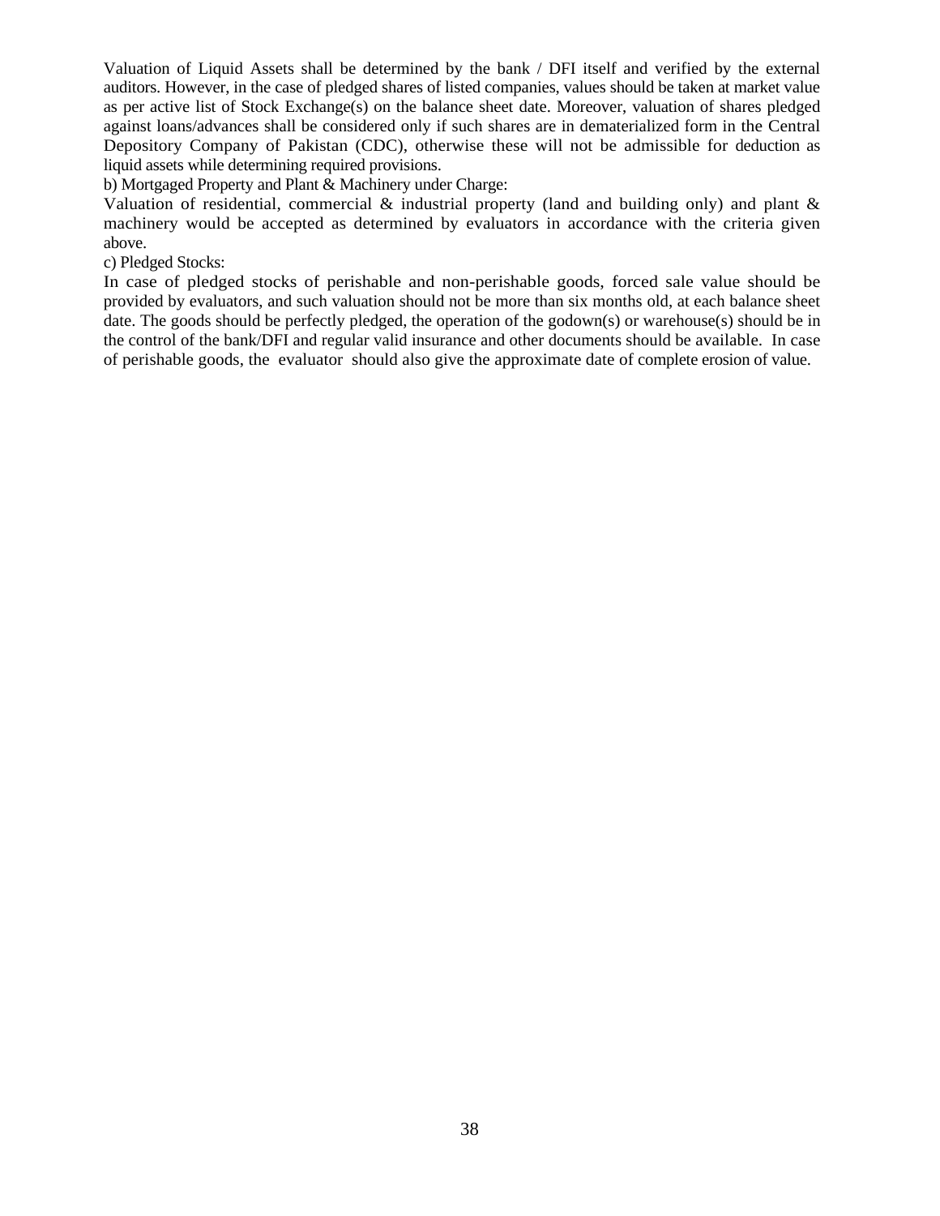Valuation of Liquid Assets shall be determined by the bank / DFI itself and verified by the external auditors. However, in the case of pledged shares of listed companies, values should be taken at market value as per active list of Stock Exchange(s) on the balance sheet date. Moreover, valuation of shares pledged against loans/advances shall be considered only if such shares are in dematerialized form in the Central Depository Company of Pakistan (CDC), otherwise these will not be admissible for deduction as liquid assets while determining required provisions.

b) Mortgaged Property and Plant & Machinery under Charge:

Valuation of residential, commercial & industrial property (land and building only) and plant & machinery would be accepted as determined by evaluators in accordance with the criteria given above.

c) Pledged Stocks:

In case of pledged stocks of perishable and non-perishable goods, forced sale value should be provided by evaluators, and such valuation should not be more than six months old, at each balance sheet date. The goods should be perfectly pledged, the operation of the godown(s) or warehouse(s) should be in the control of the bank/DFI and regular valid insurance and other documents should be available. In case of perishable goods, the evaluator should also give the approximate date of complete erosion of value.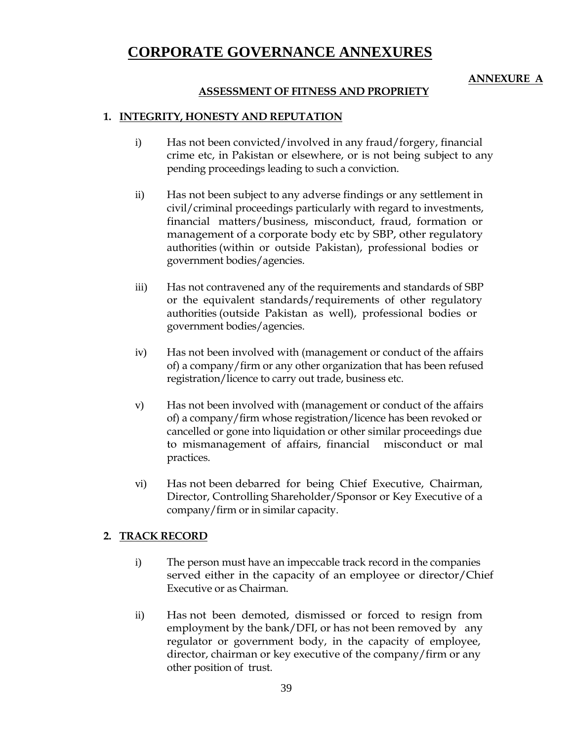# CORPORATE GOVERNANCE ANNEXURES

**ANNEXURE A**

## ASSESSMENT OF FITNESS AND PROPRIETY

### 1. INTEGRITY, HONESTY AND REPUTATION

i) Has not been convicted/involved in any fraud/forgery, financial crime etc, in Pakistan or elsewhere, or is not being subject to any pending proceedings leading to such a conviction.

ii) Has not been subject to any adverse findings or any settlement in civil/criminal proceedings particularly with regard to investments, financial matters/business, misconduct, fraud, formation or management of a corporate body etc by SBP, other regulatory authorities (within or outside Pakistan), professional bodies or government bodies/agencies.

iii) Has not contravened any of the requirements and standards of SBP or the equivalent standards/requirements of other regulatory authorities (outside Pakistan as well), professional bodies or government bodies/agencies.

iv) Has not been involved with (management or conduct of the affairs of) a company/firm or any other organization that has been refused registration/licence to carry out trade, business etc.

v) Has not been involved with (management or conduct of the affairs of) a company/firm whose registration/licence has been revoked or cancelled or gone into liquidation or other similar proceedings due to mismanagement of affairs, financial misconduct or mal practices.

vi) Has not been debarred for being Chief Executive, Chairman, Director, Controlling Shareholder/Sponsor or Key Executive of a company/firm or in similar capacity.

### 2. TRACK RECORD

i) The person must have an impeccable track record in the companies served either in the capacity of an employee or director/Chief Executive or as Chairman.

ii) Has not been demoted, dismissed or forced to resign from employment by the bank/DFI, or has not been removed by any regulator or government body, in the capacity of employee, director, chairman or key executive of the company/firm or any other position of trust.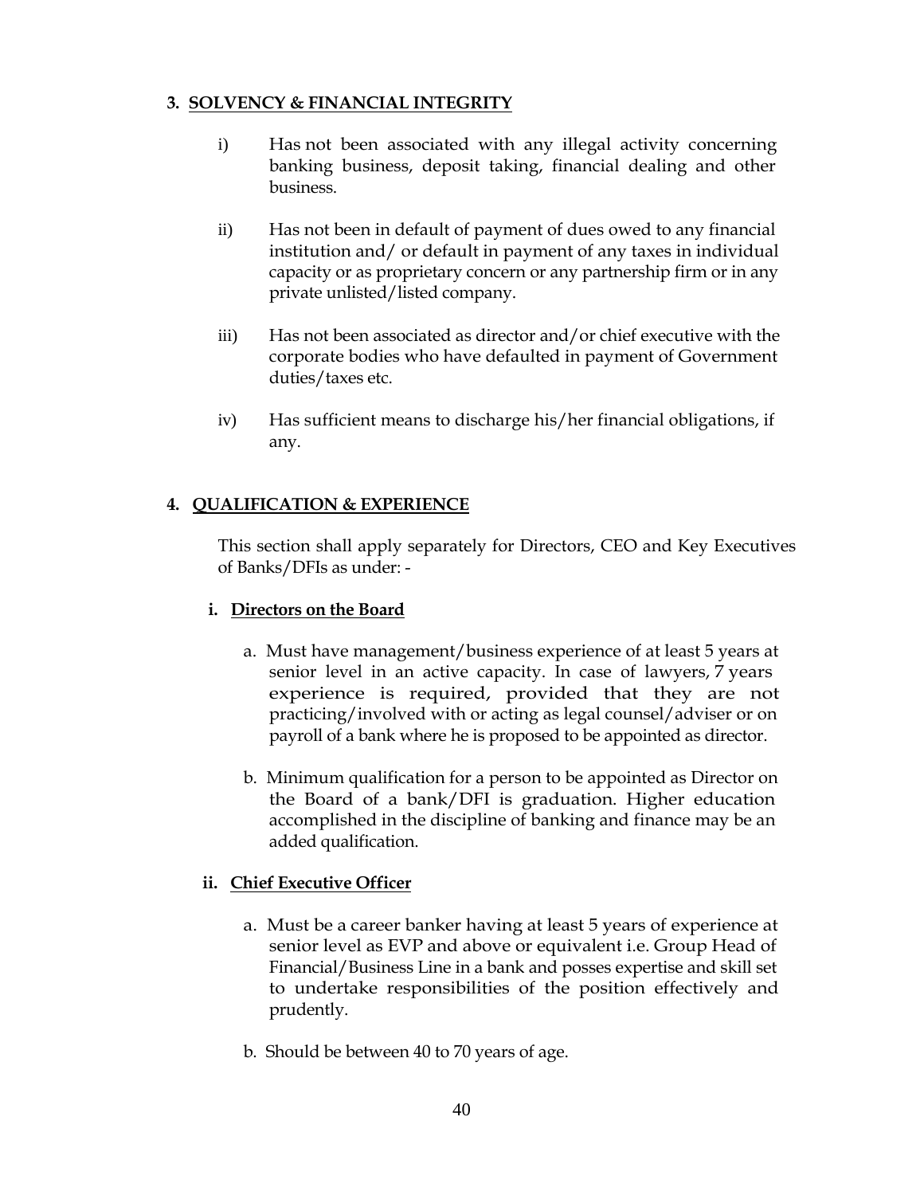## 3. SOLVENCY & FINANCIAL INTEGRITY

i) Has not been associated with any illegal activity concerning banking business, deposit taking, financial dealing and other business.

ii) Has not been in default of payment of dues owed to any financial institution and/ or default in payment of any taxes in individual capacity or as proprietary concern or any partnership firm or in any private unlisted/listed company.

iii) Has not been associated as director and/or chief executive with the corporate bodies who have defaulted in payment of Government duties/taxes etc.

iv) Has sufficient means to discharge his/her financial obligations, if any.

## 4. QUALIFICATION & EXPERIENCE

This section shall apply separately for Directors, CEO and Key Executives of Banks/DFIs as under: -

### i. Directors on the Board

a. Must have management/business experience of at least 5 years at senior level in an active capacity. In case of lawyers, 7 years experience is required, provided that they are not practicing/involved with or acting as legal counsel/adviser or on payroll of a bank where he is proposed to be appointed as director.

b. Minimum qualification for a person to be appointed as Director on the Board of a bank/DFI is graduation. Higher education accomplished in the discipline of banking and finance may be an added qualification.

### ii. Chief Executive Officer

a. Must be a career banker having at least 5 years of experience at senior level as EVP and above or equivalent i.e. Group Head of Financial/Business Line in a bank and posses expertise and skill set to undertake responsibilities of the position effectively and prudently.

b. Should be between 40 to 70 years of age.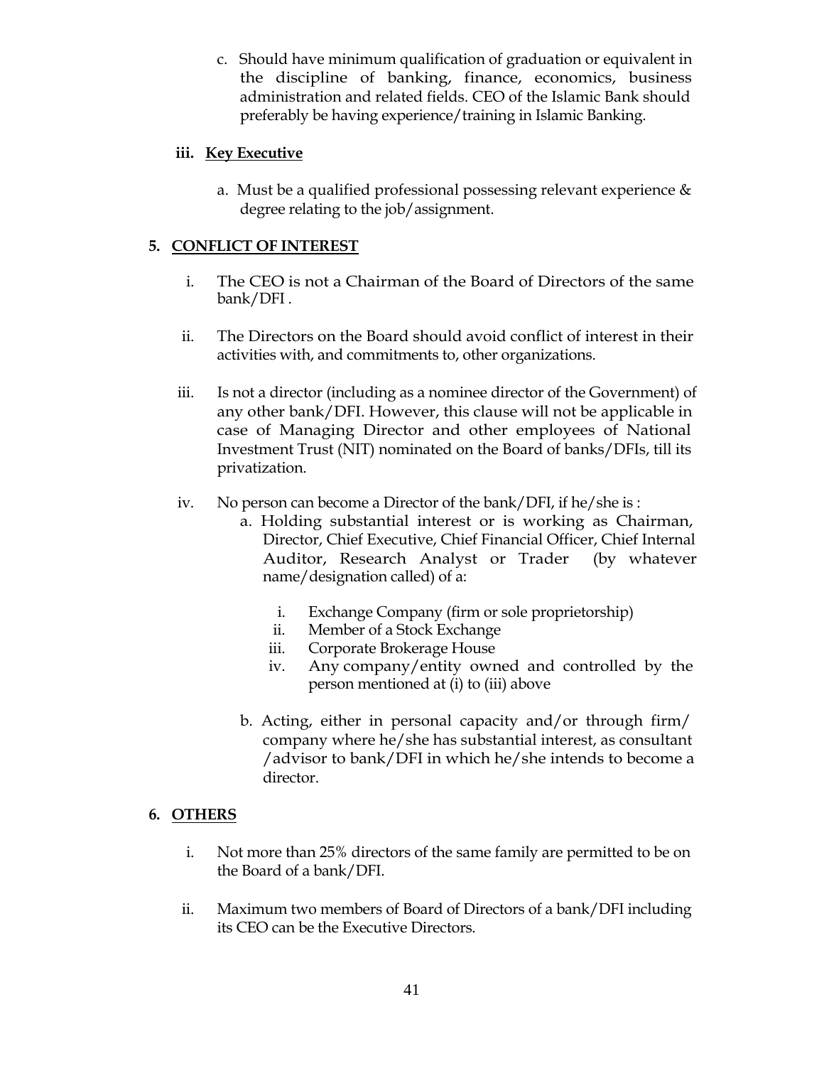c. Should have minimum qualification of graduation or equivalent in the discipline of banking, finance, economics, business administration and related fields. CEO of the Islamic Bank should preferably be having experience/training in Islamic Banking.

**iii. <u>Key Executive</u>**

a. Must be a qualified professional possessing relevant experience & degree relating to the job/assignment.

## 5. <u>CONFLICT OF INTEREST</u>

i. The CEO is not a Chairman of the Board of Directors of the same bank/DFI .

ii. The Directors on the Board should avoid conflict of interest in their activities with, and commitments to, other organizations.

iii. Is not a director (including as a nominee director of the Government) of any other bank/DFI. However, this clause will not be applicable in case of Managing Director and other employees of National Investment Trust (NIT) nominated on the Board of banks/DFIs, till its privatization.

iv. No person can become a Director of the bank/DFI, if he/she is :

   a. Holding substantial interest or is working as Chairman, Director, Chief Executive, Chief Financial Officer, Chief Internal Auditor, Research Analyst or Trader (by whatever name/designation called) of a:

      i. Exchange Company (firm or sole proprietorship)
      ii. Member of a Stock Exchange
      iii. Corporate Brokerage House
      iv. Any company/entity owned and controlled by the person mentioned at (i) to (iii) above

   b. Acting, either in personal capacity and/or through firm/ company where he/she has substantial interest, as consultant /advisor to bank/DFI in which he/she intends to become a director.

## 6. <u>OTHERS</u>

i. Not more than 25% directors of the same family are permitted to be on the Board of a bank/DFI.

ii. Maximum two members of Board of Directors of a bank/DFI including its CEO can be the Executive Directors.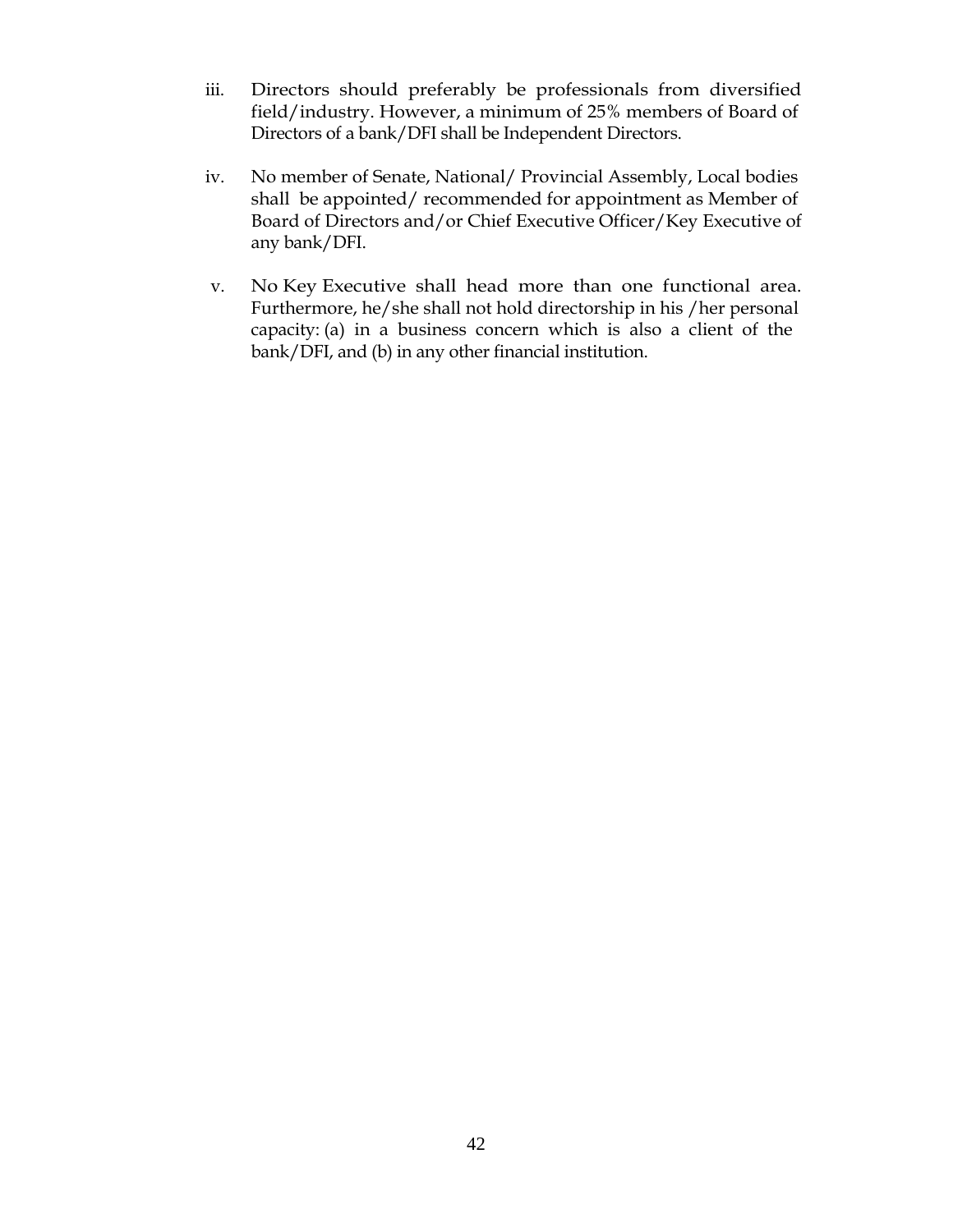iii. Directors should preferably be professionals from diversified field/industry. However, a minimum of 25% members of Board of Directors of a bank/DFI shall be Independent Directors.

iv. No member of Senate, National/ Provincial Assembly, Local bodies shall be appointed/ recommended for appointment as Member of Board of Directors and/or Chief Executive Officer/Key Executive of any bank/DFI.

v. No Key Executive shall head more than one functional area. Furthermore, he/she shall not hold directorship in his /her personal capacity: (a) in a business concern which is also a client of the bank/DFI, and (b) in any other financial institution.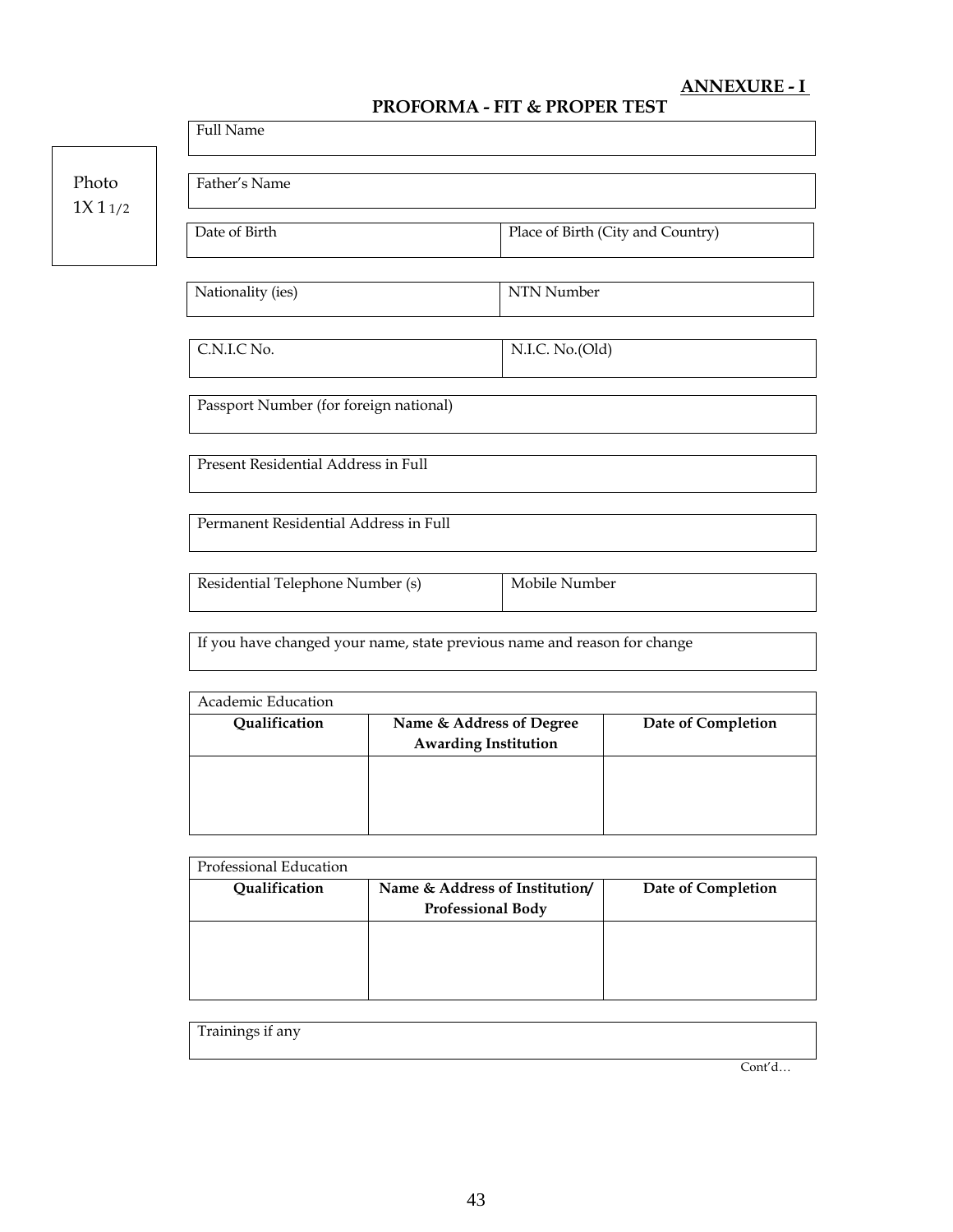**ANNEXURE - I**

## PROFORMA - FIT & PROPER TEST

Photo
1X 1 1/2

| Full Name |
|---|

| Father's Name |
|---|

| Date of Birth | Place of Birth (City and Country) |
|---|---|

| Nationality (ies) | NTN Number |
|---|---|

| C.N.I.C No. | N.I.C. No.(Old) |
|---|---|

| Passport Number (for foreign national) |
|---|

| Present Residential Address in Full |
|---|

| Permanent Residential Address in Full |
|---|

| Residential Telephone Number (s) | Mobile Number |
|---|---|

| If you have changed your name, state previous name and reason for change |
|---|

| Academic Education | | |
|---|---|---|
| **Qualification** | **Name & Address of Degree Awarding Institution** | **Date of Completion** |
| | | |

| Professional Education | | |
|---|---|---|
| **Qualification** | **Name & Address of Institution/ Professional Body** | **Date of Completion** |
| | | |

| Trainings if any |
|---|

Cont'd…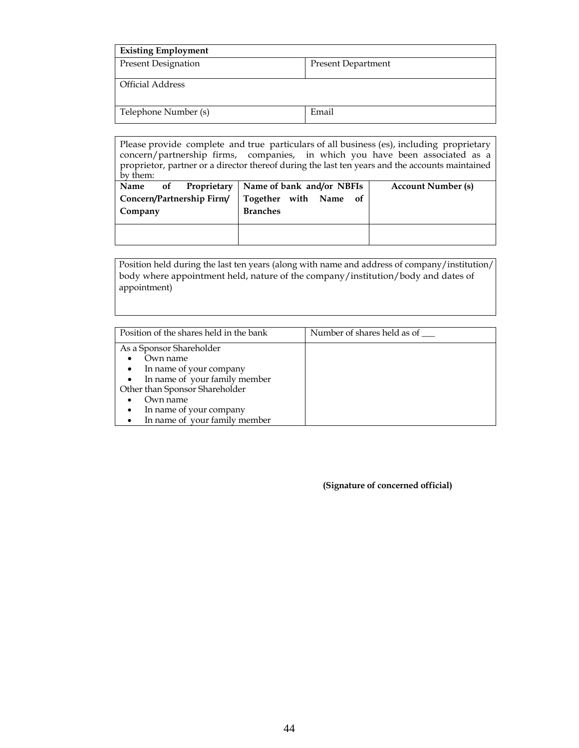| **Existing Employment** | |
|---|---|
| Present Designation | Present Department |
| Official Address | |
| Telephone Number (s) | Email |

| Please provide complete and true particulars of all business (es), including proprietary concern/partnership firms, companies, in which you have been associated as a proprietor, partner or a director thereof during the last ten years and the accounts maintained by them: | | |
|---|---|---|
| **Name of Proprietary Concern/Partnership Firm/ Company** | **Name of bank and/or NBFIs Together with Name of Branches** | **Account Number (s)** |
| | | |

| Position held during the last ten years (along with name and address of company/institution/ body where appointment held, nature of the company/institution/body and dates of appointment) |
|---|
| |

| Position of the shares held in the bank | Number of shares held as of ___ |
|---|---|
| As a Sponsor Shareholder<br>• Own name<br>• In name of your company<br>• In name of your family member<br>Other than Sponsor Shareholder<br>• Own name<br>• In name of your company<br>• In name of your family member | |

**(Signature of concerned official)**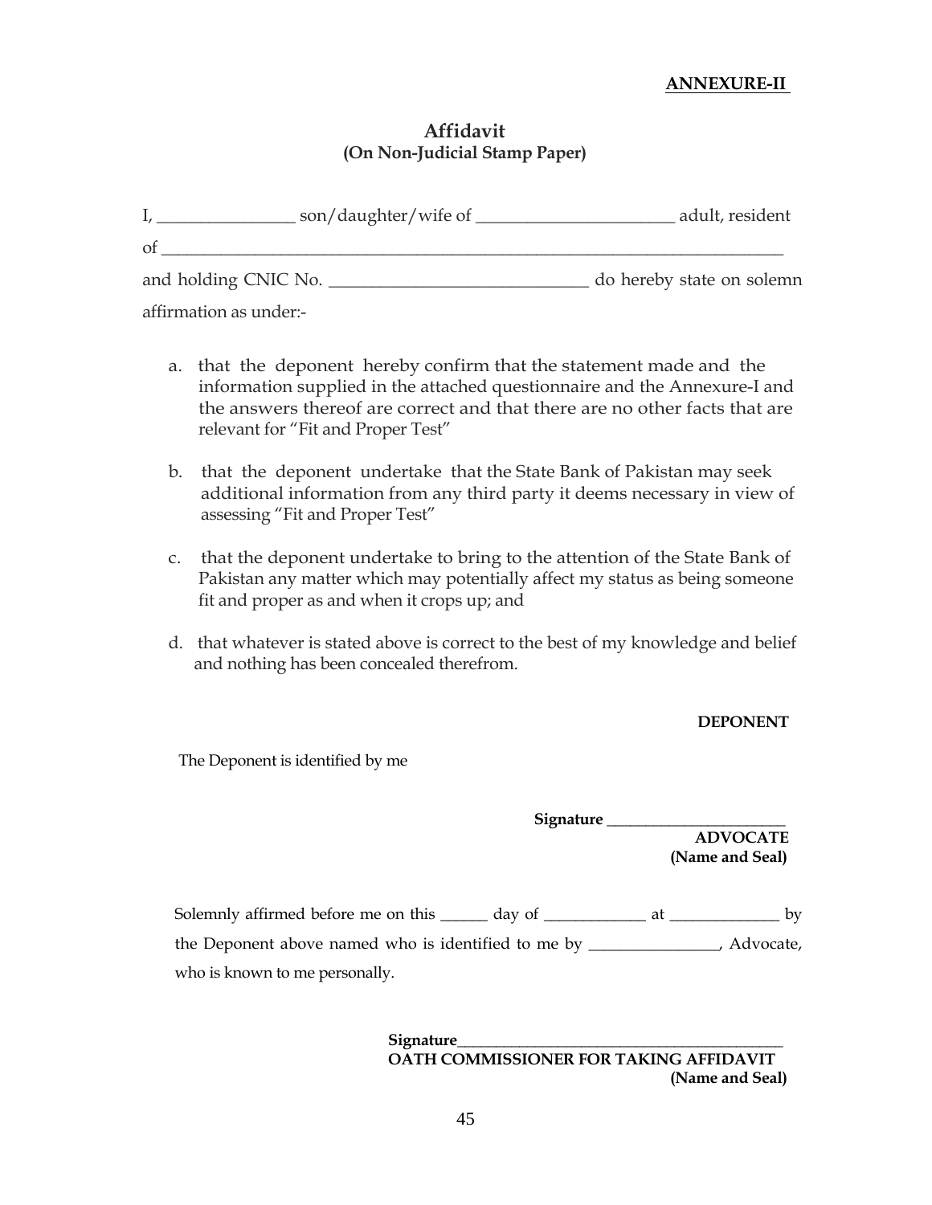**ANNEXURE-II**

# Affidavit
## (On Non-Judicial Stamp Paper)

I, ________________ son/daughter/wife of _______________________ adult, resident of ___________________________________________________________________________ and holding CNIC No. ______________________________ do hereby state on solemn affirmation as under:-

a. that the deponent hereby confirm that the statement made and the information supplied in the attached questionnaire and the Annexure-I and the answers thereof are correct and that there are no other facts that are relevant for "Fit and Proper Test"

b. that the deponent undertake that the State Bank of Pakistan may seek additional information from any third party it deems necessary in view of assessing "Fit and Proper Test"

c. that the deponent undertake to bring to the attention of the State Bank of Pakistan any matter which may potentially affect my status as being someone fit and proper as and when it crops up; and

d. that whatever is stated above is correct to the best of my knowledge and belief and nothing has been concealed therefrom.

**DEPONENT**

The Deponent is identified by me

**Signature** _______________________
**ADVOCATE**
**(Name and Seal)**

Solemnly affirmed before me on this ______ day of _____________ at ______________ by the Deponent above named who is identified to me by ________________, Advocate, who is known to me personally.

**Signature**__________________________________________
**OATH COMMISSIONER FOR TAKING AFFIDAVIT**
**(Name and Seal)**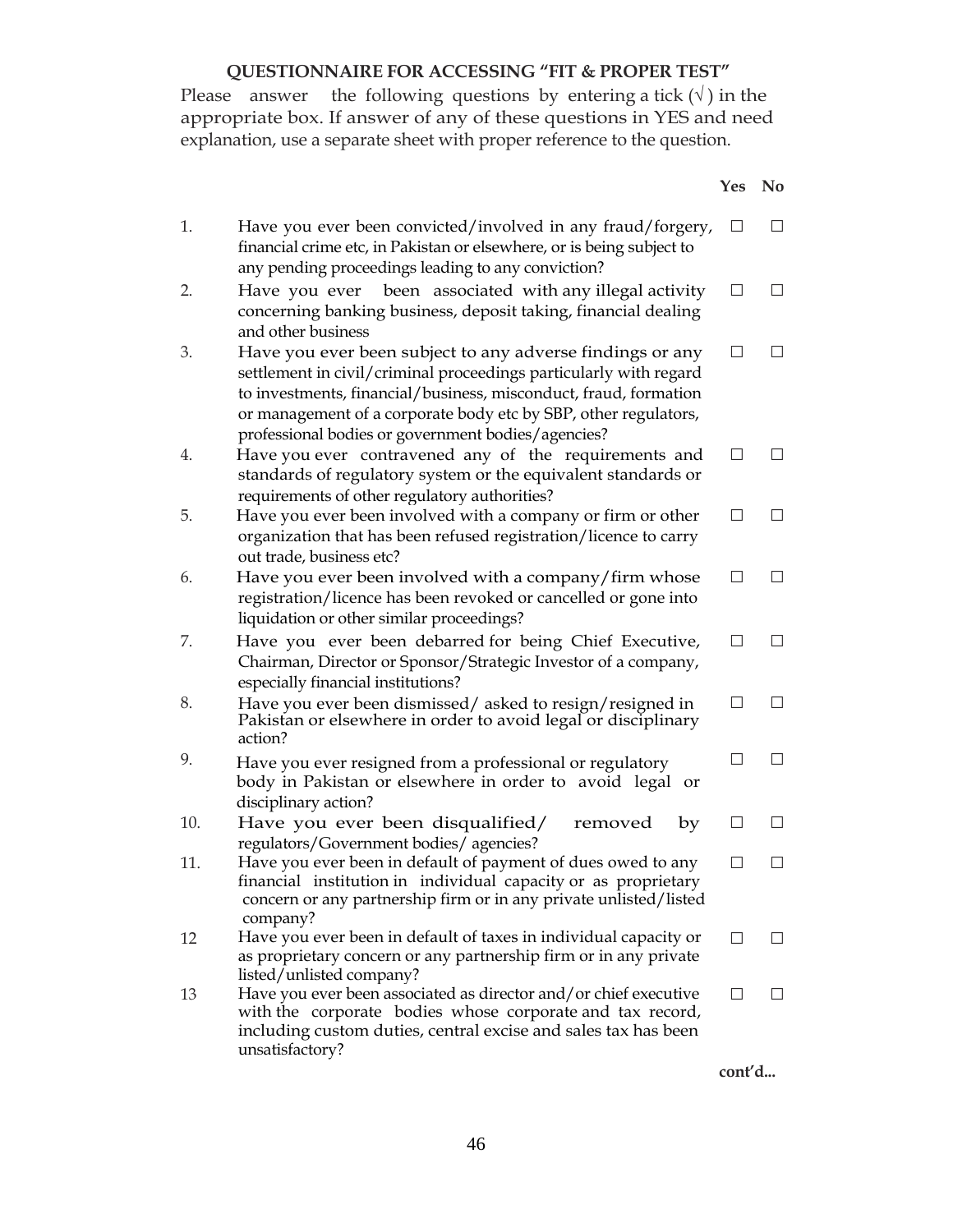**QUESTIONNAIRE FOR ACCESSING "FIT & PROPER TEST"**

Please answer the following questions by entering a tick (√) in the appropriate box. If answer of any of these questions in YES and need explanation, use a separate sheet with proper reference to the question.

| | | Yes | No |
|---|---|---|---|
| 1. | Have you ever been convicted/involved in any fraud/forgery, financial crime etc, in Pakistan or elsewhere, or is being subject to any pending proceedings leading to any conviction? | ☐ | ☐ |
| 2. | Have you ever been associated with any illegal activity concerning banking business, deposit taking, financial dealing and other business | ☐ | ☐ |
| 3. | Have you ever been subject to any adverse findings or any settlement in civil/criminal proceedings particularly with regard to investments, financial/business, misconduct, fraud, formation or management of a corporate body etc by SBP, other regulators, professional bodies or government bodies/agencies? | ☐ | ☐ |
| 4. | Have you ever contravened any of the requirements and standards of regulatory system or the equivalent standards or requirements of other regulatory authorities? | ☐ | ☐ |
| 5. | Have you ever been involved with a company or firm or other organization that has been refused registration/licence to carry out trade, business etc? | ☐ | ☐ |
| 6. | Have you ever been involved with a company/firm whose registration/licence has been revoked or cancelled or gone into liquidation or other similar proceedings? | ☐ | ☐ |
| 7. | Have you ever been debarred for being Chief Executive, Chairman, Director or Sponsor/Strategic Investor of a company, especially financial institutions? | ☐ | ☐ |
| 8. | Have you ever been dismissed/ asked to resign/resigned in Pakistan or elsewhere in order to avoid legal or disciplinary action? | ☐ | ☐ |
| 9. | Have you ever resigned from a professional or regulatory body in Pakistan or elsewhere in order to avoid legal or disciplinary action? | ☐ | ☐ |
| 10. | Have you ever been disqualified/ removed by regulators/Government bodies/ agencies? | ☐ | ☐ |
| 11. | Have you ever been in default of payment of dues owed to any financial institution in individual capacity or as proprietary concern or any partnership firm or in any private unlisted/listed company? | ☐ | ☐ |
| 12 | Have you ever been in default of taxes in individual capacity or as proprietary concern or any partnership firm or in any private listed/unlisted company? | ☐ | ☐ |
| 13 | Have you ever been associated as director and/or chief executive with the corporate bodies whose corporate and tax record, including custom duties, central excise and sales tax has been unsatisfactory? | ☐ | ☐ |

**cont'd...**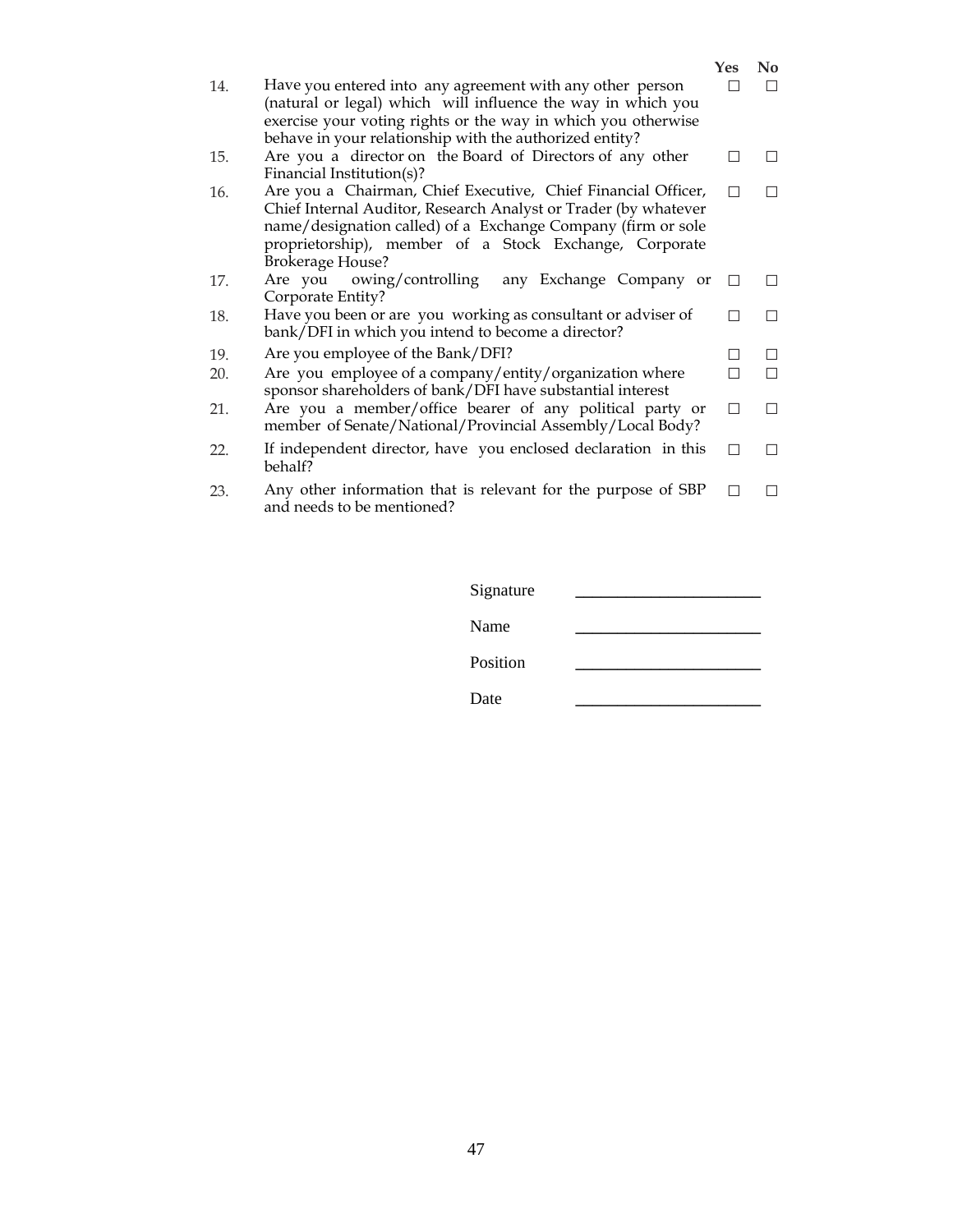| No. | Question | Yes | No |
|---|---|---|---|
| 14. | Have you entered into any agreement with any other person (natural or legal) which will influence the way in which you exercise your voting rights or the way in which you otherwise behave in your relationship with the authorized entity? | ☐ | ☐ |
| 15. | Are you a director on the Board of Directors of any other Financial Institution(s)? | ☐ | ☐ |
| 16. | Are you a Chairman, Chief Executive, Chief Financial Officer, Chief Internal Auditor, Research Analyst or Trader (by whatever name/designation called) of a Exchange Company (firm or sole proprietorship), member of a Stock Exchange, Corporate Brokerage House? | ☐ | ☐ |
| 17. | Are you owing/controlling any Exchange Company or Corporate Entity? | ☐ | ☐ |
| 18. | Have you been or are you working as consultant or adviser of bank/DFI in which you intend to become a director? | ☐ | ☐ |
| 19. | Are you employee of the Bank/DFI? | ☐ | ☐ |
| 20. | Are you employee of a company/entity/organization where sponsor shareholders of bank/DFI have substantial interest | ☐ | ☐ |
| 21. | Are you a member/office bearer of any political party or member of Senate/National/Provincial Assembly/Local Body? | ☐ | ☐ |
| 22. | If independent director, have you enclosed declaration in this behalf? | ☐ | ☐ |
| 23. | Any other information that is relevant for the purpose of SBP and needs to be mentioned? | ☐ | ☐ |

Signature ______________________

Name ______________________

Position ______________________

Date ______________________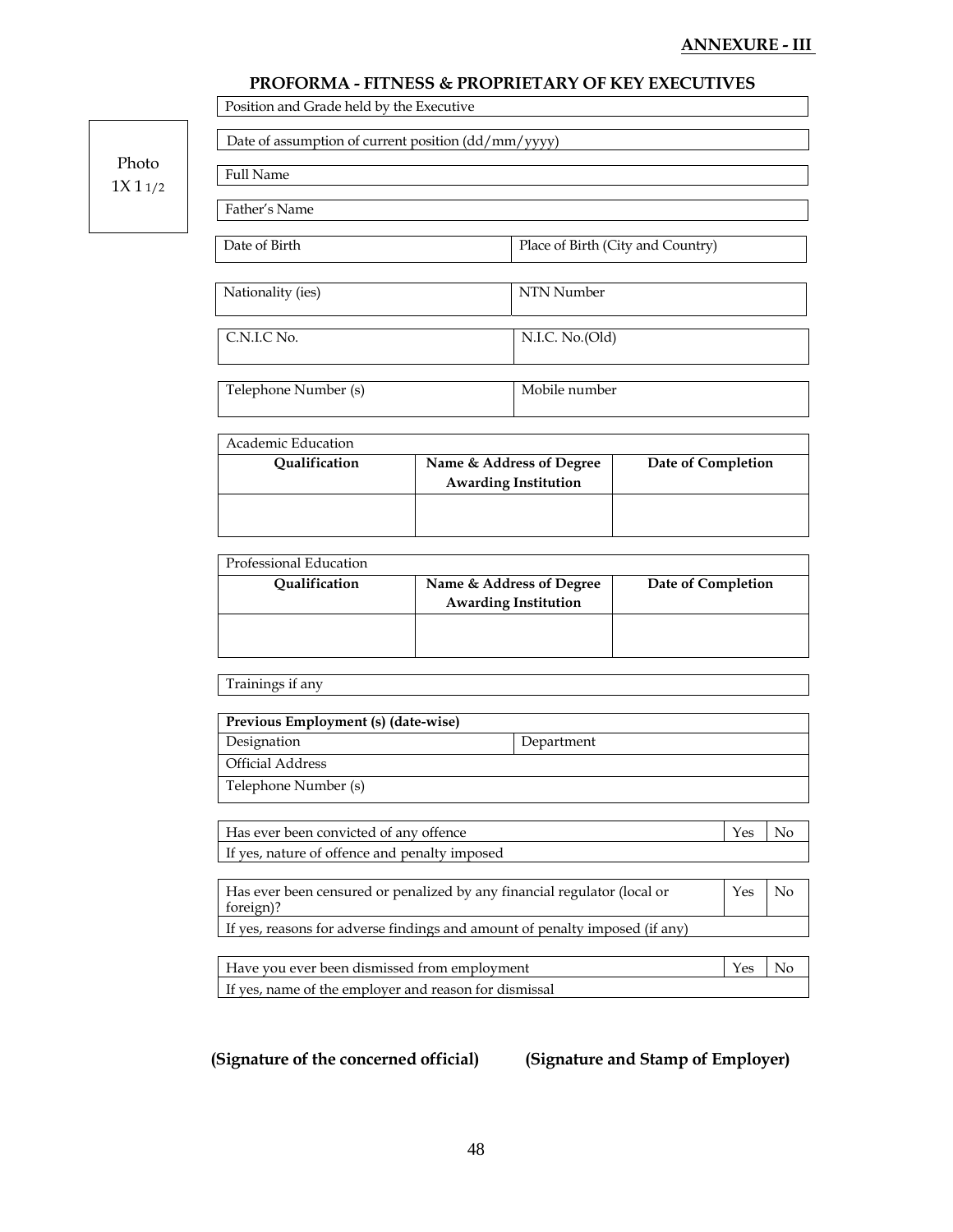**ANNEXURE - III**

## PROFORMA - FITNESS & PROPRIETARY OF KEY EXECUTIVES

Photo 1X 1 1/2

| Position and Grade held by the Executive |
|---|

| Date of assumption of current position (dd/mm/yyyy) |
|---|

| Full Name |
|---|

| Father's Name |
|---|

| Date of Birth | Place of Birth (City and Country) |
|---|---|

| Nationality (ies) | NTN Number |
|---|---|

| C.N.I.C No. | N.I.C. No.(Old) |
|---|---|

| Telephone Number (s) | Mobile number |
|---|---|

| Academic Education | | |
|---|---|---|
| **Qualification** | **Name & Address of Degree Awarding Institution** | **Date of Completion** |
| | | |

| Professional Education | | |
|---|---|---|
| **Qualification** | **Name & Address of Degree Awarding Institution** | **Date of Completion** |
| | | |

| Trainings if any |
|---|

| **Previous Employment (s) (date-wise)** | |
|---|---|
| Designation | Department |
| Official Address | |
| Telephone Number (s) | |

| Has ever been convicted of any offence | Yes | No |
|---|---|---|
| If yes, nature of offence and penalty imposed | | |

| Has ever been censured or penalized by any financial regulator (local or foreign)? | Yes | No |
|---|---|---|
| If yes, reasons for adverse findings and amount of penalty imposed (if any) | | |

| Have you ever been dismissed from employment | Yes | No |
|---|---|---|
| If yes, name of the employer and reason for dismissal | | |

**(Signature of the concerned official)** **(Signature and Stamp of Employer)**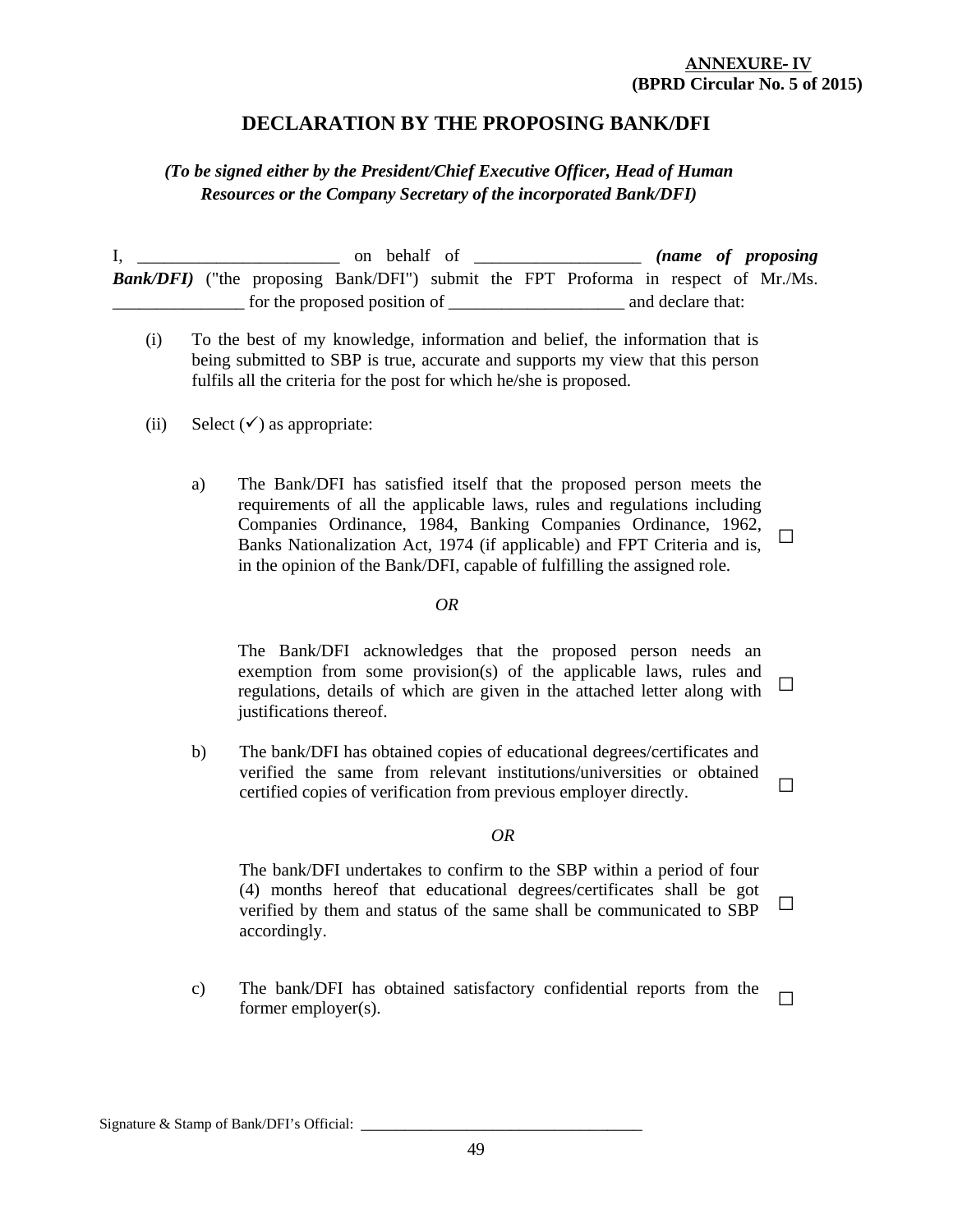**ANNEXURE- IV**
**(BPRD Circular No. 5 of 2015)**

## DECLARATION BY THE PROPOSING BANK/DFI

***(To be signed either by the President/Chief Executive Officer, Head of Human Resources or the Company Secretary of the incorporated Bank/DFI)***

I, _______________________ on behalf of __________________ ***(name of proposing Bank/DFI)*** ("the proposing Bank/DFI") submit the FPT Proforma in respect of Mr./Ms. _______________ for the proposed position of ____________________ and declare that:

(i) To the best of my knowledge, information and belief, the information that is being submitted to SBP is true, accurate and supports my view that this person fulfils all the criteria for the post for which he/she is proposed.

(ii) Select (✓) as appropriate:

a) The Bank/DFI has satisfied itself that the proposed person meets the requirements of all the applicable laws, rules and regulations including Companies Ordinance, 1984, Banking Companies Ordinance, 1962, Banks Nationalization Act, 1974 (if applicable) and FPT Criteria and is, in the opinion of the Bank/DFI, capable of fulfilling the assigned role. ☐

*OR*

The Bank/DFI acknowledges that the proposed person needs an exemption from some provision(s) of the applicable laws, rules and regulations, details of which are given in the attached letter along with justifications thereof. ☐

b) The bank/DFI has obtained copies of educational degrees/certificates and verified the same from relevant institutions/universities or obtained certified copies of verification from previous employer directly. ☐

*OR*

The bank/DFI undertakes to confirm to the SBP within a period of four (4) months hereof that educational degrees/certificates shall be got verified by them and status of the same shall be communicated to SBP accordingly. ☐

c) The bank/DFI has obtained satisfactory confidential reports from the former employer(s). ☐

Signature & Stamp of Bank/DFI's Official: ___________________________________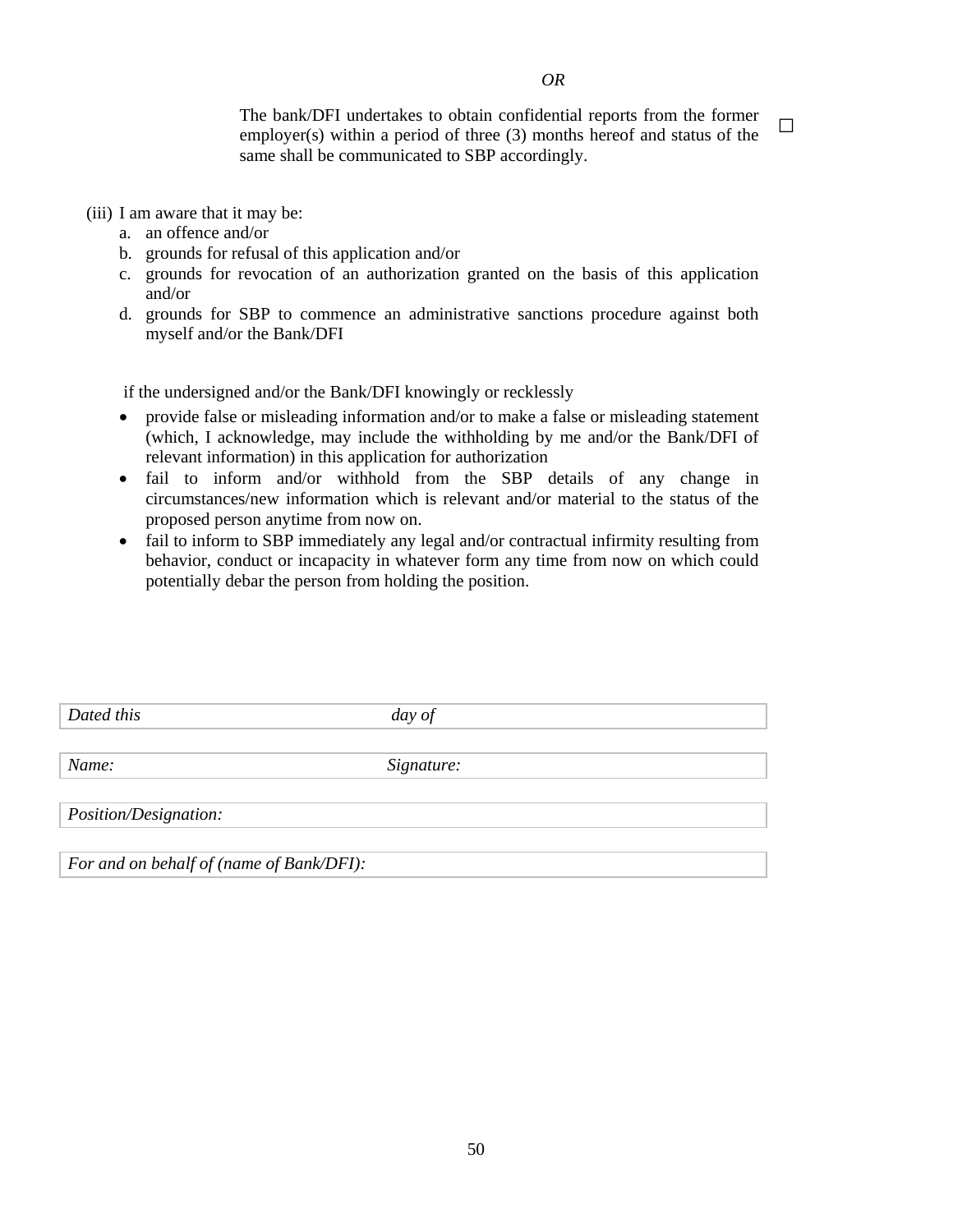*OR*

The bank/DFI undertakes to obtain confidential reports from the former employer(s) within a period of three (3) months hereof and status of the same shall be communicated to SBP accordingly. ☐

(iii) I am aware that it may be:

a. an offence and/or
b. grounds for refusal of this application and/or
c. grounds for revocation of an authorization granted on the basis of this application and/or
d. grounds for SBP to commence an administrative sanctions procedure against both myself and/or the Bank/DFI

if the undersigned and/or the Bank/DFI knowingly or recklessly

- provide false or misleading information and/or to make a false or misleading statement (which, I acknowledge, may include the withholding by me and/or the Bank/DFI of relevant information) in this application for authorization
- fail to inform and/or withhold from the SBP details of any change in circumstances/new information which is relevant and/or material to the status of the proposed person anytime from now on.
- fail to inform to SBP immediately any legal and/or contractual infirmity resulting from behavior, conduct or incapacity in whatever form any time from now on which could potentially debar the person from holding the position.

| *Dated this* | *day of* |
|---|---|

| *Name:* | *Signature:* |
|---|---|

| *Position/Designation:* |
|---|

| *For and on behalf of (name of Bank/DFI):* |
|---|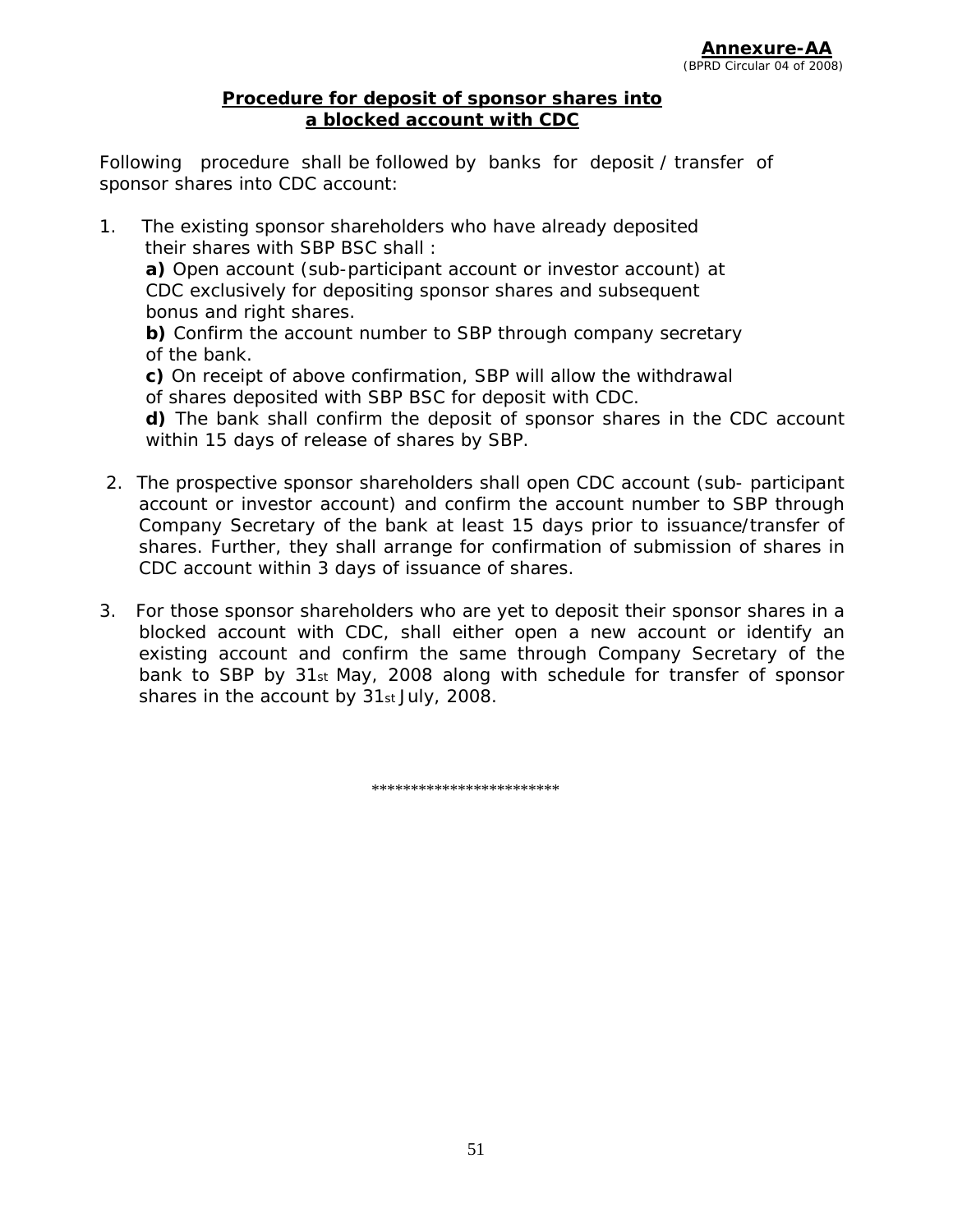**Annexure-AA**
(BPRD Circular 04 of 2008)

## Procedure for deposit of sponsor shares into a blocked account with CDC

Following procedure shall be followed by banks for deposit / transfer of sponsor shares into CDC account:

1. The existing sponsor shareholders who have already deposited their shares with SBP BSC shall :

   **a)** Open account (sub-participant account or investor account) at CDC exclusively for depositing sponsor shares and subsequent bonus and right shares.

   **b)** Confirm the account number to SBP through company secretary of the bank.

   **c)** On receipt of above confirmation, SBP will allow the withdrawal of shares deposited with SBP BSC for deposit with CDC.

   **d)** The bank shall confirm the deposit of sponsor shares in the CDC account within 15 days of release of shares by SBP.

2. The prospective sponsor shareholders shall open CDC account (sub- participant account or investor account) and confirm the account number to SBP through Company Secretary of the bank at least 15 days prior to issuance/transfer of shares. Further, they shall arrange for confirmation of submission of shares in CDC account within 3 days of issuance of shares.

3. For those sponsor shareholders who are yet to deposit their sponsor shares in a blocked account with CDC, shall either open a new account or identify an existing account and confirm the same through Company Secretary of the bank to SBP by 31st May, 2008 along with schedule for transfer of sponsor shares in the account by 31st July, 2008.

************************